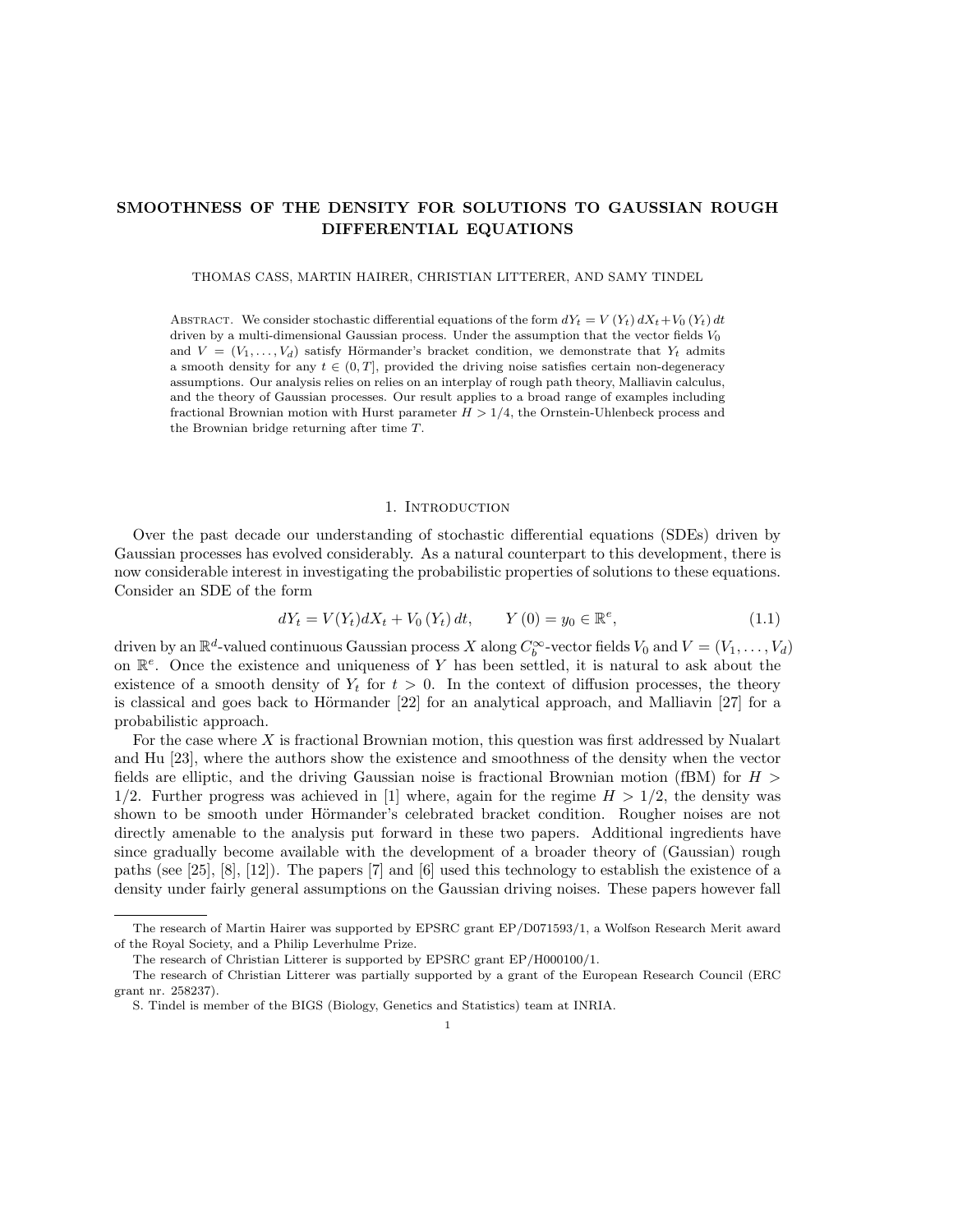# SMOOTHNESS OF THE DENSITY FOR SOLUTIONS TO GAUSSIAN ROUGH DIFFERENTIAL EQUATIONS

THOMAS CASS, MARTIN HAIRER, CHRISTIAN LITTERER, AND SAMY TINDEL

Abstract. We consider stochastic differential equations of the form $dY_t = V(Y_t)\,dX_t + V_0(Y_t)\,dt$ driven by a multi-dimensional Gaussian process. Under the assumption that the vector fields $V_0$ and $V = (V_1, \ldots, V_d)$ satisfy Hörmander's bracket condition, we demonstrate that $Y_t$ admits a smooth density for any $t \in (0, T]$, provided the driving noise satisfies certain non-degeneracy assumptions. Our analysis relies on relies on an interplay of rough path theory, Malliavin calculus, and the theory of Gaussian processes. Our result applies to a broad range of examples including fractional Brownian motion with Hurst parameter $H > 1/4$, the Ornstein-Uhlenbeck process and the Brownian bridge returning after time $T$.

## 1. Introduction

Over the past decade our understanding of stochastic differential equations (SDEs) driven by Gaussian processes has evolved considerably. As a natural counterpart to this development, there is now considerable interest in investigating the probabilistic properties of solutions to these equations. Consider an SDE of the form

$$dY_t = V(Y_t)dX_t + V_0(Y_t)\,dt, \qquad Y(0) = y_0 \in \mathbb{R}^e, \tag{1.1}$$

driven by an $\mathbb{R}^d$-valued continuous Gaussian process $X$ along $C_b^\infty$-vector fields $V_0$ and $V = (V_1, \ldots, V_d)$ on $\mathbb{R}^e$. Once the existence and uniqueness of $Y$ has been settled, it is natural to ask about the existence of a smooth density of $Y_t$ for $t > 0$. In the context of diffusion processes, the theory is classical and goes back to Hörmander [22] for an analytical approach, and Malliavin [27] for a probabilistic approach.

For the case where $X$ is fractional Brownian motion, this question was first addressed by Nualart and Hu [23], where the authors show the existence and smoothness of the density when the vector fields are elliptic, and the driving Gaussian noise is fractional Brownian motion (fBM) for $H > 1/2$. Further progress was achieved in [1] where, again for the regime $H > 1/2$, the density was shown to be smooth under Hörmander's celebrated bracket condition. Rougher noises are not directly amenable to the analysis put forward in these two papers. Additional ingredients have since gradually become available with the development of a broader theory of (Gaussian) rough paths (see [25], [8], [12]). The papers [7] and [6] used this technology to establish the existence of a density under fairly general assumptions on the Gaussian driving noises. These papers however fall

---

The research of Martin Hairer was supported by EPSRC grant EP/D071593/1, a Wolfson Research Merit award of the Royal Society, and a Philip Leverhulme Prize.

The research of Christian Litterer is supported by EPSRC grant EP/H000100/1.

The research of Christian Litterer was partially supported by a grant of the European Research Council (ERC grant nr. 258237).

S. Tindel is member of the BIGS (Biology, Genetics and Statistics) team at INRIA.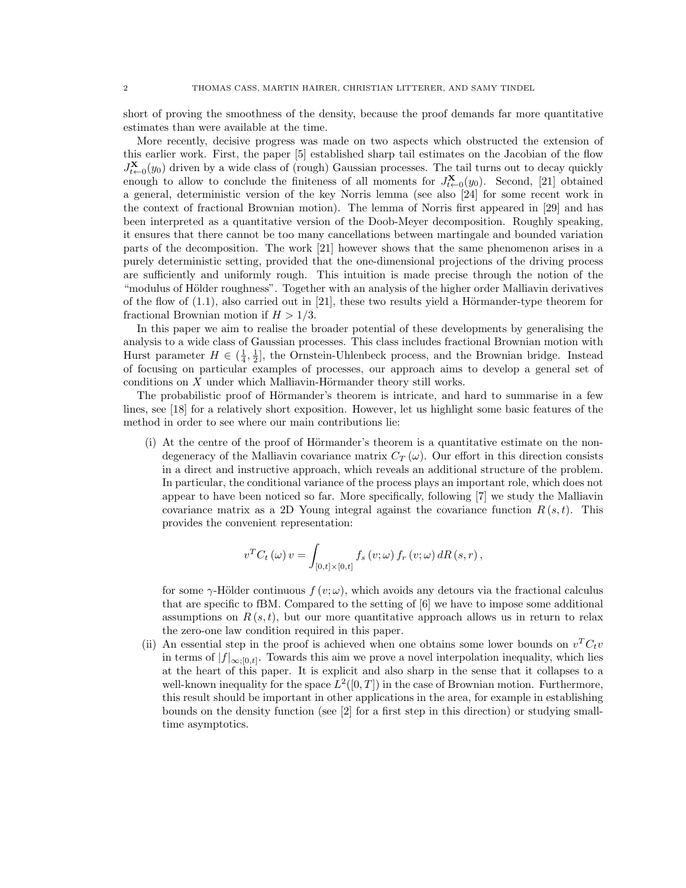short of proving the smoothness of the density, because the proof demands far more quantitative estimates than were available at the time.

More recently, decisive progress was made on two aspects which obstructed the extension of this earlier work. First, the paper [5] established sharp tail estimates on the Jacobian of the flow $J^{\mathbf{X}}_{t\leftarrow 0}(y_0)$ driven by a wide class of (rough) Gaussian processes. The tail turns out to decay quickly enough to allow to conclude the finiteness of all moments for $J^{\mathbf{X}}_{t\leftarrow 0}(y_0)$. Second, [21] obtained a general, deterministic version of the key Norris lemma (see also [24] for some recent work in the context of fractional Brownian motion). The lemma of Norris first appeared in [29] and has been interpreted as a quantitative version of the Doob-Meyer decomposition. Roughly speaking, it ensures that there cannot be too many cancellations between martingale and bounded variation parts of the decomposition. The work [21] however shows that the same phenomenon arises in a purely deterministic setting, provided that the one-dimensional projections of the driving process are sufficiently and uniformly rough. This intuition is made precise through the notion of the "modulus of Hölder roughness". Together with an analysis of the higher order Malliavin derivatives of the flow of (1.1), also carried out in [21], these two results yield a Hörmander-type theorem for fractional Brownian motion if $H > 1/3$.

In this paper we aim to realise the broader potential of these developments by generalising the analysis to a wide class of Gaussian processes. This class includes fractional Brownian motion with Hurst parameter $H \in (\frac{1}{4}, \frac{1}{2}]$, the Ornstein-Uhlenbeck process, and the Brownian bridge. Instead of focusing on particular examples of processes, our approach aims to develop a general set of conditions on $X$ under which Malliavin-Hörmander theory still works.

The probabilistic proof of Hörmander's theorem is intricate, and hard to summarise in a few lines, see [18] for a relatively short exposition. However, let us highlight some basic features of the method in order to see where our main contributions lie:

(i) At the centre of the proof of Hörmander's theorem is a quantitative estimate on the non-degeneracy of the Malliavin covariance matrix $C_T(\omega)$. Our effort in this direction consists in a direct and instructive approach, which reveals an additional structure of the problem. In particular, the conditional variance of the process plays an important role, which does not appear to have been noticed so far. More specifically, following [7] we study the Malliavin covariance matrix as a 2D Young integral against the covariance function $R(s,t)$. This provides the convenient representation:

$$v^T C_t(\omega) v = \int_{[0,t]\times[0,t]} f_s(v;\omega) f_r(v;\omega)\, dR(s,r),$$

for some $\gamma$-Hölder continuous $f(v;\omega)$, which avoids any detours via the fractional calculus that are specific to fBM. Compared to the setting of [6] we have to impose some additional assumptions on $R(s,t)$, but our more quantitative approach allows us in return to relax the zero-one law condition required in this paper.

(ii) An essential step in the proof is achieved when one obtains some lower bounds on $v^T C_t v$ in terms of $|f|_{\infty;[0,t]}$. Towards this aim we prove a novel interpolation inequality, which lies at the heart of this paper. It is explicit and also sharp in the sense that it collapses to a well-known inequality for the space $L^2([0,T])$ in the case of Brownian motion. Furthermore, this result should be important in other applications in the area, for example in establishing bounds on the density function (see [2] for a first step in this direction) or studying small-time asymptotics.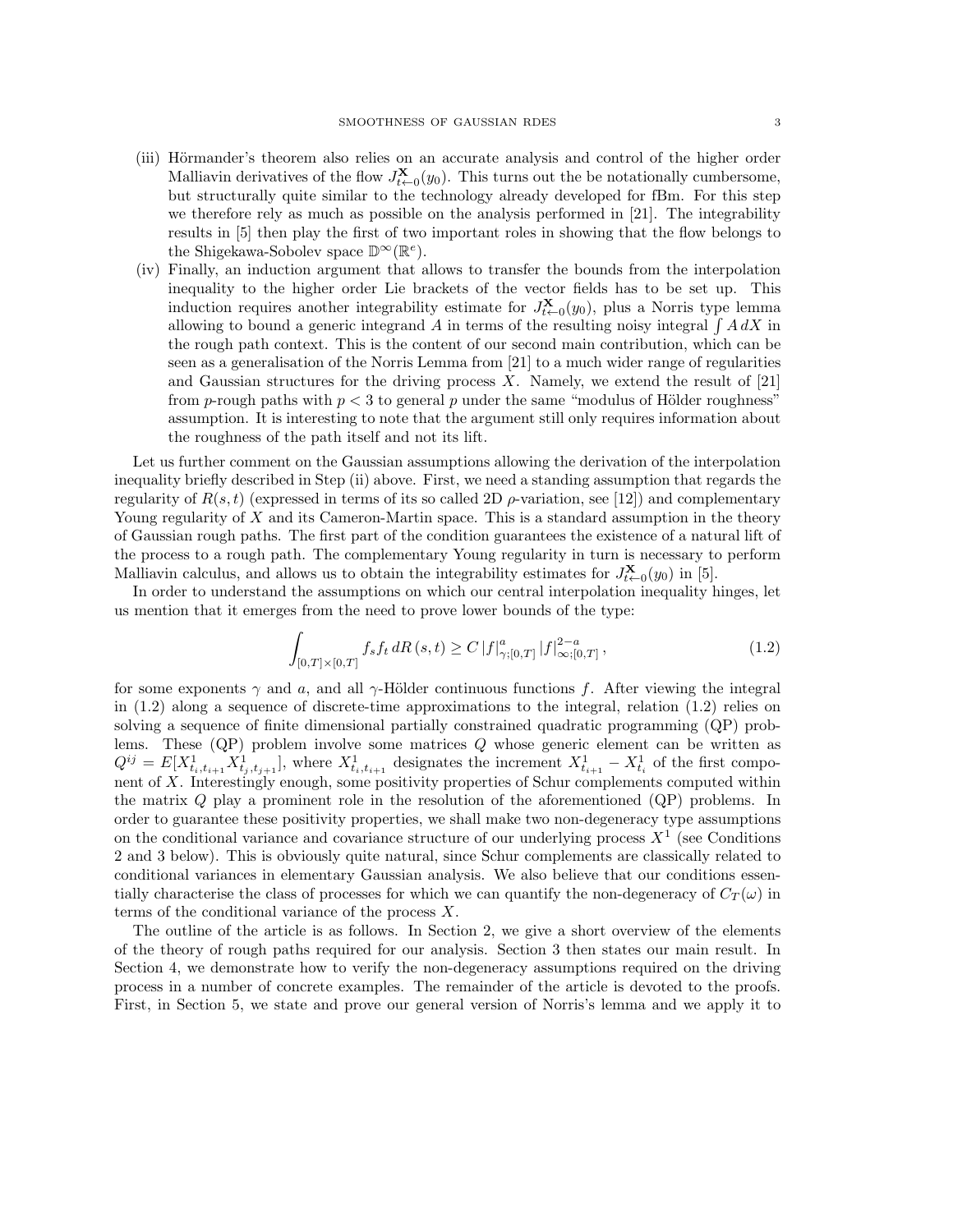(iii) Hörmander's theorem also relies on an accurate analysis and control of the higher order Malliavin derivatives of the flow $J^{\mathbf{X}}_{t\leftarrow 0}(y_0)$. This turns out the be notationally cumbersome, but structurally quite similar to the technology already developed for fBm. For this step we therefore rely as much as possible on the analysis performed in [21]. The integrability results in [5] then play the first of two important roles in showing that the flow belongs to the Shigekawa-Sobolev space $\mathbb{D}^{\infty}(\mathbb{R}^e)$.

(iv) Finally, an induction argument that allows to transfer the bounds from the interpolation inequality to the higher order Lie brackets of the vector fields has to be set up. This induction requires another integrability estimate for $J^{\mathbf{X}}_{t\leftarrow 0}(y_0)$, plus a Norris type lemma allowing to bound a generic integrand $A$ in terms of the resulting noisy integral $\int A\,dX$ in the rough path context. This is the content of our second main contribution, which can be seen as a generalisation of the Norris Lemma from [21] to a much wider range of regularities and Gaussian structures for the driving process $X$. Namely, we extend the result of [21] from $p$-rough paths with $p<3$ to general $p$ under the same "modulus of Hölder roughness" assumption. It is interesting to note that the argument still only requires information about the roughness of the path itself and not its lift.

Let us further comment on the Gaussian assumptions allowing the derivation of the interpolation inequality briefly described in Step (ii) above. First, we need a standing assumption that regards the regularity of $R(s,t)$ (expressed in terms of its so called 2D $\rho$-variation, see [12]) and complementary Young regularity of $X$ and its Cameron-Martin space. This is a standard assumption in the theory of Gaussian rough paths. The first part of the condition guarantees the existence of a natural lift of the process to a rough path. The complementary Young regularity in turn is necessary to perform Malliavin calculus, and allows us to obtain the integrability estimates for $J^{\mathbf{X}}_{t\leftarrow 0}(y_0)$ in [5].

In order to understand the assumptions on which our central interpolation inequality hinges, let us mention that it emerges from the need to prove lower bounds of the type:

$$\int_{[0,T]\times[0,T]} f_s f_t \, dR\,(s,t) \geq C\,|f|^{a}_{\gamma;[0,T]}\,|f|^{2-a}_{\infty;[0,T]}\,, \tag{1.2}$$

for some exponents $\gamma$ and $a$, and all $\gamma$-Hölder continuous functions $f$. After viewing the integral in (1.2) along a sequence of discrete-time approximations to the integral, relation (1.2) relies on solving a sequence of finite dimensional partially constrained quadratic programming (QP) problems. These (QP) problem involve some matrices $Q$ whose generic element can be written as $Q^{ij}=E[X^1_{t_i,t_{i+1}}X^1_{t_j,t_{j+1}}]$, where $X^1_{t_i,t_{i+1}}$ designates the increment $X^1_{t_{i+1}}-X^1_{t_i}$ of the first component of $X$. Interestingly enough, some positivity properties of Schur complements computed within the matrix $Q$ play a prominent role in the resolution of the aforementioned (QP) problems. In order to guarantee these positivity properties, we shall make two non-degeneracy type assumptions on the conditional variance and covariance structure of our underlying process $X^1$ (see Conditions 2 and 3 below). This is obviously quite natural, since Schur complements are classically related to conditional variances in elementary Gaussian analysis. We also believe that our conditions essentially characterise the class of processes for which we can quantify the non-degeneracy of $C_T(\omega)$ in terms of the conditional variance of the process $X$.

The outline of the article is as follows. In Section 2, we give a short overview of the elements of the theory of rough paths required for our analysis. Section 3 then states our main result. In Section 4, we demonstrate how to verify the non-degeneracy assumptions required on the driving process in a number of concrete examples. The remainder of the article is devoted to the proofs. First, in Section 5, we state and prove our general version of Norris's lemma and we apply it to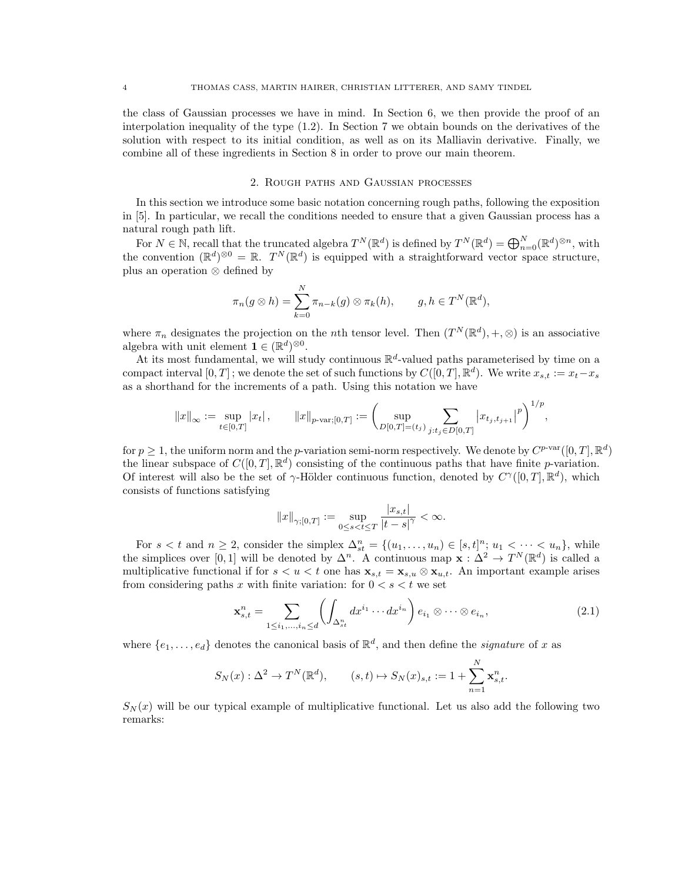the class of Gaussian processes we have in mind. In Section 6, we then provide the proof of an interpolation inequality of the type (1.2). In Section 7 we obtain bounds on the derivatives of the solution with respect to its initial condition, as well as on its Malliavin derivative. Finally, we combine all of these ingredients in Section 8 in order to prove our main theorem.

## 2. Rough paths and Gaussian processes

In this section we introduce some basic notation concerning rough paths, following the exposition in [5]. In particular, we recall the conditions needed to ensure that a given Gaussian process has a natural rough path lift.

For $N \in \mathbb{N}$, recall that the truncated algebra $T^N(\mathbb{R}^d)$ is defined by $T^N(\mathbb{R}^d) = \bigoplus_{n=0}^N (\mathbb{R}^d)^{\otimes n}$, with the convention $(\mathbb{R}^d)^{\otimes 0} = \mathbb{R}$. $T^N(\mathbb{R}^d)$ is equipped with a straightforward vector space structure, plus an operation $\otimes$ defined by

$$\pi_n(g \otimes h) = \sum_{k=0}^{N} \pi_{n-k}(g) \otimes \pi_k(h), \qquad g, h \in T^N(\mathbb{R}^d),$$

where $\pi_n$ designates the projection on the $n$th tensor level. Then $(T^N(\mathbb{R}^d), +, \otimes)$ is an associative algebra with unit element $\mathbf{1} \in (\mathbb{R}^d)^{\otimes 0}$.

At its most fundamental, we will study continuous $\mathbb{R}^d$-valued paths parameterised by time on a compact interval $[0,T]$ ; we denote the set of such functions by $C([0,T], \mathbb{R}^d)$. We write $x_{s,t} := x_t - x_s$ as a shorthand for the increments of a path. Using this notation we have

$$\|x\|_\infty := \sup_{t \in [0,T]} |x_t|, \qquad \|x\|_{p\text{-var};[0,T]} := \left( \sup_{D[0,T]=(t_j)} \sum_{j:t_j \in D[0,T]} \left| x_{t_j,t_{j+1}} \right|^p \right)^{1/p},$$

for $p \geq 1$, the uniform norm and the $p$-variation semi-norm respectively. We denote by $C^{p\text{-var}}([0,T], \mathbb{R}^d)$ the linear subspace of $C([0,T], \mathbb{R}^d)$ consisting of the continuous paths that have finite $p$-variation. Of interest will also be the set of $\gamma$-Hölder continuous function, denoted by $C^\gamma([0,T], \mathbb{R}^d)$, which consists of functions satisfying

$$\|x\|_{\gamma;[0,T]} := \sup_{0 \leq s < t \leq T} \frac{|x_{s,t}|}{|t-s|^\gamma} < \infty.$$

For $s < t$ and $n \geq 2$, consider the simplex $\Delta^n_{st} = \{(u_1, \ldots, u_n) \in [s,t]^n; \, u_1 < \cdots < u_n\}$, while the simplices over $[0,1]$ will be denoted by $\Delta^n$. A continuous map $\mathbf{x} : \Delta^2 \to T^N(\mathbb{R}^d)$ is called a multiplicative functional if for $s < u < t$ one has $\mathbf{x}_{s,t} = \mathbf{x}_{s,u} \otimes \mathbf{x}_{u,t}$. An important example arises from considering paths $x$ with finite variation: for $0 < s < t$ we set

$$\mathbf{x}^n_{s,t} = \sum_{1 \leq i_1, \ldots, i_n \leq d} \left( \int_{\Delta^n_{st}} dx^{i_1} \cdots dx^{i_n} \right) e_{i_1} \otimes \cdots \otimes e_{i_n}, \tag{2.1}$$

where $\{e_1, \ldots, e_d\}$ denotes the canonical basis of $\mathbb{R}^d$, and then define the *signature* of $x$ as

$$S_N(x) : \Delta^2 \to T^N(\mathbb{R}^d), \qquad (s,t) \mapsto S_N(x)_{s,t} := 1 + \sum_{n=1}^{N} \mathbf{x}^n_{s,t}.$$

$S_N(x)$ will be our typical example of multiplicative functional. Let us also add the following two remarks: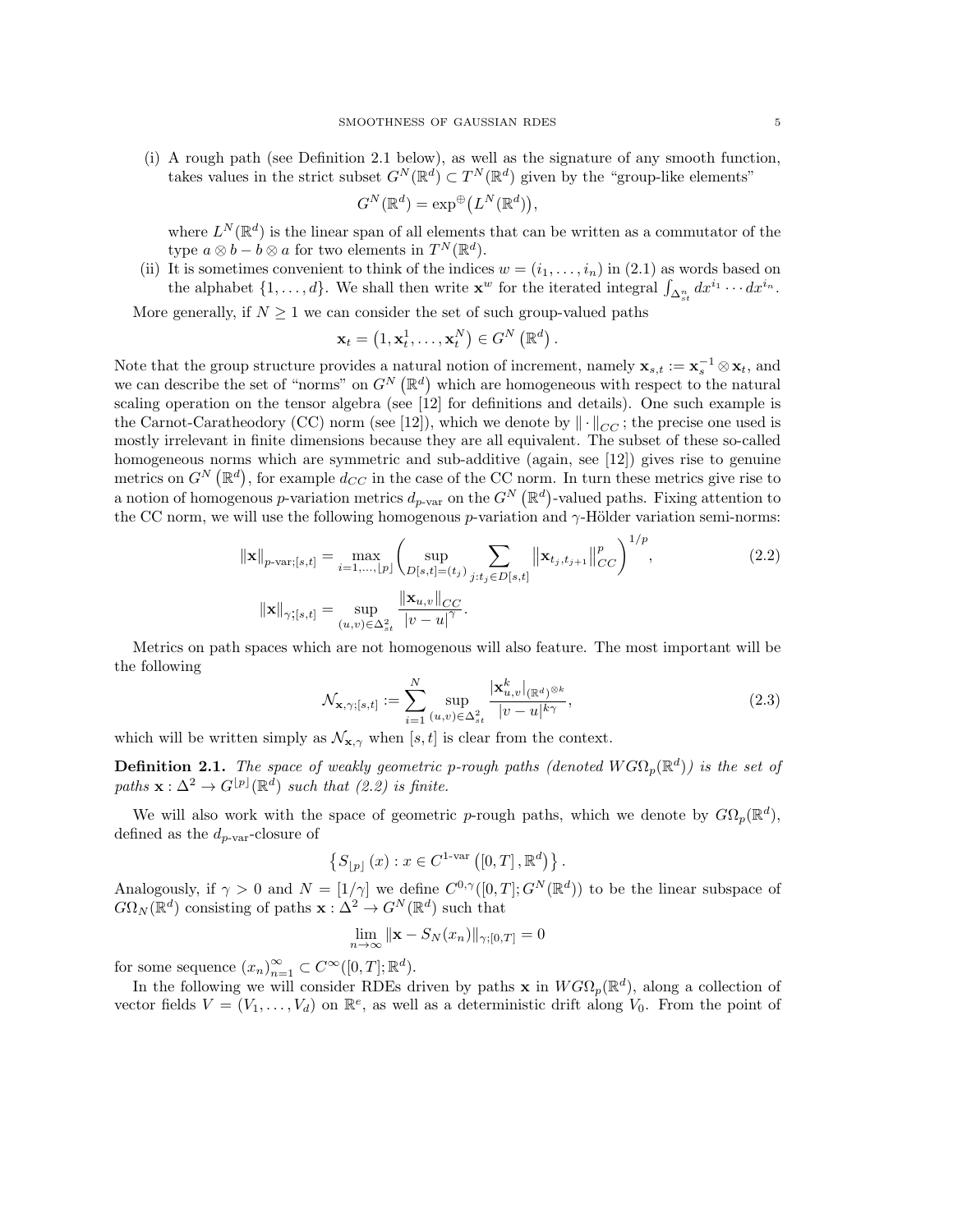(i) A rough path (see Definition 2.1 below), as well as the signature of any smooth function, takes values in the strict subset $G^N(\mathbb{R}^d) \subset T^N(\mathbb{R}^d)$ given by the "group-like elements"

$$G^N(\mathbb{R}^d) = \exp^{\oplus}\big(L^N(\mathbb{R}^d)\big),$$

where $L^N(\mathbb{R}^d)$ is the linear span of all elements that can be written as a commutator of the type $a \otimes b - b \otimes a$ for two elements in $T^N(\mathbb{R}^d)$.

(ii) It is sometimes convenient to think of the indices $w = (i_1, \ldots, i_n)$ in (2.1) as words based on the alphabet $\{1, \ldots, d\}$. We shall then write $\mathbf{x}^w$ for the iterated integral $\int_{\Delta^n_{st}} dx^{i_1} \cdots dx^{i_n}$.

More generally, if $N \geq 1$ we can consider the set of such group-valued paths

$$\mathbf{x}_t = \left(1, \mathbf{x}^1_t, \ldots, \mathbf{x}^N_t\right) \in G^N\left(\mathbb{R}^d\right).$$

Note that the group structure provides a natural notion of increment, namely $\mathbf{x}_{s,t} := \mathbf{x}_s^{-1} \otimes \mathbf{x}_t$, and we can describe the set of "norms" on $G^N\left(\mathbb{R}^d\right)$ which are homogeneous with respect to the natural scaling operation on the tensor algebra (see [12] for definitions and details). One such example is the Carnot-Caratheodory (CC) norm (see [12]), which we denote by $\|\cdot\|_{CC}$; the precise one used is mostly irrelevant in finite dimensions because they are all equivalent. The subset of these so-called homogeneous norms which are symmetric and sub-additive (again, see [12]) gives rise to genuine metrics on $G^N\left(\mathbb{R}^d\right)$, for example $d_{CC}$ in the case of the CC norm. In turn these metrics give rise to a notion of homogenous $p$-variation metrics $d_{p\text{-var}}$ on the $G^N\left(\mathbb{R}^d\right)$-valued paths. Fixing attention to the CC norm, we will use the following homogenous $p$-variation and $\gamma$-Hölder variation semi-norms:

$$\|\mathbf{x}\|_{p\text{-var};[s,t]} = \max_{i=1,\ldots,\lfloor p \rfloor} \left( \sup_{D[s,t]=(t_j)} \sum_{j:t_j \in D[s,t]} \left\|\mathbf{x}_{t_j,t_{j+1}}\right\|^p_{CC} \right)^{1/p}, \tag{2.2}$$

$$\|\mathbf{x}\|_{\gamma;[s,t]} = \sup_{(u,v)\in\Delta^2_{st}} \frac{\|\mathbf{x}_{u,v}\|_{CC}}{|v-u|^{\gamma}}.$$

Metrics on path spaces which are not homogenous will also feature. The most important will be the following

$$\mathcal{N}_{\mathbf{x},\gamma;[s,t]} := \sum_{i=1}^{N} \sup_{(u,v)\in\Delta^2_{st}} \frac{\left|\mathbf{x}^k_{u,v}\right|_{(\mathbb{R}^d)^{\otimes k}}}{|v-u|^{k\gamma}}, \tag{2.3}$$

which will be written simply as $\mathcal{N}_{\mathbf{x},\gamma}$ when $[s,t]$ is clear from the context.

**Definition 2.1.** *The space of weakly geometric $p$-rough paths (denoted $WG\Omega_p(\mathbb{R}^d)$) is the set of paths $\mathbf{x} : \Delta^2 \to G^{\lfloor p \rfloor}(\mathbb{R}^d)$ such that (2.2) is finite.*

We will also work with the space of geometric $p$-rough paths, which we denote by $G\Omega_p(\mathbb{R}^d)$, defined as the $d_{p\text{-var}}$-closure of

$$\left\{ S_{\lfloor p \rfloor}(x) : x \in C^{1\text{-var}}\left([0,T], \mathbb{R}^d\right) \right\}.$$

Analogously, if $\gamma > 0$ and $N = [1/\gamma]$ we define $C^{0,\gamma}([0,T]; G^N(\mathbb{R}^d))$ to be the linear subspace of $G\Omega_N(\mathbb{R}^d)$ consisting of paths $\mathbf{x} : \Delta^2 \to G^N(\mathbb{R}^d)$ such that

$$\lim_{n\to\infty} \|\mathbf{x} - S_N(x_n)\|_{\gamma;[0,T]} = 0$$

for some sequence $(x_n)_{n=1}^{\infty} \subset C^{\infty}([0,T]; \mathbb{R}^d)$.

In the following we will consider RDEs driven by paths $\mathbf{x}$ in $WG\Omega_p(\mathbb{R}^d)$, along a collection of vector fields $V = (V_1, \ldots, V_d)$ on $\mathbb{R}^e$, as well as a deterministic drift along $V_0$. From the point of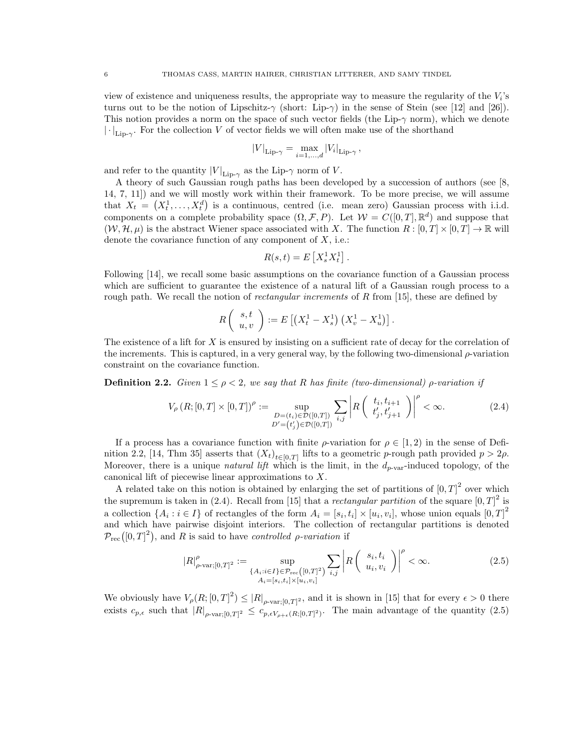view of existence and uniqueness results, the appropriate way to measure the regularity of the $V_i$'s turns out to be the notion of Lipschitz-$\gamma$ (short: Lip-$\gamma$) in the sense of Stein (see [12] and [26]). This notion provides a norm on the space of such vector fields (the Lip-$\gamma$ norm), which we denote $|\cdot|_{\text{Lip-}\gamma}$. For the collection $V$ of vector fields we will often make use of the shorthand

$$|V|_{\text{Lip-}\gamma} = \max_{i=1,\ldots,d} |V_i|_{\text{Lip-}\gamma}\,,$$

and refer to the quantity $|V|_{\text{Lip-}\gamma}$ as the Lip-$\gamma$ norm of $V$.

A theory of such Gaussian rough paths has been developed by a succession of authors (see [8, 14, 7, 11]) and we will mostly work within their framework. To be more precise, we will assume that $X_t = \left(X_t^1, \ldots, X_t^d\right)$ is a continuous, centred (i.e. mean zero) Gaussian process with i.i.d. components on a complete probability space $(\Omega, \mathcal{F}, P)$. Let $\mathcal{W} = C([0,T], \mathbb{R}^d)$ and suppose that $(\mathcal{W}, \mathcal{H}, \mu)$ is the abstract Wiener space associated with $X$. The function $R : [0,T] \times [0,T] \to \mathbb{R}$ will denote the covariance function of any component of $X$, i.e.:

$$R(s,t) = E\left[X_s^1 X_t^1\right].$$

Following [14], we recall some basic assumptions on the covariance function of a Gaussian process which are sufficient to guarantee the existence of a natural lift of a Gaussian rough process to a rough path. We recall the notion of *rectangular increments* of $R$ from [15], these are defined by

$$R\left(\begin{array}{c} s,t \\ u,v \end{array}\right) := E\left[\left(X_t^1 - X_s^1\right)\left(X_v^1 - X_u^1\right)\right].$$

The existence of a lift for $X$ is ensured by insisting on a sufficient rate of decay for the correlation of the increments. This is captured, in a very general way, by the following two-dimensional $\rho$-variation constraint on the covariance function.

**Definition 2.2.** *Given $1 \leq \rho < 2$, we say that $R$ has finite (two-dimensional) $\rho$-variation if*

$$V_\rho\left(R; [0,T] \times [0,T]\right)^\rho := \sup_{\substack{D=(t_i)\in\mathcal{D}([0,T]) \\ D'=\left(t'_j\right)\in\mathcal{D}([0,T])}} \sum_{i,j} \left| R\left(\begin{array}{c} t_i, t_{i+1} \\ t'_j, t'_{j+1} \end{array}\right)\right|^\rho < \infty. \tag{2.4}$$

If a process has a covariance function with finite $\rho$-variation for $\rho \in [1,2)$ in the sense of Definition 2.2, [14, Thm 35] asserts that $(X_t)_{t\in[0,T]}$ lifts to a geometric $p$-rough path provided $p > 2\rho$. Moreover, there is a unique *natural lift* which is the limit, in the $d_{p\text{-var}}$-induced topology, of the canonical lift of piecewise linear approximations to $X$.

A related take on this notion is obtained by enlarging the set of partitions of $[0,T]^2$ over which the supremum is taken in (2.4). Recall from [15] that a *rectangular partition* of the square $[0,T]^2$ is a collection $\{A_i : i \in I\}$ of rectangles of the form $A_i = [s_i, t_i] \times [u_i, v_i]$, whose union equals $[0,T]^2$ and which have pairwise disjoint interiors. The collection of rectangular partitions is denoted $\mathcal{P}_{\text{rec}}\left([0,T]^2\right)$, and $R$ is said to have *controlled $\rho$-variation* if

$$|R|^\rho_{\rho\text{-var};[0,T]^2} := \sup_{\substack{\{A_i: i\in I\}\in\mathcal{P}_{\text{rec}}\left([0,T]^2\right) \\ A_i=[s_i,t_i]\times[u_i,v_i]}} \sum_{i,j} \left| R\left(\begin{array}{c} s_i, t_i \\ u_i, v_i \end{array}\right)\right|^\rho < \infty. \tag{2.5}$$

We obviously have $V_\rho(R; [0,T]^2) \leq |R|_{\rho\text{-var};[0,T]^2}$, and it is shown in [15] that for every $\epsilon > 0$ there exists $c_{p,\epsilon}$ such that $|R|_{\rho\text{-var};[0,T]^2} \leq c_{p,\epsilon V_{\rho+\epsilon}(R;[0,T]^2)}$. The main advantage of the quantity (2.5)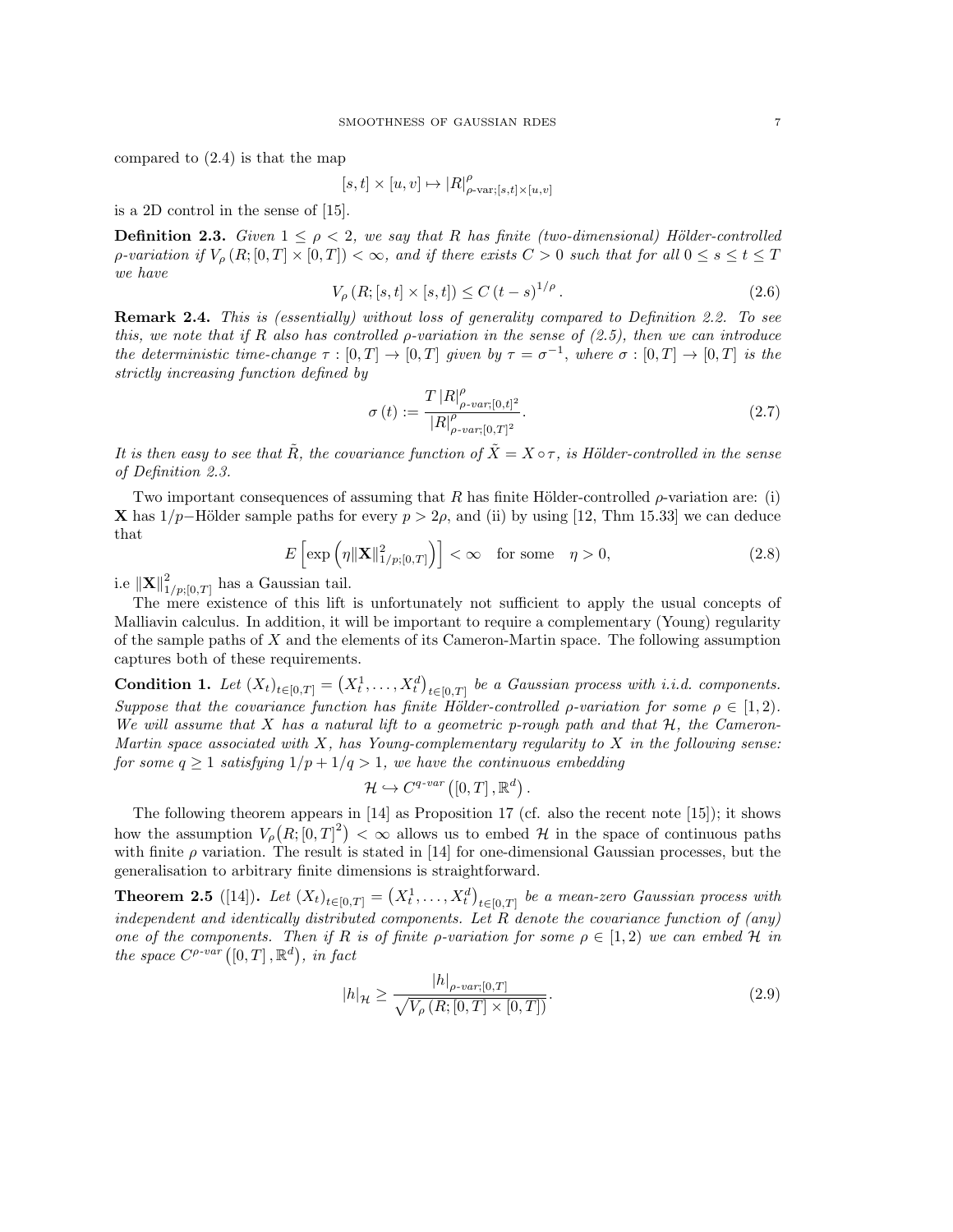compared to (2.4) is that the map

$$[s,t]\times[u,v]\mapsto |R|^{\rho}_{\rho\text{-var};[s,t]\times[u,v]}$$

is a 2D control in the sense of [15].

**Definition 2.3.** *Given $1\leq\rho<2$, we say that $R$ has finite (two-dimensional) Hölder-controlled $\rho$-variation if $V_{\rho}\left(R;[0,T]\times[0,T]\right)<\infty$, and if there exists $C>0$ such that for all $0\leq s\leq t\leq T$ we have*

$$V_{\rho}\left(R;[s,t]\times[s,t]\right)\leq C\left(t-s\right)^{1/\rho}. \tag{2.6}$$

**Remark 2.4.** *This is (essentially) without loss of generality compared to Definition 2.2. To see this, we note that if $R$ also has controlled $\rho$-variation in the sense of (2.5), then we can introduce the deterministic time-change $\tau:[0,T]\to[0,T]$ given by $\tau=\sigma^{-1}$, where $\sigma:[0,T]\to[0,T]$ is the strictly increasing function defined by*

$$\sigma\left(t\right):=\frac{T\left|R\right|^{\rho}_{\rho\text{-}var;[0,t]^{2}}}{\left|R\right|^{\rho}_{\rho\text{-}var;[0,T]^{2}}}. \tag{2.7}$$

*It is then easy to see that $\tilde{R}$, the covariance function of $\tilde{X}=X\circ\tau$, is Hölder-controlled in the sense of Definition 2.3.*

Two important consequences of assuming that $R$ has finite Hölder-controlled $\rho$-variation are: (i) $\mathbf{X}$ has $1/p-$Hölder sample paths for every $p>2\rho$, and (ii) by using [12, Thm 15.33] we can deduce that

$$E\left[\exp\left(\eta\|\mathbf{X}\|^{2}_{1/p;[0,T]}\right)\right]<\infty\quad\text{for some}\quad\eta>0, \tag{2.8}$$

i.e $\|\mathbf{X}\|^{2}_{1/p;[0,T]}$ has a Gaussian tail.

The mere existence of this lift is unfortunately not sufficient to apply the usual concepts of Malliavin calculus. In addition, it will be important to require a complementary (Young) regularity of the sample paths of $X$ and the elements of its Cameron-Martin space. The following assumption captures both of these requirements.

**Condition 1.** *Let $(X_t)_{t\in[0,T]}=\left(X^1_t,\ldots,X^d_t\right)_{t\in[0,T]}$ be a Gaussian process with i.i.d. components. Suppose that the covariance function has finite Hölder-controlled $\rho$-variation for some $\rho\in[1,2)$. We will assume that $X$ has a natural lift to a geometric $p$-rough path and that $\mathcal{H}$, the Cameron-Martin space associated with $X$, has Young-complementary regularity to $X$ in the following sense: for some $q\geq 1$ satisfying $1/p+1/q>1$, we have the continuous embedding*

$$\mathcal{H}\hookrightarrow C^{q\text{-}var}\left([0,T],\mathbb{R}^d\right).$$

The following theorem appears in [14] as Proposition 17 (cf. also the recent note [15]); it shows how the assumption $V_{\rho}\big(R;[0,T]^2\big)<\infty$ allows us to embed $\mathcal{H}$ in the space of continuous paths with finite $\rho$ variation. The result is stated in [14] for one-dimensional Gaussian processes, but the generalisation to arbitrary finite dimensions is straightforward.

**Theorem 2.5** ([14])**.** *Let $(X_t)_{t\in[0,T]}=\left(X^1_t,\ldots,X^d_t\right)_{t\in[0,T]}$ be a mean-zero Gaussian process with independent and identically distributed components. Let $R$ denote the covariance function of (any) one of the components. Then if $R$ is of finite $\rho$-variation for some $\rho\in[1,2)$ we can embed $\mathcal{H}$ in the space $C^{\rho\text{-}var}\left([0,T],\mathbb{R}^d\right)$, in fact*

$$|h|_{\mathcal{H}}\geq\frac{|h|_{\rho\text{-}var;[0,T]}}{\sqrt{V_{\rho}\left(R;[0,T]\times[0,T]\right)}}. \tag{2.9}$$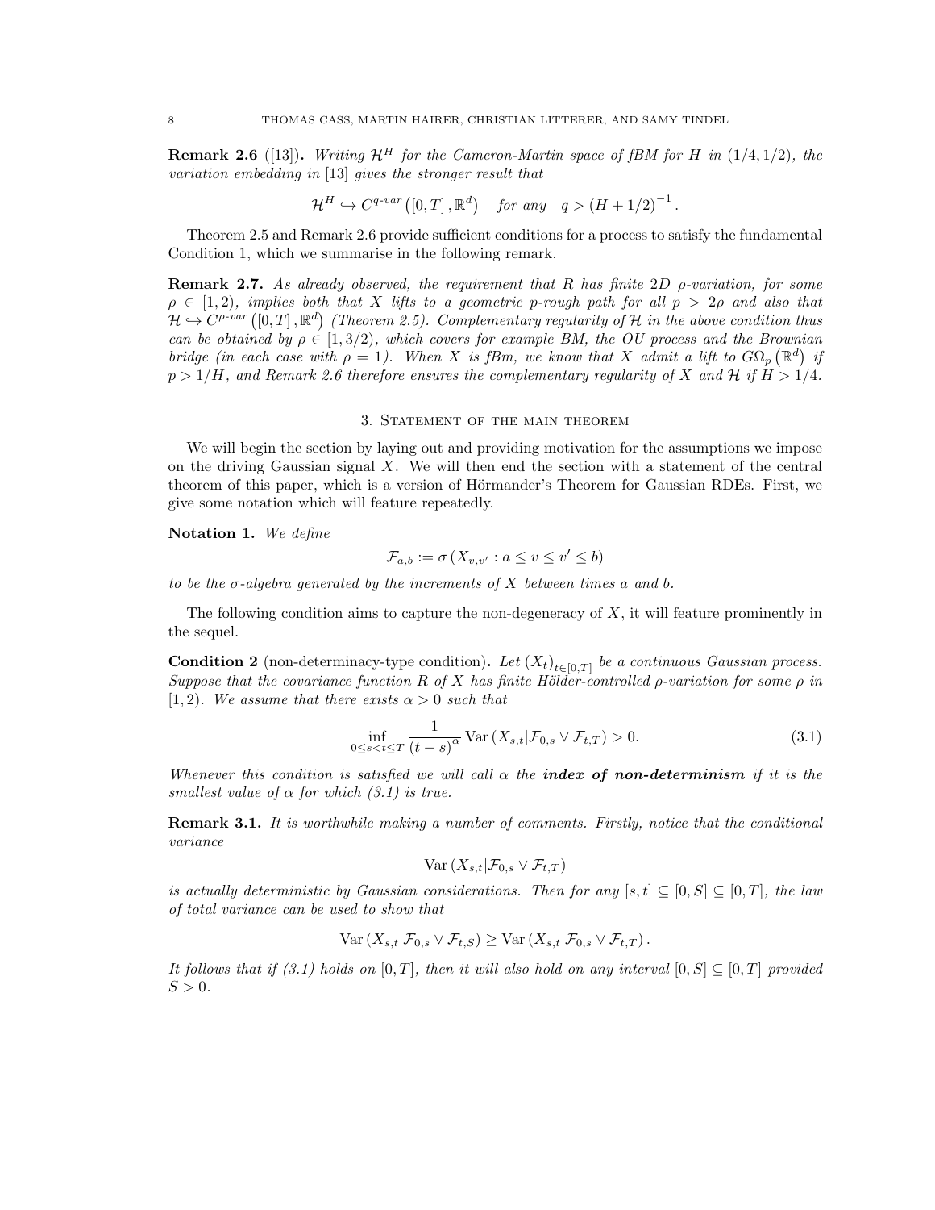**Remark 2.6** ([13])**.** *Writing $\mathcal{H}^H$ for the Cameron-Martin space of fBM for $H$ in $(1/4, 1/2)$, the variation embedding in* [13] *gives the stronger result that*

$$\mathcal{H}^H \hookrightarrow C^{q\text{-}var}\left([0,T], \mathbb{R}^d\right) \quad \text{for any} \quad q > (H + 1/2)^{-1}.$$

Theorem 2.5 and Remark 2.6 provide sufficient conditions for a process to satisfy the fundamental Condition 1, which we summarise in the following remark.

**Remark 2.7.** *As already observed, the requirement that $R$ has finite 2D $\rho$-variation, for some $\rho \in [1,2)$, implies both that $X$ lifts to a geometric $p$-rough path for all $p > 2\rho$ and also that $\mathcal{H} \hookrightarrow C^{\rho\text{-}var}\left([0,T], \mathbb{R}^d\right)$ (Theorem 2.5). Complementary regularity of $\mathcal{H}$ in the above condition thus can be obtained by $\rho \in [1, 3/2)$, which covers for example BM, the OU process and the Brownian bridge (in each case with $\rho = 1$). When $X$ is fBm, we know that $X$ admit a lift to $G\Omega_p\left(\mathbb{R}^d\right)$ if $p > 1/H$, and Remark 2.6 therefore ensures the complementary regularity of $X$ and $\mathcal{H}$ if $H > 1/4$.*

## 3. Statement of the main theorem

We will begin the section by laying out and providing motivation for the assumptions we impose on the driving Gaussian signal $X$. We will then end the section with a statement of the central theorem of this paper, which is a version of Hörmander's Theorem for Gaussian RDEs. First, we give some notation which will feature repeatedly.

**Notation 1.** *We define*

$$\mathcal{F}_{a,b} := \sigma\left(X_{v,v'} : a \leq v \leq v' \leq b\right)$$

*to be the $\sigma$-algebra generated by the increments of $X$ between times $a$ and $b$.*

The following condition aims to capture the non-degeneracy of $X$, it will feature prominently in the sequel.

**Condition 2** (non-determinacy-type condition)**.** *Let $(X_t)_{t \in [0,T]}$ be a continuous Gaussian process. Suppose that the covariance function $R$ of $X$ has finite Hölder-controlled $\rho$-variation for some $\rho$ in $[1,2)$. We assume that there exists $\alpha > 0$ such that*

$$\inf_{0 \leq s < t \leq T} \frac{1}{(t-s)^{\alpha}} \operatorname{Var}\left(X_{s,t} | \mathcal{F}_{0,s} \vee \mathcal{F}_{t,T}\right) > 0. \tag{3.1}$$

*Whenever this condition is satisfied we will call $\alpha$ the* ***index of non-determinism*** *if it is the smallest value of $\alpha$ for which (3.1) is true.*

**Remark 3.1.** *It is worthwhile making a number of comments. Firstly, notice that the conditional variance*

$$\operatorname{Var}\left(X_{s,t} | \mathcal{F}_{0,s} \vee \mathcal{F}_{t,T}\right)$$

*is actually deterministic by Gaussian considerations. Then for any $[s,t] \subseteq [0,S] \subseteq [0,T]$, the law of total variance can be used to show that*

$$\operatorname{Var}\left(X_{s,t} | \mathcal{F}_{0,s} \vee \mathcal{F}_{t,S}\right) \geq \operatorname{Var}\left(X_{s,t} | \mathcal{F}_{0,s} \vee \mathcal{F}_{t,T}\right).$$

*It follows that if (3.1) holds on $[0,T]$, then it will also hold on any interval $[0,S] \subseteq [0,T]$ provided $S > 0$.*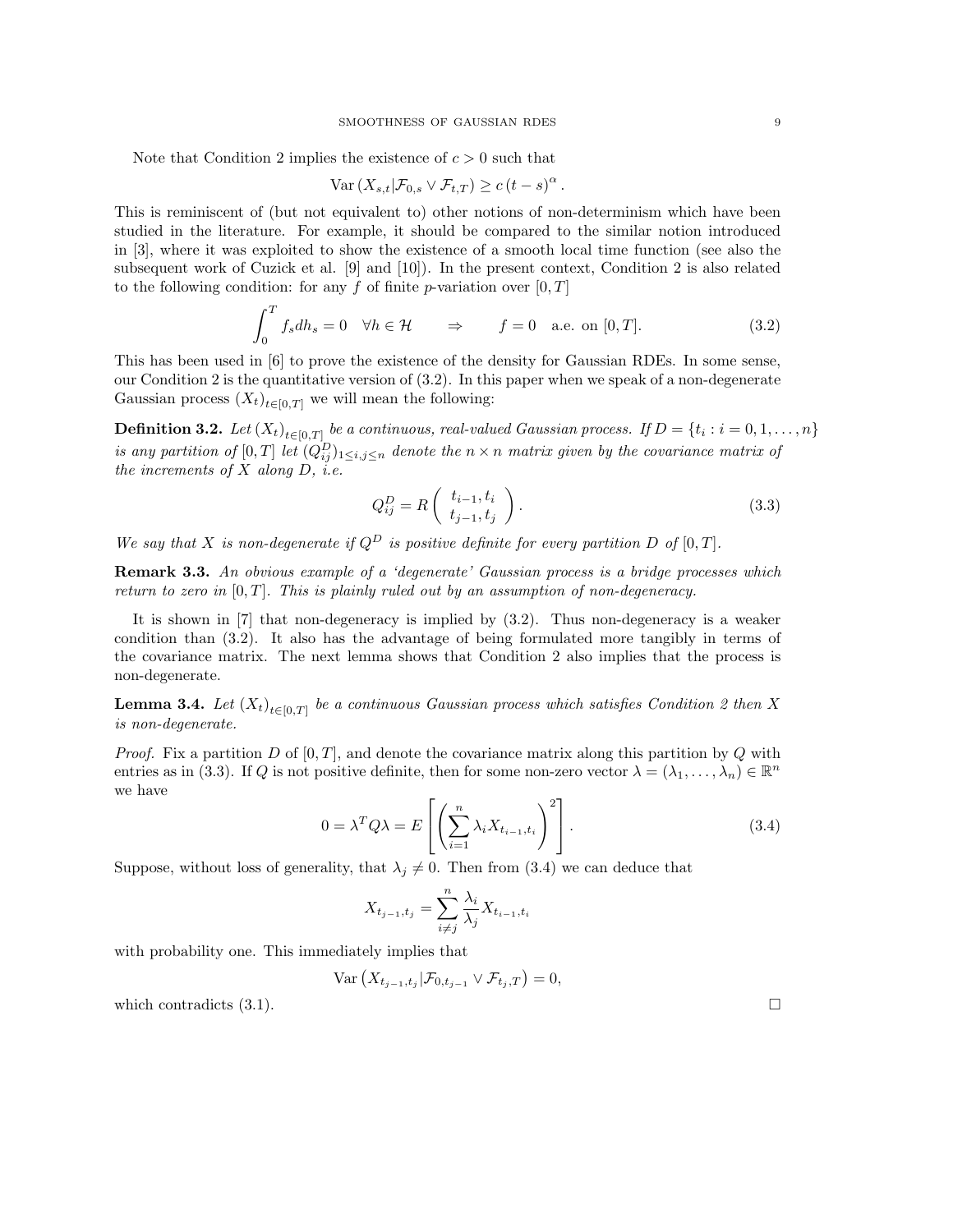Note that Condition 2 implies the existence of $c > 0$ such that

$$\operatorname{Var}\left(X_{s,t}|\mathcal{F}_{0,s} \vee \mathcal{F}_{t,T}\right) \geq c\,(t-s)^{\alpha}.$$

This is reminiscent of (but not equivalent to) other notions of non-determinism which have been studied in the literature. For example, it should be compared to the similar notion introduced in [3], where it was exploited to show the existence of a smooth local time function (see also the subsequent work of Cuzick et al. [9] and [10]). In the present context, Condition 2 is also related to the following condition: for any $f$ of finite $p$-variation over $[0,T]$

$$\int_0^T f_s dh_s = 0 \quad \forall h \in \mathcal{H} \qquad \Rightarrow \qquad f = 0 \quad \text{a.e. on } [0,T]. \tag{3.2}$$

This has been used in [6] to prove the existence of the density for Gaussian RDEs. In some sense, our Condition 2 is the quantitative version of (3.2). In this paper when we speak of a non-degenerate Gaussian process $(X_t)_{t\in[0,T]}$ we will mean the following:

**Definition 3.2.** *Let $(X_t)_{t\in[0,T]}$ be a continuous, real-valued Gaussian process. If $D = \{t_i : i = 0, 1, \ldots, n\}$ is any partition of $[0,T]$ let $(Q_{ij}^D)_{1\leq i,j\leq n}$ denote the $n \times n$ matrix given by the covariance matrix of the increments of $X$ along $D$, i.e.*

$$Q_{ij}^D = R\begin{pmatrix} t_{i-1}, t_i \\ t_{j-1}, t_j \end{pmatrix}. \tag{3.3}$$

*We say that $X$ is non-degenerate if $Q^D$ is positive definite for every partition $D$ of $[0,T]$.*

**Remark 3.3.** *An obvious example of a 'degenerate' Gaussian process is a bridge processes which return to zero in $[0,T]$. This is plainly ruled out by an assumption of non-degeneracy.*

It is shown in [7] that non-degeneracy is implied by (3.2). Thus non-degeneracy is a weaker condition than (3.2). It also has the advantage of being formulated more tangibly in terms of the covariance matrix. The next lemma shows that Condition 2 also implies that the process is non-degenerate.

**Lemma 3.4.** *Let $(X_t)_{t\in[0,T]}$ be a continuous Gaussian process which satisfies Condition 2 then $X$ is non-degenerate.*

*Proof.* Fix a partition $D$ of $[0,T]$, and denote the covariance matrix along this partition by $Q$ with entries as in (3.3). If $Q$ is not positive definite, then for some non-zero vector $\lambda = (\lambda_1, \ldots, \lambda_n) \in \mathbb{R}^n$ we have

$$0 = \lambda^T Q \lambda = E\left[\left(\sum_{i=1}^n \lambda_i X_{t_{i-1},t_i}\right)^2\right]. \tag{3.4}$$

Suppose, without loss of generality, that $\lambda_j \neq 0$. Then from (3.4) we can deduce that

$$X_{t_{j-1},t_j} = \sum_{i\neq j}^n \frac{\lambda_i}{\lambda_j} X_{t_{i-1},t_i}$$

with probability one. This immediately implies that

$$\operatorname{Var}\left(X_{t_{j-1},t_j}|\mathcal{F}_{0,t_{j-1}} \vee \mathcal{F}_{t_j,T}\right) = 0,$$

which contradicts (3.1). $\square$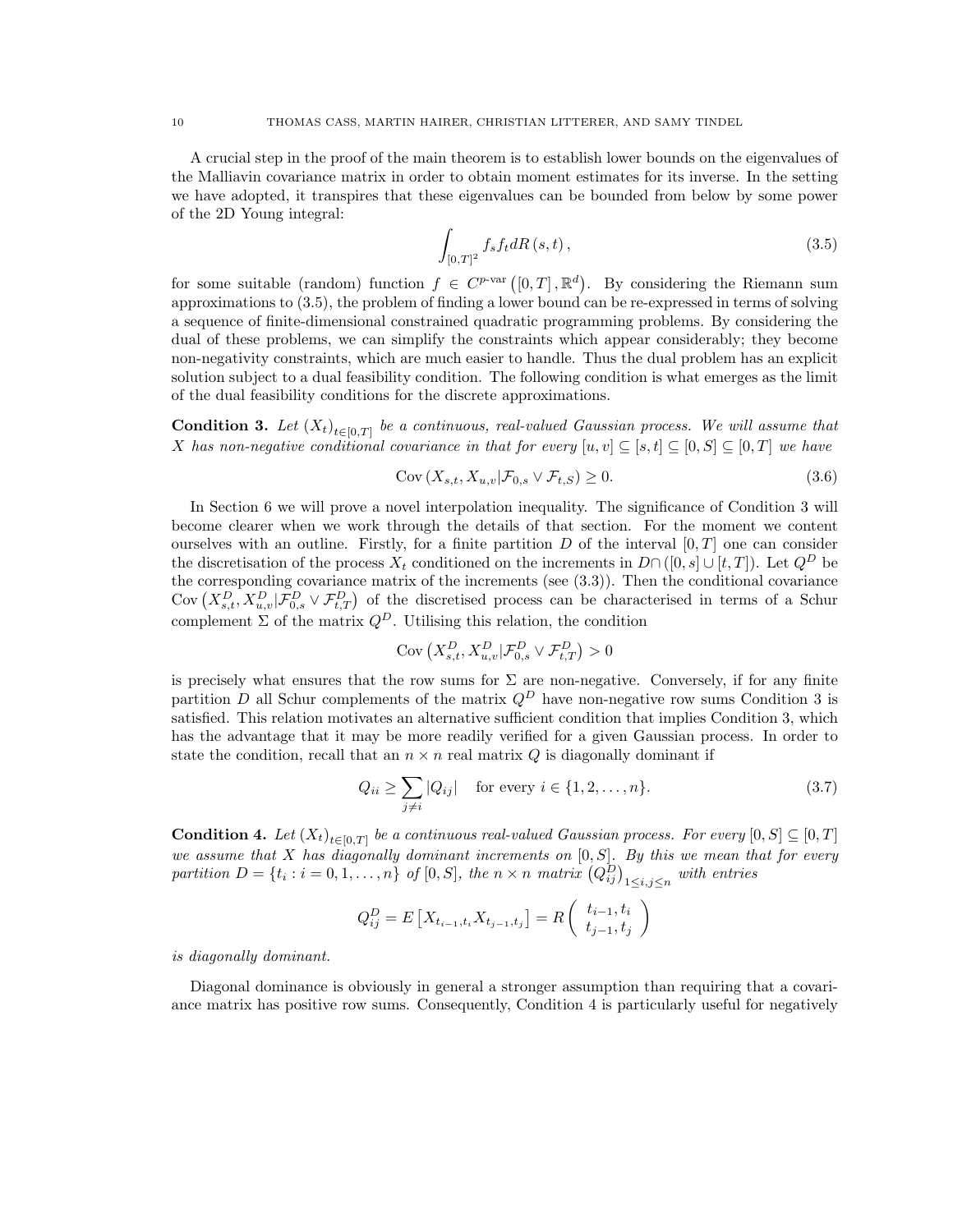A crucial step in the proof of the main theorem is to establish lower bounds on the eigenvalues of the Malliavin covariance matrix in order to obtain moment estimates for its inverse. In the setting we have adopted, it transpires that these eigenvalues can be bounded from below by some power of the 2D Young integral:

$$\int_{[0,T]^2} f_s f_t dR(s,t), \tag{3.5}$$

for some suitable (random) function $f \in C^{p\text{-var}}([0,T], \mathbb{R}^d)$. By considering the Riemann sum approximations to (3.5), the problem of finding a lower bound can be re-expressed in terms of solving a sequence of finite-dimensional constrained quadratic programming problems. By considering the dual of these problems, we can simplify the constraints which appear considerably; they become non-negativity constraints, which are much easier to handle. Thus the dual problem has an explicit solution subject to a dual feasibility condition. The following condition is what emerges as the limit of the dual feasibility conditions for the discrete approximations.

**Condition 3.** *Let $(X_t)_{t\in[0,T]}$ be a continuous, real-valued Gaussian process. We will assume that $X$ has non-negative conditional covariance in that for every $[u,v] \subseteq [s,t] \subseteq [0,S] \subseteq [0,T]$ we have*

$$\operatorname{Cov}\left(X_{s,t}, X_{u,v} | \mathcal{F}_{0,s} \vee \mathcal{F}_{t,S}\right) \geq 0. \tag{3.6}$$

In Section 6 we will prove a novel interpolation inequality. The significance of Condition 3 will become clearer when we work through the details of that section. For the moment we content ourselves with an outline. Firstly, for a finite partition $D$ of the interval $[0,T]$ one can consider the discretisation of the process $X_t$ conditioned on the increments in $D \cap ([0,s] \cup [t,T])$. Let $Q^D$ be the corresponding covariance matrix of the increments (see (3.3)). Then the conditional covariance $\operatorname{Cov}\left(X^D_{s,t}, X^D_{u,v} | \mathcal{F}^D_{0,s} \vee \mathcal{F}^D_{t,T}\right)$ of the discretised process can be characterised in terms of a Schur complement $\Sigma$ of the matrix $Q^D$. Utilising this relation, the condition

$$\operatorname{Cov}\left(X^D_{s,t}, X^D_{u,v} | \mathcal{F}^D_{0,s} \vee \mathcal{F}^D_{t,T}\right) > 0$$

is precisely what ensures that the row sums for $\Sigma$ are non-negative. Conversely, if for any finite partition $D$ all Schur complements of the matrix $Q^D$ have non-negative row sums Condition 3 is satisfied. This relation motivates an alternative sufficient condition that implies Condition 3, which has the advantage that it may be more readily verified for a given Gaussian process. In order to state the condition, recall that an $n \times n$ real matrix $Q$ is diagonally dominant if

$$Q_{ii} \geq \sum_{j\neq i} |Q_{ij}| \quad \text{for every } i \in \{1,2,\ldots,n\}. \tag{3.7}$$

**Condition 4.** *Let $(X_t)_{t\in[0,T]}$ be a continuous real-valued Gaussian process. For every $[0,S] \subseteq [0,T]$ we assume that $X$ has diagonally dominant increments on $[0,S]$. By this we mean that for every partition $D = \{t_i : i = 0,1,\ldots,n\}$ of $[0,S]$, the $n \times n$ matrix $\left(Q^D_{ij}\right)_{1\leq i,j\leq n}$ with entries*

$$Q^D_{ij} = E\left[X_{t_{i-1},t_i} X_{t_{j-1},t_j}\right] = R\begin{pmatrix} t_{i-1}, t_i \\ t_{j-1}, t_j \end{pmatrix}$$

*is diagonally dominant.*

Diagonal dominance is obviously in general a stronger assumption than requiring that a covariance matrix has positive row sums. Consequently, Condition 4 is particularly useful for negatively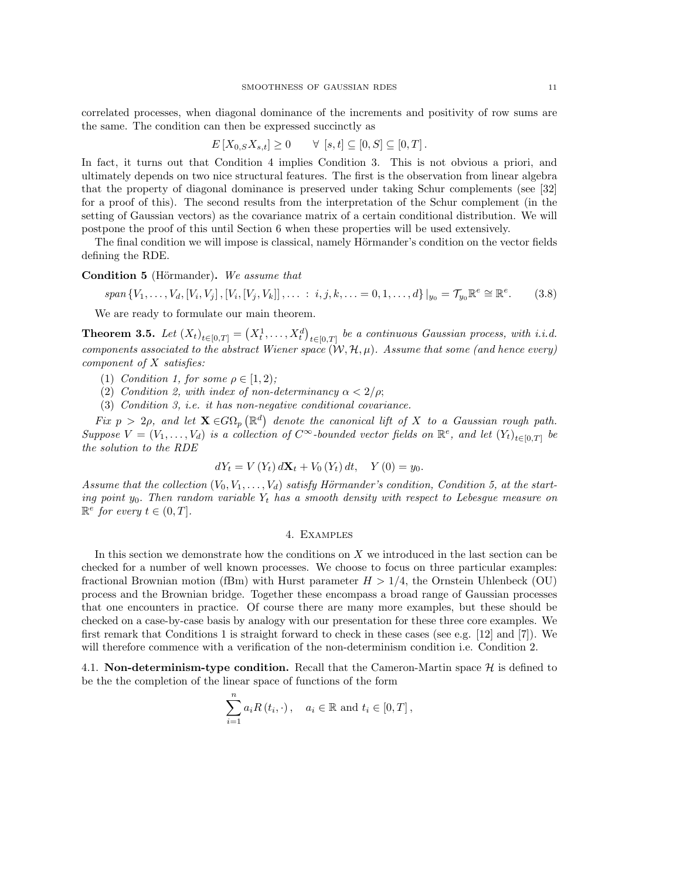correlated processes, when diagonal dominance of the increments and positivity of row sums are the same. The condition can then be expressed succinctly as

$$E\left[X_{0,S}X_{s,t}\right] \geq 0 \qquad \forall \ [s,t] \subseteq [0,S] \subseteq [0,T].$$

In fact, it turns out that Condition 4 implies Condition 3. This is not obvious a priori, and ultimately depends on two nice structural features. The first is the observation from linear algebra that the property of diagonal dominance is preserved under taking Schur complements (see [32] for a proof of this). The second results from the interpretation of the Schur complement (in the setting of Gaussian vectors) as the covariance matrix of a certain conditional distribution. We will postpone the proof of this until Section 6 when these properties will be used extensively.

The final condition we will impose is classical, namely Hörmander's condition on the vector fields defining the RDE.

**Condition 5** (Hörmander)**.** *We assume that*

$$span\left\{V_1, \ldots, V_d, [V_i, V_j], [V_i, [V_j, V_k]], \ldots : i, j, k, \ldots = 0, 1, \ldots, d\right\}|_{y_0} = \mathcal{T}_{y_0}\mathbb{R}^e \cong \mathbb{R}^e. \tag{3.8}$$

We are ready to formulate our main theorem.

**Theorem 3.5.** *Let $(X_t)_{t\in[0,T]} = \left(X_t^1, \ldots, X_t^d\right)_{t\in[0,T]}$ be a continuous Gaussian process, with i.i.d. components associated to the abstract Wiener space $(\mathcal{W}, \mathcal{H}, \mu)$. Assume that some (and hence every) component of $X$ satisfies:*

1. *Condition 1, for some $\rho \in [1,2)$;*
2. *Condition 2, with index of non-determinancy $\alpha < 2/\rho$;*
3. *Condition 3, i.e. it has non-negative conditional covariance.*

*Fix $p > 2\rho$, and let $\mathbf{X} \in G\Omega_p\left(\mathbb{R}^d\right)$ denote the canonical lift of $X$ to a Gaussian rough path. Suppose $V = (V_1, \ldots, V_d)$ is a collection of $C^\infty$-bounded vector fields on $\mathbb{R}^e$, and let $(Y_t)_{t\in[0,T]}$ be the solution to the RDE*

$$dY_t = V(Y_t)\, d\mathbf{X}_t + V_0(Y_t)\, dt, \quad Y(0) = y_0.$$

*Assume that the collection $(V_0, V_1, \ldots, V_d)$ satisfy Hörmander's condition, Condition 5, at the starting point $y_0$. Then random variable $Y_t$ has a smooth density with respect to Lebesgue measure on $\mathbb{R}^e$ for every $t \in (0,T]$.*

## 4. Examples

In this section we demonstrate how the conditions on $X$ we introduced in the last section can be checked for a number of well known processes. We choose to focus on three particular examples: fractional Brownian motion (fBm) with Hurst parameter $H > 1/4$, the Ornstein Uhlenbeck (OU) process and the Brownian bridge. Together these encompass a broad range of Gaussian processes that one encounters in practice. Of course there are many more examples, but these should be checked on a case-by-case basis by analogy with our presentation for these three core examples. We first remark that Conditions 1 is straight forward to check in these cases (see e.g. [12] and [7]). We will therefore commence with a verification of the non-determinism condition i.e. Condition 2.

### 4.1. Non-determinism-type condition.

Recall that the Cameron-Martin space $\mathcal{H}$ is defined to be the the completion of the linear space of functions of the form

$$\sum_{i=1}^{n} a_i R(t_i, \cdot), \quad a_i \in \mathbb{R} \text{ and } t_i \in [0,T],$$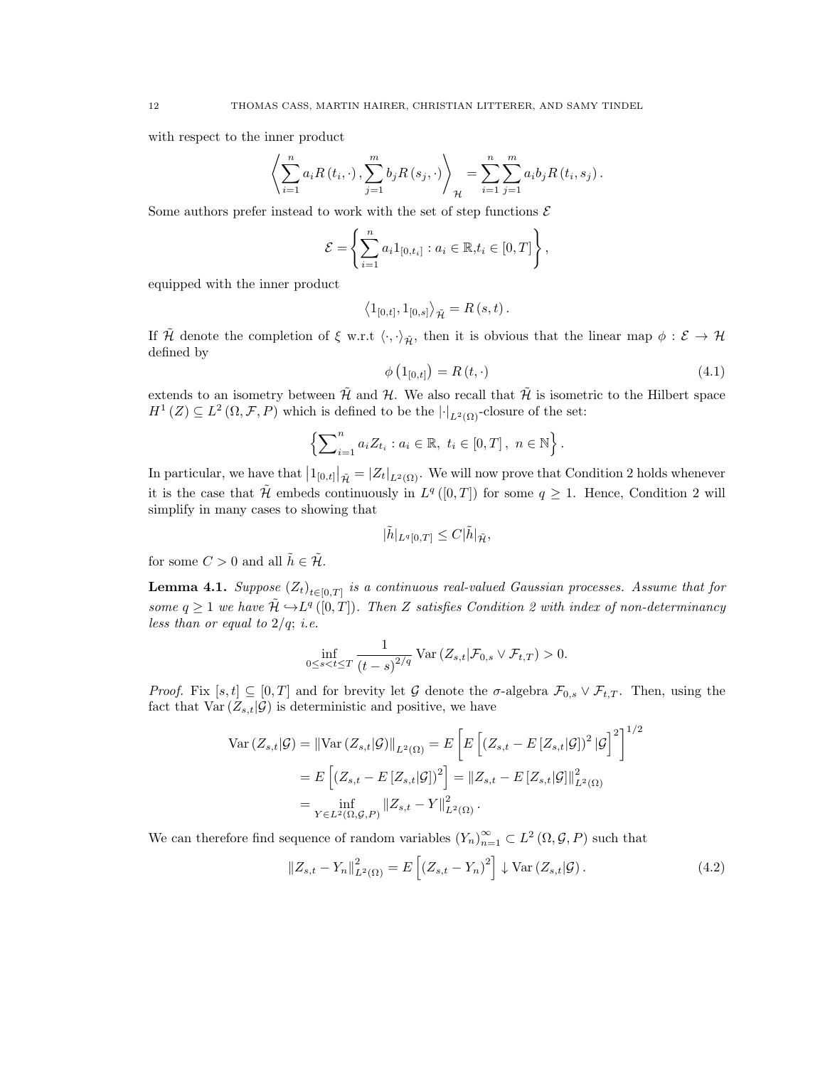with respect to the inner product

$$\left\langle \sum_{i=1}^{n} a_i R(t_i, \cdot), \sum_{j=1}^{m} b_j R(s_j, \cdot) \right\rangle_{\mathcal{H}} = \sum_{i=1}^{n} \sum_{j=1}^{m} a_i b_j R(t_i, s_j).$$

Some authors prefer instead to work with the set of step functions $\mathcal{E}$

$$\mathcal{E} = \left\{ \sum_{i=1}^{n} a_i 1_{[0,t_i]} : a_i \in \mathbb{R}, t_i \in [0,T] \right\},$$

equipped with the inner product

$$\left\langle 1_{[0,t]}, 1_{[0,s]} \right\rangle_{\tilde{\mathcal{H}}} = R(s,t).$$

If $\tilde{\mathcal{H}}$ denote the completion of $\xi$ w.r.t $\langle \cdot, \cdot \rangle_{\tilde{\mathcal{H}}}$, then it is obvious that the linear map $\phi : \mathcal{E} \to \mathcal{H}$ defined by

$$\phi\left(1_{[0,t]}\right) = R(t, \cdot) \tag{4.1}$$

extends to an isometry between $\tilde{\mathcal{H}}$ and $\mathcal{H}$. We also recall that $\tilde{\mathcal{H}}$ is isometric to the Hilbert space $H^1(Z) \subseteq L^2(\Omega, \mathcal{F}, P)$ which is defined to be the $|\cdot|_{L^2(\Omega)}$-closure of the set:

$$\left\{ \sum\nolimits_{i=1}^{n} a_i Z_{t_i} : a_i \in \mathbb{R},\ t_i \in [0,T],\ n \in \mathbb{N} \right\}.$$

In particular, we have that $\left|1_{[0,t]}\right|_{\tilde{\mathcal{H}}} = |Z_t|_{L^2(\Omega)}$. We will now prove that Condition 2 holds whenever it is the case that $\tilde{\mathcal{H}}$ embeds continuously in $L^q([0,T])$ for some $q \geq 1$. Hence, Condition 2 will simplify in many cases to showing that

$$|\tilde{h}|_{L^q[0,T]} \leq C |\tilde{h}|_{\tilde{\mathcal{H}}},$$

for some $C > 0$ and all $\tilde{h} \in \tilde{\mathcal{H}}$.

**Lemma 4.1.** *Suppose $(Z_t)_{t \in [0,T]}$ is a continuous real-valued Gaussian processes. Assume that for some $q \geq 1$ we have $\tilde{\mathcal{H}} \hookrightarrow L^q([0,T])$. Then $Z$ satisfies Condition 2 with index of non-determinancy less than or equal to $2/q$; i.e.*

$$\inf_{0 \leq s < t \leq T} \frac{1}{(t-s)^{2/q}} \operatorname{Var}\left(Z_{s,t} | \mathcal{F}_{0,s} \vee \mathcal{F}_{t,T}\right) > 0.$$

*Proof.* Fix $[s,t] \subseteq [0,T]$ and for brevity let $\mathcal{G}$ denote the $\sigma$-algebra $\mathcal{F}_{0,s} \vee \mathcal{F}_{t,T}$. Then, using the fact that $\operatorname{Var}(Z_{s,t}|\mathcal{G})$ is deterministic and positive, we have

$$\begin{aligned}
\operatorname{Var}(Z_{s,t}|\mathcal{G}) = \|\operatorname{Var}(Z_{s,t}|\mathcal{G})\|_{L^2(\Omega)} &= E\left[ E\left[ (Z_{s,t} - E[Z_{s,t}|\mathcal{G}])^2 |\mathcal{G} \right]^2 \right]^{1/2} \\
&= E\left[ (Z_{s,t} - E[Z_{s,t}|\mathcal{G}])^2 \right] = \|Z_{s,t} - E[Z_{s,t}|\mathcal{G}]\|_{L^2(\Omega)}^2 \\
&= \inf_{Y \in L^2(\Omega, \mathcal{G}, P)} \|Z_{s,t} - Y\|_{L^2(\Omega)}^2.
\end{aligned}$$

We can therefore find sequence of random variables $(Y_n)_{n=1}^{\infty} \subset L^2(\Omega, \mathcal{G}, P)$ such that

$$\|Z_{s,t} - Y_n\|_{L^2(\Omega)}^2 = E\left[ (Z_{s,t} - Y_n)^2 \right] \downarrow \operatorname{Var}(Z_{s,t}|\mathcal{G}). \tag{4.2}$$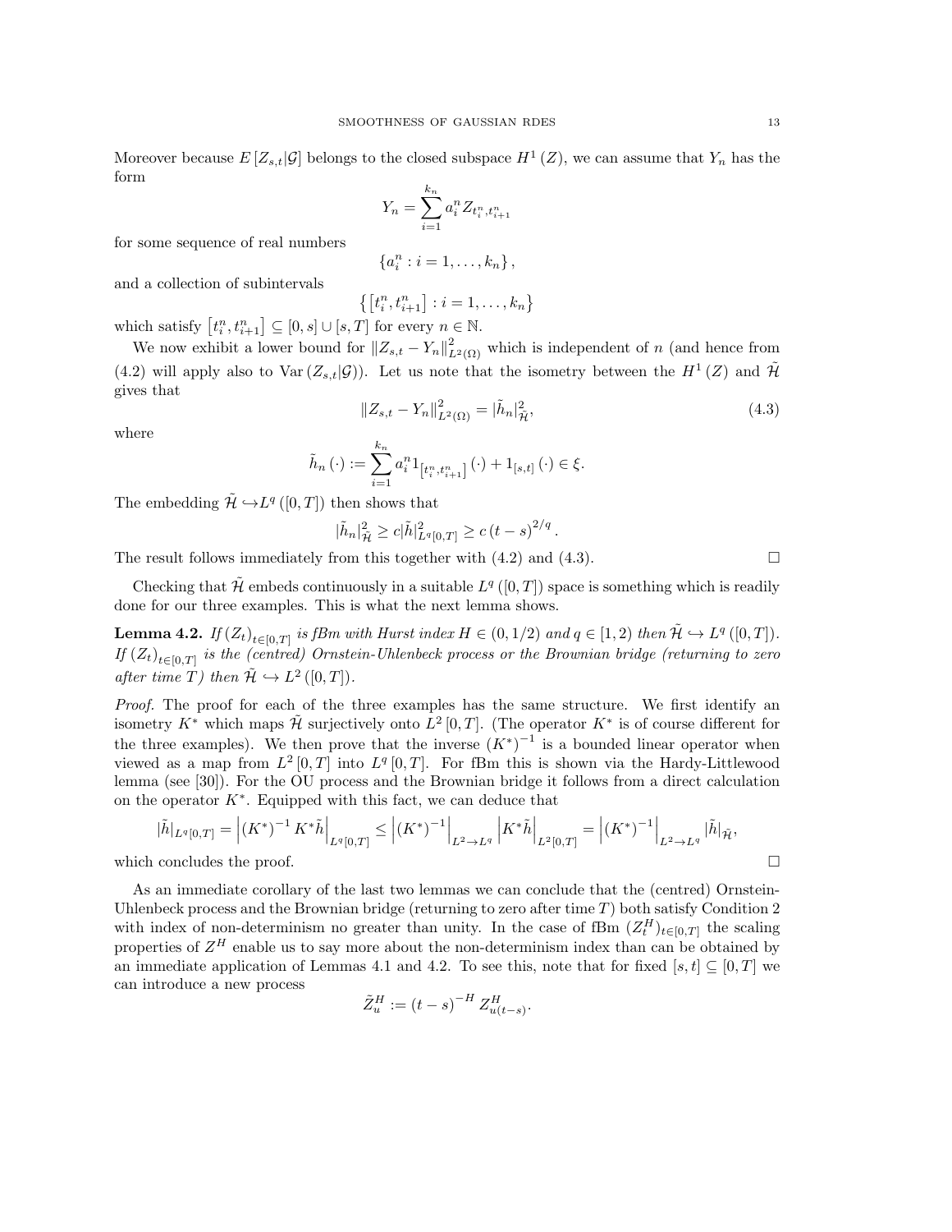Moreover because $E[Z_{s,t}|\mathcal{G}]$ belongs to the closed subspace $H^1(Z)$, we can assume that $Y_n$ has the form

$$Y_n = \sum_{i=1}^{k_n} a_i^n Z_{t_i^n, t_{i+1}^n}$$

for some sequence of real numbers

$$\{a_i^n : i = 1, \ldots, k_n\},$$

and a collection of subintervals

$$\{[t_i^n, t_{i+1}^n] : i = 1, \ldots, k_n\}$$

which satisfy $[t_i^n, t_{i+1}^n] \subseteq [0,s] \cup [s,T]$ for every $n \in \mathbb{N}$.

We now exhibit a lower bound for $\|Z_{s,t} - Y_n\|^2_{L^2(\Omega)}$ which is independent of $n$ (and hence from (4.2) will apply also to $\operatorname{Var}(Z_{s,t}|\mathcal{G})$). Let us note that the isometry between the $H^1(Z)$ and $\tilde{\mathcal{H}}$ gives that

$$\|Z_{s,t} - Y_n\|^2_{L^2(\Omega)} = |\tilde{h}_n|^2_{\tilde{\mathcal{H}}}, \tag{4.3}$$

where

$$\tilde{h}_n(\cdot) := \sum_{i=1}^{k_n} a_i^n 1_{[t_i^n, t_{i+1}^n]}(\cdot) + 1_{[s,t]}(\cdot) \in \xi.$$

The embedding $\tilde{\mathcal{H}} \hookrightarrow L^q([0,T])$ then shows that

$$|\tilde{h}_n|^2_{\tilde{\mathcal{H}}} \geq c|\tilde{h}|^2_{L^q[0,T]} \geq c(t-s)^{2/q}.$$

The result follows immediately from this together with (4.2) and (4.3). □

Checking that $\tilde{\mathcal{H}}$ embeds continuously in a suitable $L^q([0,T])$ space is something which is readily done for our three examples. This is what the next lemma shows.

**Lemma 4.2.** *If $(Z_t)_{t\in[0,T]}$ is fBm with Hurst index $H \in (0,1/2)$ and $q \in [1,2)$ then $\tilde{\mathcal{H}} \hookrightarrow L^q([0,T])$. If $(Z_t)_{t\in[0,T]}$ is the (centred) Ornstein-Uhlenbeck process or the Brownian bridge (returning to zero after time $T$) then $\tilde{\mathcal{H}} \hookrightarrow L^2([0,T])$.*

*Proof.* The proof for each of the three examples has the same structure. We first identify an isometry $K^*$ which maps $\tilde{\mathcal{H}}$ surjectively onto $L^2[0,T]$. (The operator $K^*$ is of course different for the three examples). We then prove that the inverse $(K^*)^{-1}$ is a bounded linear operator when viewed as a map from $L^2[0,T]$ into $L^q[0,T]$. For fBm this is shown via the Hardy-Littlewood lemma (see [30]). For the OU process and the Brownian bridge it follows from a direct calculation on the operator $K^*$. Equipped with this fact, we can deduce that

$$|\tilde{h}|_{L^q[0,T]} = \left|(K^*)^{-1} K^* \tilde{h}\right|_{L^q[0,T]} \leq \left|(K^*)^{-1}\right|_{L^2 \to L^q} \left|K^* \tilde{h}\right|_{L^2[0,T]} = \left|(K^*)^{-1}\right|_{L^2 \to L^q} |\tilde{h}|_{\tilde{\mathcal{H}}},$$

which concludes the proof. □

As an immediate corollary of the last two lemmas we can conclude that the (centred) Ornstein-Uhlenbeck process and the Brownian bridge (returning to zero after time $T$) both satisfy Condition 2 with index of non-determinism no greater than unity. In the case of fBm $(Z_t^H)_{t\in[0,T]}$ the scaling properties of $Z^H$ enable us to say more about the non-determinism index than can be obtained by an immediate application of Lemmas 4.1 and 4.2. To see this, note that for fixed $[s,t] \subseteq [0,T]$ we can introduce a new process

$$\tilde{Z}_u^H := (t-s)^{-H} Z_{u(t-s)}^H.$$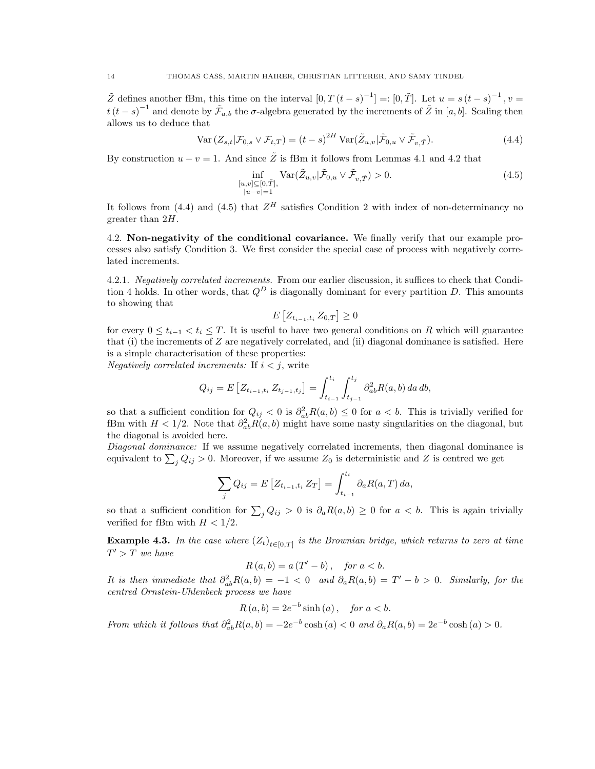$\tilde{Z}$ defines another fBm, this time on the interval $[0, T(t-s)^{-1}] =: [0, \tilde{T}]$. Let $u = s(t-s)^{-1}, v = t(t-s)^{-1}$ and denote by $\tilde{\mathcal{F}}_{a,b}$ the $\sigma$-algebra generated by the increments of $\tilde{Z}$ in $[a,b]$. Scaling then allows us to deduce that

$$\mathrm{Var}\left(Z_{s,t} | \mathcal{F}_{0,s} \vee \mathcal{F}_{t,T}\right) = (t-s)^{2H} \mathrm{Var}(\tilde{Z}_{u,v} | \tilde{\mathcal{F}}_{0,u} \vee \tilde{\mathcal{F}}_{v,\tilde{T}}). \tag{4.4}$$

By construction $u - v = 1$. And since $\tilde{Z}$ is fBm it follows from Lemmas 4.1 and 4.2 that

$$\inf_{\substack{[u,v]\subseteq[0,\tilde{T}],\\ |u-v|=1}} \mathrm{Var}(\tilde{Z}_{u,v} | \tilde{\mathcal{F}}_{0,u} \vee \tilde{\mathcal{F}}_{v,\tilde{T}}) > 0. \tag{4.5}$$

It follows from (4.4) and (4.5) that $Z^H$ satisfies Condition 2 with index of non-determinancy no greater than $2H$.

4.2. **Non-negativity of the conditional covariance.** We finally verify that our example processes also satisfy Condition 3. We first consider the special case of process with negatively correlated increments.

4.2.1. *Negatively correlated increments.* From our earlier discussion, it suffices to check that Condition 4 holds. In other words, that $Q^D$ is diagonally dominant for every partition $D$. This amounts to showing that

$$E\left[Z_{t_{i-1},t_i} Z_{0,T}\right] \geq 0$$

for every $0 \leq t_{i-1} < t_i \leq T$. It is useful to have two general conditions on $R$ which will guarantee that (i) the increments of $Z$ are negatively correlated, and (ii) diagonal dominance is satisfied. Here is a simple characterisation of these properties:

*Negatively correlated increments:* If $i < j$, write

$$Q_{ij} = E\left[Z_{t_{i-1},t_i} Z_{t_{j-1},t_j}\right] = \int_{t_{i-1}}^{t_i} \int_{t_{j-1}}^{t_j} \partial^2_{ab} R(a,b)\, da\, db,$$

so that a sufficient condition for $Q_{ij} < 0$ is $\partial^2_{ab} R(a,b) \leq 0$ for $a < b$. This is trivially verified for fBm with $H < 1/2$. Note that $\partial^2_{ab} R(a,b)$ might have some nasty singularities on the diagonal, but the diagonal is avoided here.

*Diagonal dominance:* If we assume negatively correlated increments, then diagonal dominance is equivalent to $\sum_j Q_{ij} > 0$. Moreover, if we assume $Z_0$ is deterministic and $Z$ is centred we get

$$\sum_j Q_{ij} = E\left[Z_{t_{i-1},t_i} Z_T\right] = \int_{t_{i-1}}^{t_i} \partial_a R(a,T)\, da,$$

so that a sufficient condition for $\sum_j Q_{ij} > 0$ is $\partial_a R(a,b) \geq 0$ for $a < b$. This is again trivially verified for fBm with $H < 1/2$.

**Example 4.3.** *In the case where $(Z_t)_{t\in[0,T]}$ is the Brownian bridge, which returns to zero at time $T' > T$ we have*

$$R(a,b) = a(T' - b), \quad \textit{for } a < b.$$

*It is then immediate that $\partial^2_{ab} R(a,b) = -1 < 0$ and $\partial_a R(a,b) = T' - b > 0$. Similarly, for the centred Ornstein-Uhlenbeck process we have*

$$R(a,b) = 2e^{-b}\sinh(a), \quad \textit{for } a < b.$$

*From which it follows that $\partial^2_{ab} R(a,b) = -2e^{-b}\cosh(a) < 0$ and $\partial_a R(a,b) = 2e^{-b}\cosh(a) > 0$.*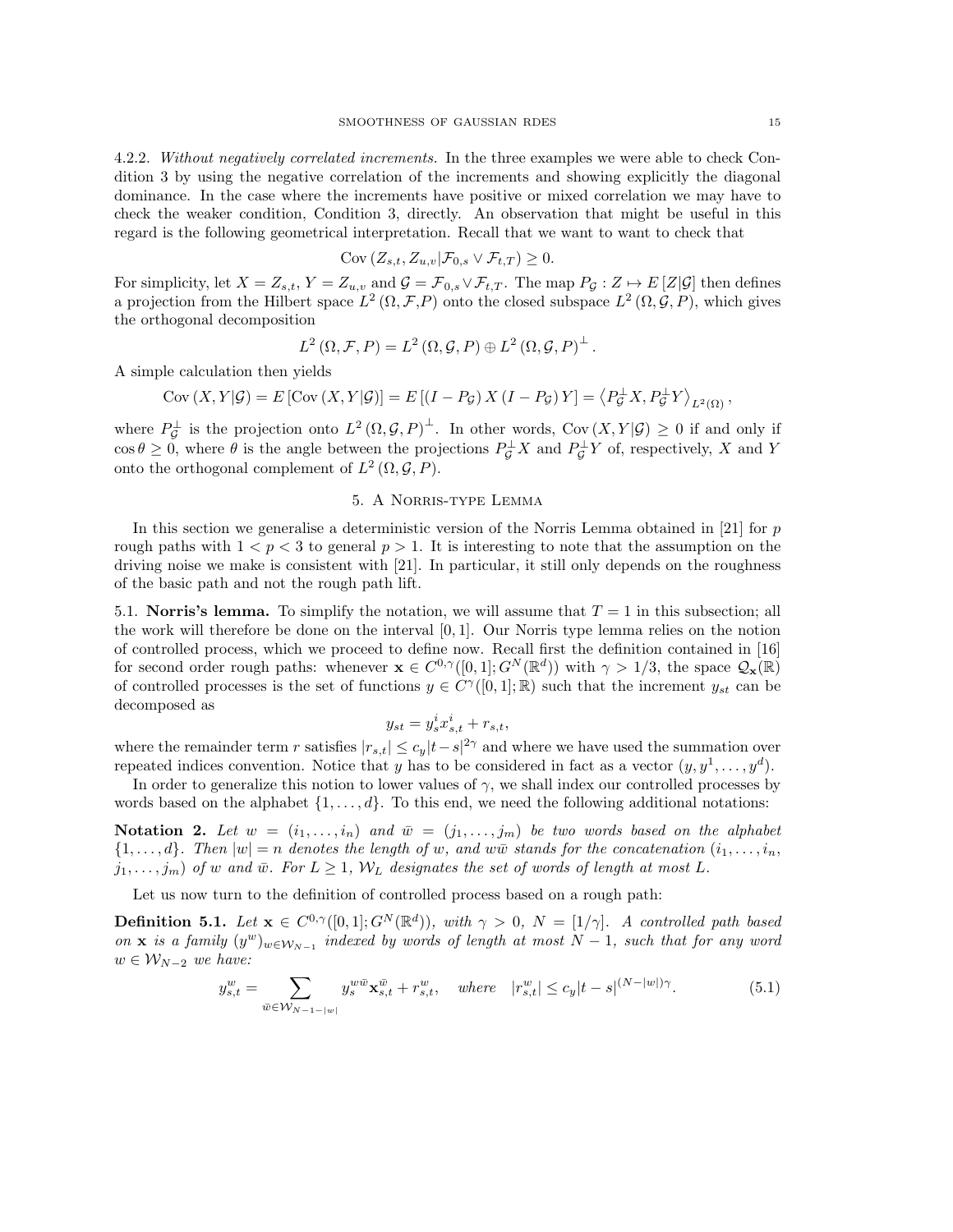4.2.2. *Without negatively correlated increments.* In the three examples we were able to check Condition 3 by using the negative correlation of the increments and showing explicitly the diagonal dominance. In the case where the increments have positive or mixed correlation we may have to check the weaker condition, Condition 3, directly. An observation that might be useful in this regard is the following geometrical interpretation. Recall that we want to want to check that

$$\operatorname{Cov}\left(Z_{s,t}, Z_{u,v} | \mathcal{F}_{0,s} \vee \mathcal{F}_{t,T}\right) \geq 0.$$

For simplicity, let $X = Z_{s,t}$, $Y = Z_{u,v}$ and $\mathcal{G} = \mathcal{F}_{0,s} \vee \mathcal{F}_{t,T}$. The map $P_{\mathcal{G}} : Z \mapsto E\left[Z|\mathcal{G}\right]$ then defines a projection from the Hilbert space $L^2\left(\Omega, \mathcal{F}, P\right)$ onto the closed subspace $L^2\left(\Omega, \mathcal{G}, P\right)$, which gives the orthogonal decomposition

$$L^2\left(\Omega, \mathcal{F}, P\right) = L^2\left(\Omega, \mathcal{G}, P\right) \oplus L^2\left(\Omega, \mathcal{G}, P\right)^{\perp}.$$

A simple calculation then yields

$$\operatorname{Cov}\left(X, Y|\mathcal{G}\right) = E\left[\operatorname{Cov}\left(X, Y|\mathcal{G}\right)\right] = E\left[\left(I - P_{\mathcal{G}}\right) X \left(I - P_{\mathcal{G}}\right) Y\right] = \left\langle P_{\mathcal{G}}^{\perp} X, P_{\mathcal{G}}^{\perp} Y \right\rangle_{L^2(\Omega)},$$

where $P_{\mathcal{G}}^{\perp}$ is the projection onto $L^2\left(\Omega, \mathcal{G}, P\right)^{\perp}$. In other words, $\operatorname{Cov}\left(X, Y|\mathcal{G}\right) \geq 0$ if and only if $\cos\theta \geq 0$, where $\theta$ is the angle between the projections $P_{\mathcal{G}}^{\perp} X$ and $P_{\mathcal{G}}^{\perp} Y$ of, respectively, $X$ and $Y$ onto the orthogonal complement of $L^2\left(\Omega, \mathcal{G}, P\right)$.

## 5. A Norris-type Lemma

In this section we generalise a deterministic version of the Norris Lemma obtained in [21] for $p$ rough paths with $1 < p < 3$ to general $p > 1$. It is interesting to note that the assumption on the driving noise we make is consistent with [21]. In particular, it still only depends on the roughness of the basic path and not the rough path lift.

5.1. **Norris's lemma.** To simplify the notation, we will assume that $T = 1$ in this subsection; all the work will therefore be done on the interval $[0, 1]$. Our Norris type lemma relies on the notion of controlled process, which we proceed to define now. Recall first the definition contained in [16] for second order rough paths: whenever $\mathbf{x} \in C^{0,\gamma}([0,1]; G^N(\mathbb{R}^d))$ with $\gamma > 1/3$, the space $\mathcal{Q}_{\mathbf{x}}(\mathbb{R})$ of controlled processes is the set of functions $y \in C^{\gamma}([0,1]; \mathbb{R})$ such that the increment $y_{st}$ can be decomposed as

$$y_{st} = y_s^i x_{s,t}^i + r_{s,t},$$

where the remainder term $r$ satisfies $|r_{s,t}| \leq c_y |t-s|^{2\gamma}$ and where we have used the summation over repeated indices convention. Notice that $y$ has to be considered in fact as a vector $(y, y^1, \ldots, y^d)$.

In order to generalize this notion to lower values of $\gamma$, we shall index our controlled processes by words based on the alphabet $\{1, \ldots, d\}$. To this end, we need the following additional notations:

**Notation 2.** *Let $w = (i_1, \ldots, i_n)$ and $\bar{w} = (j_1, \ldots, j_m)$ be two words based on the alphabet $\{1, \ldots, d\}$. Then $|w| = n$ denotes the length of $w$, and $w\bar{w}$ stands for the concatenation $(i_1, \ldots, i_n, j_1, \ldots, j_m)$ of $w$ and $\bar{w}$. For $L \geq 1$, $\mathcal{W}_L$ designates the set of words of length at most $L$.*

Let us now turn to the definition of controlled process based on a rough path:

**Definition 5.1.** *Let $\mathbf{x} \in C^{0,\gamma}([0,1]; G^N(\mathbb{R}^d))$, with $\gamma > 0$, $N = [1/\gamma]$. A controlled path based on $\mathbf{x}$ is a family $(y^w)_{w \in \mathcal{W}_{N-1}}$ indexed by words of length at most $N-1$, such that for any word $w \in \mathcal{W}_{N-2}$ we have:*

$$y_{s,t}^w = \sum_{\bar{w} \in \mathcal{W}_{N-1-|w|}} y_s^{w\bar{w}} \mathbf{x}_{s,t}^{\bar{w}} + r_{s,t}^w, \quad \text{where} \quad |r_{s,t}^w| \leq c_y |t-s|^{(N-|w|)\gamma}. \tag{5.1}$$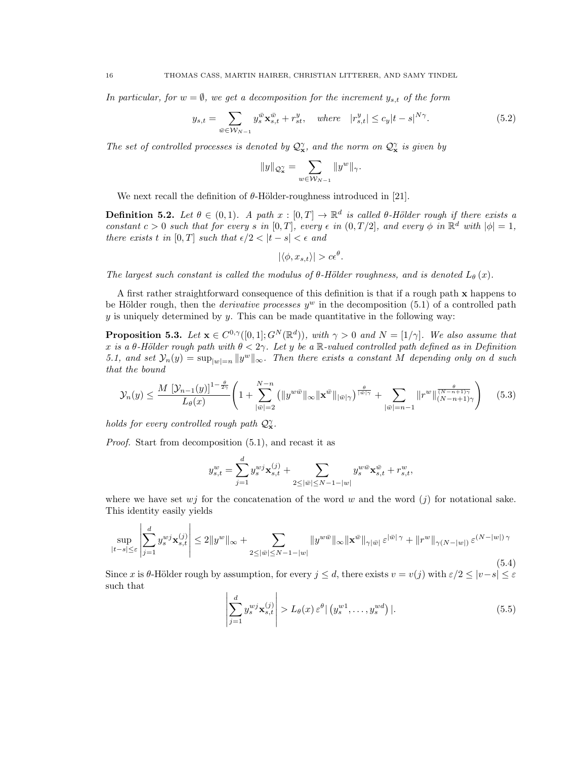*In particular, for $w = \emptyset$, we get a decomposition for the increment $y_{s,t}$ of the form*

$$y_{s,t} = \sum_{\bar{w} \in \mathcal{W}_{N-1}} y_s^{\bar{w}} \mathbf{x}_{s,t}^{\bar{w}} + r_{st}^y, \quad \text{where} \quad |r_{s,t}^y| \leq c_y |t-s|^{N\gamma}. \tag{5.2}$$

*The set of controlled processes is denoted by $\mathcal{Q}_{\mathbf{x}}^{\gamma}$, and the norm on $\mathcal{Q}_{\mathbf{x}}^{\gamma}$ is given by*

$$\|y\|_{\mathcal{Q}_{\mathbf{x}}^{\gamma}} = \sum_{w \in \mathcal{W}_{N-1}} \|y^w\|_{\gamma}.$$

We next recall the definition of $\theta$-Hölder-roughness introduced in [21].

**Definition 5.2.** *Let $\theta \in (0,1)$. A path $x : [0,T] \to \mathbb{R}^d$ is called $\theta$-Hölder rough if there exists a constant $c > 0$ such that for every $s$ in $[0,T]$, every $\epsilon$ in $(0, T/2]$, and every $\phi$ in $\mathbb{R}^d$ with $|\phi| = 1$, there exists $t$ in $[0,T]$ such that $\epsilon/2 < |t-s| < \epsilon$ and*

$$|\langle \phi, x_{s,t} \rangle| > c\epsilon^{\theta}.$$

*The largest such constant is called the modulus of $\theta$-Hölder roughness, and is denoted $L_{\theta}(x)$.*

A first rather straightforward consequence of this definition is that if a rough path $\mathbf{x}$ happens to be Hölder rough, then the *derivative processes* $y^w$ in the decomposition (5.1) of a controlled path $y$ is uniquely determined by $y$. This can be made quantitative in the following way:

**Proposition 5.3.** *Let $\mathbf{x} \in C^{0,\gamma}([0,1]; G^N(\mathbb{R}^d))$, with $\gamma > 0$ and $N = [1/\gamma]$. We also assume that $x$ is a $\theta$-Hölder rough path with $\theta < 2\gamma$. Let $y$ be a $\mathbb{R}$-valued controlled path defined as in Definition 5.1, and set $\mathcal{Y}_n(y) = \sup_{|w|=n} \|y^w\|_{\infty}$. Then there exists a constant $M$ depending only on $d$ such that the bound*

$$\mathcal{Y}_n(y) \leq \frac{M\, [\mathcal{Y}_{n-1}(y)]^{1-\frac{\theta}{2\gamma}}}{L_{\theta}(x)} \left( 1 + \sum_{|\bar{w}|=2}^{N-n} \left( \|y^{w\bar{w}}\|_{\infty} \|\mathbf{x}^{\bar{w}}\|_{|\bar{w}|\gamma} \right)^{\frac{\theta}{|\bar{w}|\gamma}} + \sum_{|\bar{w}|=n-1} \|r^w\|_{(N-n+1)\gamma}^{\frac{\theta}{(N-n+1)\gamma}} \right) \tag{5.3}$$

*holds for every controlled rough path $\mathcal{Q}_{\mathbf{x}}^{\gamma}$.*

*Proof.* Start from decomposition (5.1), and recast it as

$$y_{s,t}^w = \sum_{j=1}^d y_s^{wj} \mathbf{x}_{s,t}^{(j)} + \sum_{2 \leq |\bar{w}| \leq N-1-|w|} y_s^{w\bar{w}} \mathbf{x}_{s,t}^{\bar{w}} + r_{s,t}^w,$$

where we have set $wj$ for the concatenation of the word $w$ and the word $(j)$ for notational sake. This identity easily yields

$$\sup_{|t-s| \leq \varepsilon} \left| \sum_{j=1}^d y_s^{wj} \mathbf{x}_{s,t}^{(j)} \right| \leq 2\|y^w\|_{\infty} + \sum_{2 \leq |\bar{w}| \leq N-1-|w|} \|y^{w\bar{w}}\|_{\infty} \|\mathbf{x}^{\bar{w}}\|_{\gamma|\bar{w}|}\, \varepsilon^{|\bar{w}|\,\gamma} + \|r^w\|_{\gamma(N-|w|)}\, \varepsilon^{(N-|w|)\,\gamma} \tag{5.4}$$

Since $x$ is $\theta$-Hölder rough by assumption, for every $j \leq d$, there exists $v = v(j)$ with $\varepsilon/2 \leq |v-s| \leq \varepsilon$ such that

$$\left| \sum_{j=1}^d y_s^{wj} \mathbf{x}_{s,t}^{(j)} \right| > L_{\theta}(x)\, \varepsilon^{\theta} |\left( y_s^{w1}, \ldots, y_s^{wd} \right)|. \tag{5.5}$$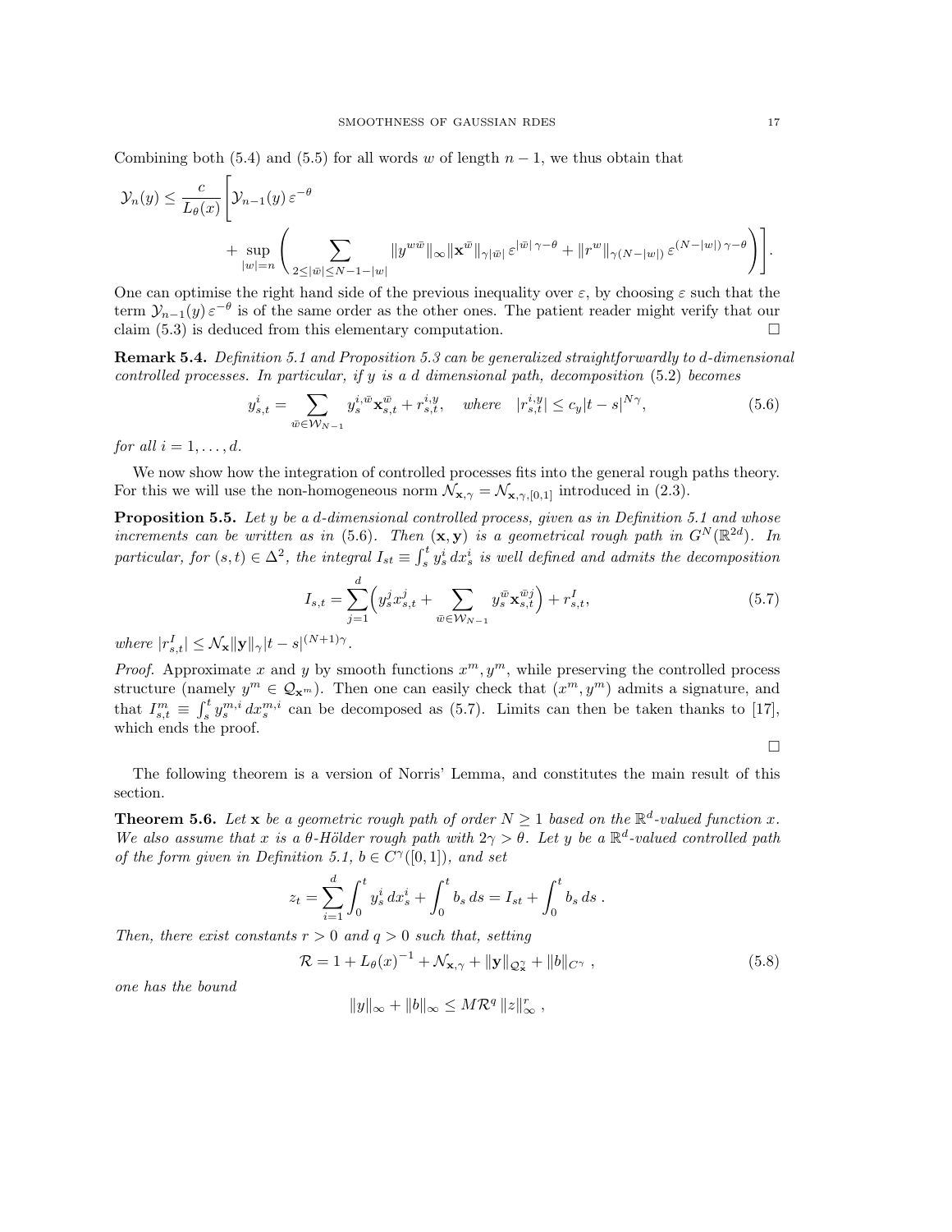Combining both (5.4) and (5.5) for all words $w$ of length $n-1$, we thus obtain that

$$
\mathcal{Y}_n(y) \leq \frac{c}{L_\theta(x)} \Bigg[ \mathcal{Y}_{n-1}(y)\, \varepsilon^{-\theta} + \sup_{|w|=n} \Bigg( \sum_{2 \leq |\bar{w}| \leq N-1-|w|} \|y^{w\bar{w}}\|_\infty \|\mathbf{x}^{\bar{w}}\|_{\gamma|\bar{w}|}\, \varepsilon^{|\bar{w}|\,\gamma-\theta} + \|r^w\|_{\gamma(N-|w|)}\, \varepsilon^{(N-|w|)\,\gamma-\theta} \Bigg) \Bigg].
$$

One can optimise the right hand side of the previous inequality over $\varepsilon$, by choosing $\varepsilon$ such that the term $\mathcal{Y}_{n-1}(y)\, \varepsilon^{-\theta}$ is of the same order as the other ones. The patient reader might verify that our claim (5.3) is deduced from this elementary computation. $\square$

**Remark 5.4.** *Definition 5.1 and Proposition 5.3 can be generalized straightforwardly to $d$-dimensional controlled processes. In particular, if $y$ is a $d$ dimensional path, decomposition* (5.2) *becomes*

$$
y^i_{s,t} = \sum_{\bar{w} \in \mathcal{W}_{N-1}} y^{i,\bar{w}}_s \mathbf{x}^{\bar{w}}_{s,t} + r^{i,y}_{s,t}, \quad \text{where} \quad |r^{i,y}_{s,t}| \leq c_y |t-s|^{N\gamma}, \tag{5.6}
$$

*for all $i = 1, \ldots, d$.*

We now show how the integration of controlled processes fits into the general rough paths theory. For this we will use the non-homogeneous norm $\mathcal{N}_{\mathbf{x},\gamma} = \mathcal{N}_{\mathbf{x},\gamma,[0,1]}$ introduced in (2.3).

**Proposition 5.5.** *Let $y$ be a $d$-dimensional controlled process, given as in Definition 5.1 and whose increments can be written as in* (5.6)*. Then $(\mathbf{x}, \mathbf{y})$ is a geometrical rough path in $G^N(\mathbb{R}^{2d})$. In particular, for $(s,t) \in \Delta^2$, the integral $I_{st} \equiv \int_s^t y^i_s\, dx^i_s$ is well defined and admits the decomposition*

$$
I_{s,t} = \sum_{j=1}^{d} \Big( y^j_s x^j_{s,t} + \sum_{\bar{w} \in \mathcal{W}_{N-1}} y^{\bar{w}}_s \mathbf{x}^{\bar{w}j}_{s,t} \Big) + r^I_{s,t}, \tag{5.7}
$$

*where $|r^I_{s,t}| \leq \mathcal{N}_{\mathbf{x}} \|\mathbf{y}\|_\gamma |t-s|^{(N+1)\gamma}$.*

*Proof.* Approximate $x$ and $y$ by smooth functions $x^m, y^m$, while preserving the controlled process structure (namely $y^m \in \mathcal{Q}_{\mathbf{x}^m}$). Then one can easily check that $(x^m, y^m)$ admits a signature, and that $I^m_{s,t} \equiv \int_s^t y^{m,i}_s\, dx^{m,i}_s$ can be decomposed as (5.7). Limits can then be taken thanks to [17], which ends the proof.

$\square$

The following theorem is a version of Norris' Lemma, and constitutes the main result of this section.

**Theorem 5.6.** *Let $\mathbf{x}$ be a geometric rough path of order $N \geq 1$ based on the $\mathbb{R}^d$-valued function $x$. We also assume that $x$ is a $\theta$-Hölder rough path with $2\gamma > \theta$. Let $y$ be a $\mathbb{R}^d$-valued controlled path of the form given in Definition 5.1, $b \in C^\gamma([0,1])$, and set*

$$
z_t = \sum_{i=1}^{d} \int_0^t y^i_s\, dx^i_s + \int_0^t b_s\, ds = I_{st} + \int_0^t b_s\, ds\,.
$$

*Then, there exist constants $r > 0$ and $q > 0$ such that, setting*

$$
\mathcal{R} = 1 + L_\theta(x)^{-1} + \mathcal{N}_{\mathbf{x},\gamma} + \|\mathbf{y}\|_{\mathcal{Q}^\gamma_{\mathbf{x}}} + \|b\|_{C^\gamma}\,, \tag{5.8}
$$

*one has the bound*

$$
\|y\|_\infty + \|b\|_\infty \leq M \mathcal{R}^q \, \|z\|^r_\infty\,,
$$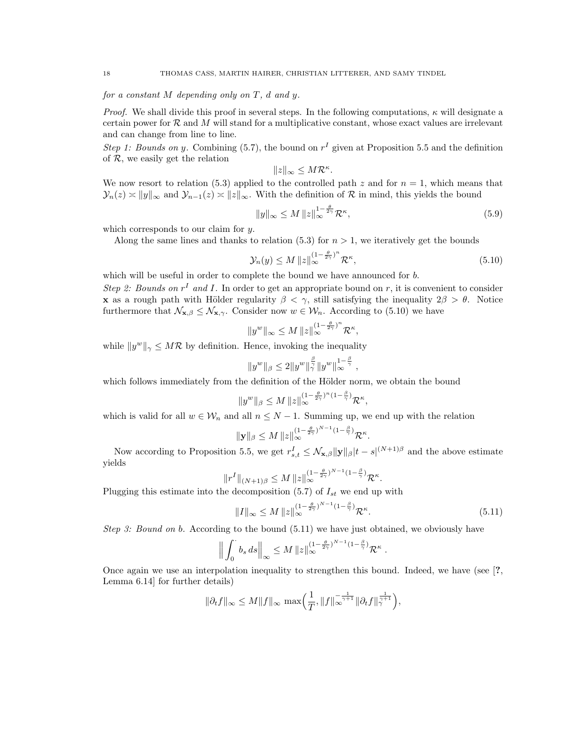*for a constant $M$ depending only on $T$, $d$ and $y$.*

*Proof.* We shall divide this proof in several steps. In the following computations, $\kappa$ will designate a certain power for $\mathcal{R}$ and $M$ will stand for a multiplicative constant, whose exact values are irrelevant and can change from line to line.

*Step 1: Bounds on $y$.* Combining (5.7), the bound on $r^I$ given at Proposition 5.5 and the definition of $\mathcal{R}$, we easily get the relation

$$\|z\|_\infty \le M\mathcal{R}^\kappa.$$

We now resort to relation (5.3) applied to the controlled path $z$ and for $n=1$, which means that $\mathcal{Y}_n(z) \asymp \|y\|_\infty$ and $\mathcal{Y}_{n-1}(z) \asymp \|z\|_\infty$. With the definition of $\mathcal{R}$ in mind, this yields the bound

$$\|y\|_\infty \le M\, \|z\|_\infty^{1-\frac{\theta}{2\gamma}} \mathcal{R}^\kappa, \tag{5.9}$$

which corresponds to our claim for $y$.

Along the same lines and thanks to relation (5.3) for $n>1$, we iteratively get the bounds

$$\mathcal{Y}_n(y) \le M\, \|z\|_\infty^{(1-\frac{\theta}{2\gamma})^n} \mathcal{R}^\kappa, \tag{5.10}$$

which will be useful in order to complete the bound we have announced for $b$.

*Step 2: Bounds on $r^I$ and $I$.* In order to get an appropriate bound on $r$, it is convenient to consider $\mathbf{x}$ as a rough path with Hölder regularity $\beta<\gamma$, still satisfying the inequality $2\beta>\theta$. Notice furthermore that $\mathcal{N}_{\mathbf{x},\beta} \le \mathcal{N}_{\mathbf{x},\gamma}$. Consider now $w\in\mathcal{W}_n$. According to (5.10) we have

$$\|y^w\|_\infty \le M\, \|z\|_\infty^{(1-\frac{\theta}{2\gamma})^n} \mathcal{R}^\kappa,$$

while $\|y^w\|_\gamma \le M\mathcal{R}$ by definition. Hence, invoking the inequality

$$\|y^w\|_\beta \le 2\|y^w\|_\gamma^{\frac{\beta}{\gamma}} \|y^w\|_\infty^{1-\frac{\beta}{\gamma}},$$

which follows immediately from the definition of the Hölder norm, we obtain the bound

$$\|y^w\|_\beta \le M\, \|z\|_\infty^{(1-\frac{\theta}{2\gamma})^n(1-\frac{\beta}{\gamma})} \mathcal{R}^\kappa,$$

which is valid for all $w\in\mathcal{W}_n$ and all $n\le N-1$. Summing up, we end up with the relation

$$\|\mathbf{y}\|_\beta \le M\, \|z\|_\infty^{(1-\frac{\theta}{2\gamma})^{N-1}(1-\frac{\beta}{\gamma})} \mathcal{R}^\kappa.$$

Now according to Proposition 5.5, we get $r^I_{s,t} \le \mathcal{N}_{\mathbf{x},\beta}\|\mathbf{y}\|_\beta |t-s|^{(N+1)\beta}$ and the above estimate yields

$$\|r^I\|_{(N+1)\beta} \le M\, \|z\|_\infty^{(1-\frac{\theta}{2\gamma})^{N-1}(1-\frac{\beta}{\gamma})} \mathcal{R}^\kappa.$$

Plugging this estimate into the decomposition (5.7) of $I_{st}$ we end up with

$$\|I\|_\infty \le M\, \|z\|_\infty^{(1-\frac{\theta}{2\gamma})^{N-1}(1-\frac{\beta}{\gamma})} \mathcal{R}^\kappa. \tag{5.11}$$

*Step 3: Bound on $b$.* According to the bound (5.11) we have just obtained, we obviously have

$$\Big\| \int_0^\cdot b_s\, ds \Big\|_\infty \le M\, \|z\|_\infty^{(1-\frac{\theta}{2\gamma})^{N-1}(1-\frac{\beta}{\gamma})} \mathcal{R}^\kappa.$$

Once again we use an interpolation inequality to strengthen this bound. Indeed, we have (see [?, Lemma 6.14] for further details)

$$\|\partial_t f\|_\infty \le M\|f\|_\infty \max\Big(\frac{1}{T}, \|f\|_\infty^{-\frac{1}{\gamma+1}} \|\partial_t f\|_\gamma^{\frac{1}{\gamma+1}}\Big),$$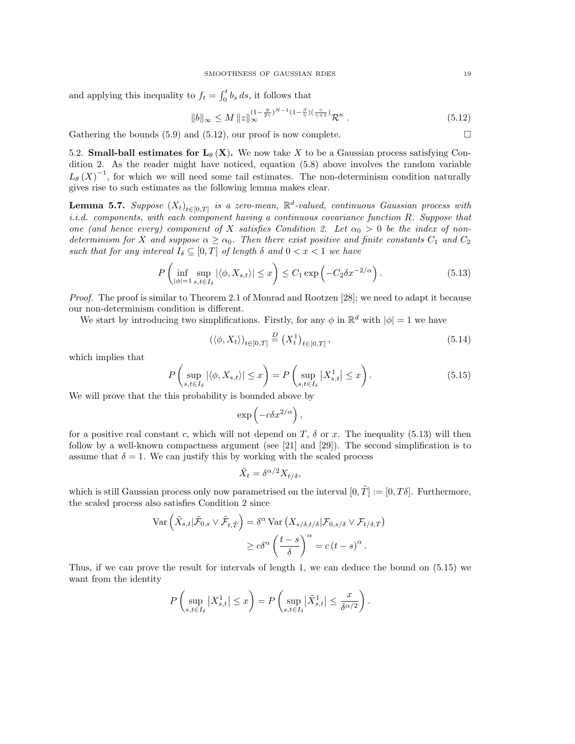and applying this inequality to $f_t = \int_0^t b_s \, ds$, it follows that

$$\|b\|_\infty \leq M \|z\|_\infty^{(1-\frac{\theta}{2\gamma})^{N-1}(1-\frac{\beta}{\gamma})(\frac{\gamma}{\gamma+1})} \mathcal{R}^\kappa \,. \tag{5.12}$$

Gathering the bounds (5.9) and (5.12), our proof is now complete. $\square$

5.2. **Small-ball estimates for $\mathbf{L}_\theta\left(\mathbf{X}\right)$.** We now take $X$ to be a Gaussian process satisfying Condition 2. As the reader might have noticed, equation (5.8) above involves the random variable $L_\theta\left(X\right)^{-1}$, for which we will need some tail estimates. The non-determinism condition naturally gives rise to such estimates as the following lemma makes clear.

**Lemma 5.7.** *Suppose $\left(X_t\right)_{t\in[0,T]}$ is a zero-mean, $\mathbb{R}^d$-valued, continuous Gaussian process with i.i.d. components, with each component having a continuous covariance function $R$. Suppose that one (and hence every) component of $X$ satisfies Condition 2. Let $\alpha_0 > 0$ be the index of non-determinism for $X$ and suppose $\alpha \geq \alpha_0$. Then there exist positive and finite constants $C_1$ and $C_2$ such that for any interval $I_\delta \subseteq [0,T]$ of length $\delta$ and $0 < x < 1$ we have*

$$P\left(\inf_{|\phi|=1} \sup_{s,t\in I_\delta} |\langle \phi, X_{s,t}\rangle| \leq x\right) \leq C_1 \exp\left(-C_2 \delta x^{-2/\alpha}\right). \tag{5.13}$$

*Proof.* The proof is similar to Theorem 2.1 of Monrad and Rootzen [28]; we need to adapt it because our non-determinism condition is different.

We start by introducing two simplifications. Firstly, for any $\phi$ in $\mathbb{R}^d$ with $|\phi| = 1$ we have

$$\left(\langle \phi, X_t\rangle\right)_{t\in[0,T]} \overset{D}{=} \left(X_t^1\right)_{t\in[0,T]}, \tag{5.14}$$

which implies that

$$P\left(\sup_{s,t\in I_\delta} |\langle \phi, X_{s,t}\rangle| \leq x\right) = P\left(\sup_{s,t\in I_\delta} \left|X_{s,t}^1\right| \leq x\right). \tag{5.15}$$

We will prove that the this probability is bounded above by

$$\exp\left(-c\delta x^{2/\alpha}\right),$$

for a positive real constant $c$, which will not depend on $T$, $\delta$ or $x$. The inequality (5.13) will then follow by a well-known compactness argument (see [21] and [29]). The second simplification is to assume that $\delta = 1$. We can justify this by working with the scaled process

$$\tilde{X}_t = \delta^{\alpha/2} X_{t/\delta},$$

which is still Gaussian process only now parametrised on the interval $[0, \tilde{T}] := [0, T\delta]$. Furthermore, the scaled process also satisfies Condition 2 since

$$\begin{aligned}
\operatorname{Var}\left(\tilde{X}_{s,t}|\tilde{\mathcal{F}}_{0,s} \vee \tilde{\mathcal{F}}_{t,\tilde{T}}\right) &= \delta^\alpha \operatorname{Var}\left(X_{s/\delta,t/\delta}|\mathcal{F}_{0,s/\delta} \vee \mathcal{F}_{t/\delta,T}\right) \\
&\geq c\delta^\alpha \left(\frac{t-s}{\delta}\right)^\alpha = c\left(t-s\right)^\alpha.
\end{aligned}$$

Thus, if we can prove the result for intervals of length 1, we can deduce the bound on (5.15) we want from the identity

$$P\left(\sup_{s,t\in I_\delta} \left|X_{s,t}^1\right| \leq x\right) = P\left(\sup_{s,t\in I_1} \left|\tilde{X}_{s,t}^1\right| \leq \frac{x}{\delta^{\alpha/2}}\right).$$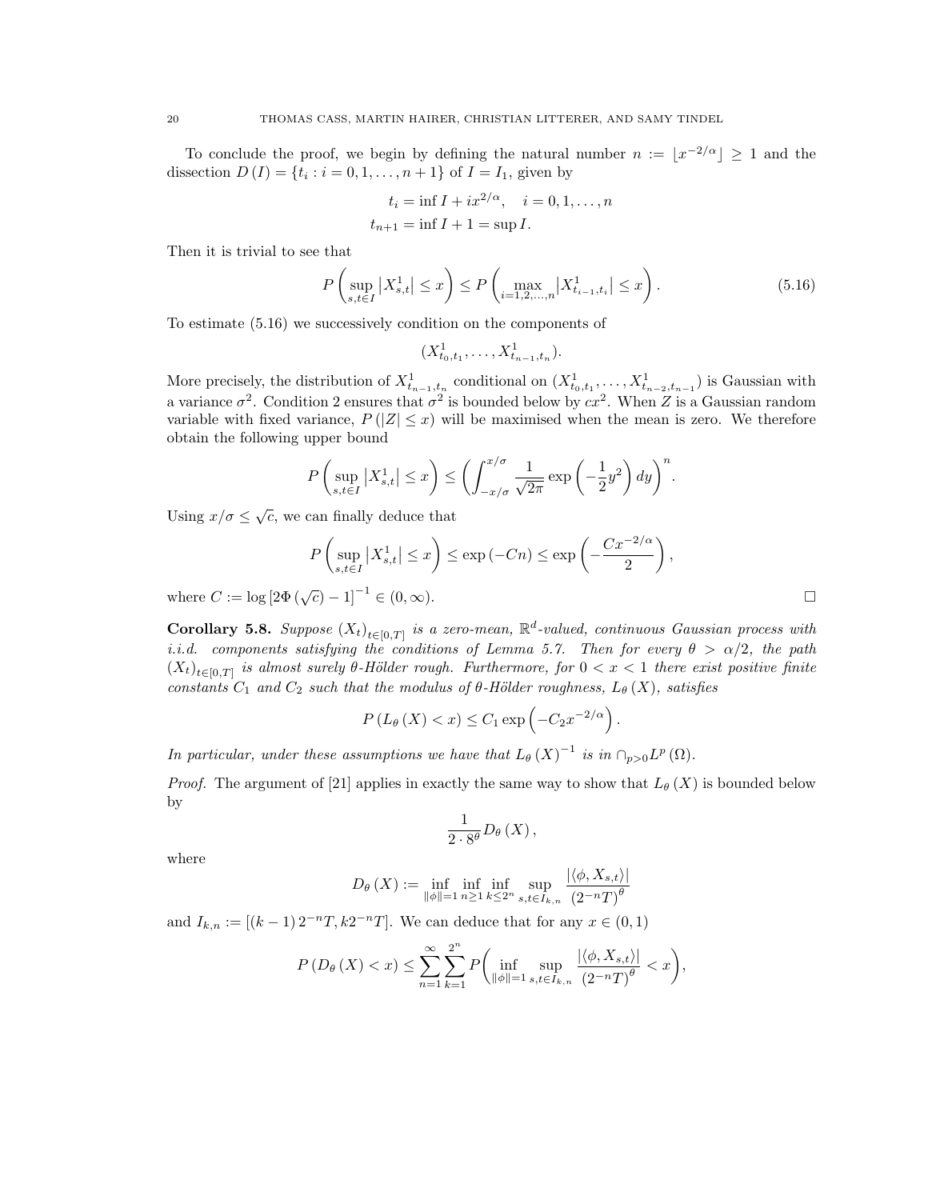To conclude the proof, we begin by defining the natural number $n := \lfloor x^{-2/\alpha} \rfloor \geq 1$ and the dissection $D(I) = \{t_i : i = 0, 1, \ldots, n+1\}$ of $I = I_1$, given by

$$
\begin{aligned}
t_i &= \inf I + i x^{2/\alpha}, \quad i = 0, 1, \ldots, n \\
t_{n+1} &= \inf I + 1 = \sup I.
\end{aligned}
$$

Then it is trivial to see that

$$
P\left(\sup_{s,t\in I} \left|X^1_{s,t}\right| \leq x\right) \leq P\left(\max_{i=1,2,\ldots,n} \left|X^1_{t_{i-1},t_i}\right| \leq x\right). \tag{5.16}
$$

To estimate (5.16) we successively condition on the components of

$$
(X^1_{t_0,t_1}, \ldots, X^1_{t_{n-1},t_n}).
$$

More precisely, the distribution of $X^1_{t_{n-1},t_n}$ conditional on $(X^1_{t_0,t_1}, \ldots, X^1_{t_{n-2},t_{n-1}})$ is Gaussian with a variance $\sigma^2$. Condition 2 ensures that $\sigma^2$ is bounded below by $cx^2$. When $Z$ is a Gaussian random variable with fixed variance, $P(|Z| \leq x)$ will be maximised when the mean is zero. We therefore obtain the following upper bound

$$
P\left(\sup_{s,t\in I} \left|X^1_{s,t}\right| \leq x\right) \leq \left(\int_{-x/\sigma}^{x/\sigma} \frac{1}{\sqrt{2\pi}} \exp\left(-\frac{1}{2}y^2\right) dy\right)^n.
$$

Using $x/\sigma \leq \sqrt{c}$, we can finally deduce that

$$
P\left(\sup_{s,t\in I} \left|X^1_{s,t}\right| \leq x\right) \leq \exp(-Cn) \leq \exp\left(-\frac{Cx^{-2/\alpha}}{2}\right),
$$

where $C := \log\left[2\Phi(\sqrt{c}) - 1\right]^{-1} \in (0, \infty)$. $\square$

**Corollary 5.8.** *Suppose $(X_t)_{t\in[0,T]}$ is a zero-mean, $\mathbb{R}^d$-valued, continuous Gaussian process with i.i.d. components satisfying the conditions of Lemma 5.7. Then for every $\theta > \alpha/2$, the path $(X_t)_{t\in[0,T]}$ is almost surely $\theta$-Hölder rough. Furthermore, for $0 < x < 1$ there exist positive finite constants $C_1$ and $C_2$ such that the modulus of $\theta$-Hölder roughness, $L_\theta(X)$, satisfies*

$$
P(L_\theta(X) < x) \leq C_1 \exp\left(-C_2 x^{-2/\alpha}\right).
$$

*In particular, under these assumptions we have that $L_\theta(X)^{-1}$ is in $\cap_{p>0} L^p(\Omega)$.*

*Proof.* The argument of [21] applies in exactly the same way to show that $L_\theta(X)$ is bounded below by

$$
\frac{1}{2\cdot 8^\theta} D_\theta(X),
$$

where

$$
D_\theta(X) := \inf_{\|\phi\|=1} \inf_{n\geq 1} \inf_{k\leq 2^n} \sup_{s,t\in I_{k,n}} \frac{|\langle \phi, X_{s,t}\rangle|}{(2^{-n}T)^\theta}
$$

and $I_{k,n} := [(k-1)2^{-n}T, k2^{-n}T]$. We can deduce that for any $x \in (0,1)$

$$
P(D_\theta(X) < x) \leq \sum_{n=1}^{\infty} \sum_{k=1}^{2^n} P\left(\inf_{\|\phi\|=1} \sup_{s,t\in I_{k,n}} \frac{|\langle \phi, X_{s,t}\rangle|}{(2^{-n}T)^\theta} < x\right),
$$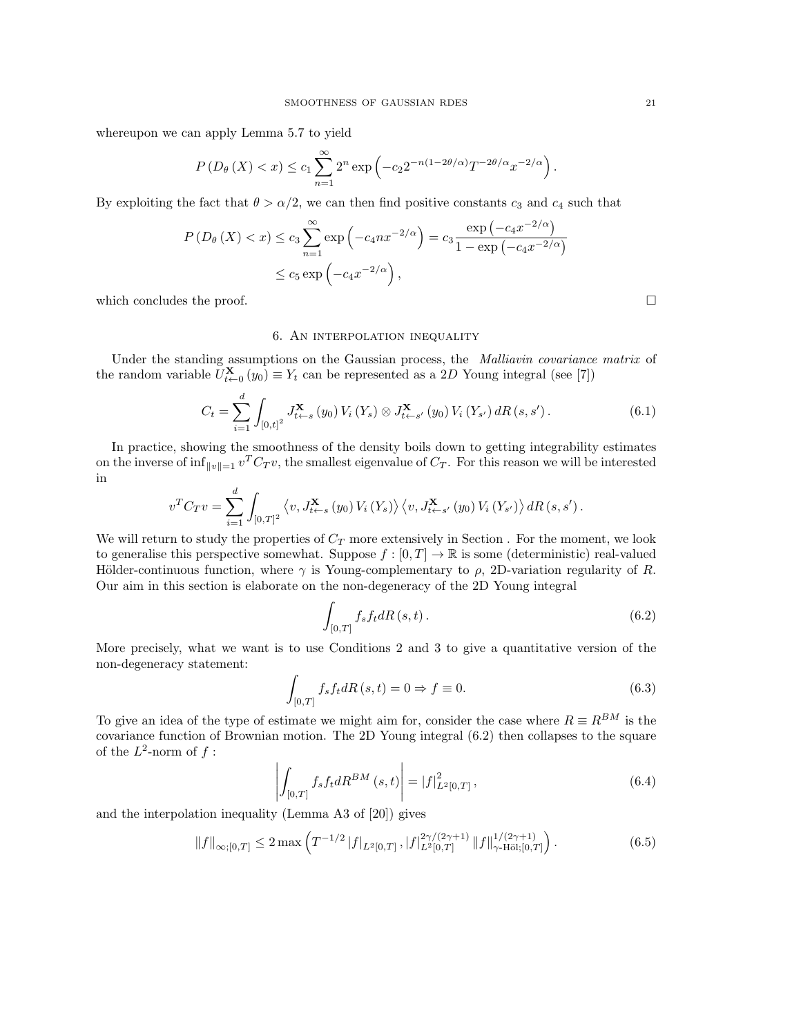whereupon we can apply Lemma 5.7 to yield

$$P\left(D_{\theta}\left(X\right)<x\right)\leq c_{1}\sum_{n=1}^{\infty}2^{n}\exp\left(-c_{2}2^{-n\left(1-2\theta/\alpha\right)}T^{-2\theta/\alpha}x^{-2/\alpha}\right).$$

By exploiting the fact that $\theta>\alpha/2$, we can then find positive constants $c_3$ and $c_4$ such that

$$\begin{aligned}P\left(D_{\theta}\left(X\right)<x\right)&\leq c_{3}\sum_{n=1}^{\infty}\exp\left(-c_{4}nx^{-2/\alpha}\right)=c_{3}\frac{\exp\left(-c_{4}x^{-2/\alpha}\right)}{1-\exp\left(-c_{4}x^{-2/\alpha}\right)}\\&\leq c_{5}\exp\left(-c_{4}x^{-2/\alpha}\right),\end{aligned}$$

which concludes the proof. □

## 6. An interpolation inequality

Under the standing assumptions on the Gaussian process, the *Malliavin covariance matrix* of the random variable $U_{t\leftarrow0}^{\mathbf{X}}\left(y_{0}\right)\equiv Y_{t}$ can be represented as a $2D$ Young integral (see [7])

$$C_{t}=\sum_{i=1}^{d}\int_{\left[0,t\right]^{2}}J_{t\leftarrow s}^{\mathbf{X}}\left(y_{0}\right)V_{i}\left(Y_{s}\right)\otimes J_{t\leftarrow s'}^{\mathbf{X}}\left(y_{0}\right)V_{i}\left(Y_{s'}\right)dR\left(s,s'\right).\tag{6.1}$$

In practice, showing the smoothness of the density boils down to getting integrability estimates on the inverse of $\inf_{\|v\|=1}v^{T}C_{T}v$, the smallest eigenvalue of $C_T$. For this reason we will be interested in

$$v^{T}C_{T}v=\sum_{i=1}^{d}\int_{\left[0,T\right]^{2}}\left\langle v,J_{t\leftarrow s}^{\mathbf{X}}\left(y_{0}\right)V_{i}\left(Y_{s}\right)\right\rangle\left\langle v,J_{t\leftarrow s'}^{\mathbf{X}}\left(y_{0}\right)V_{i}\left(Y_{s'}\right)\right\rangle dR\left(s,s'\right).$$

We will return to study the properties of $C_T$ more extensively in Section . For the moment, we look to generalise this perspective somewhat. Suppose $f:[0,T]\rightarrow\mathbb{R}$ is some (deterministic) real-valued Hölder-continuous function, where $\gamma$ is Young-complementary to $\rho$, 2D-variation regularity of $R$. Our aim in this section is elaborate on the non-degeneracy of the 2D Young integral

$$\int_{[0,T]}f_{s}f_{t}dR\left(s,t\right).\tag{6.2}$$

More precisely, what we want is to use Conditions 2 and 3 to give a quantitative version of the non-degeneracy statement:

$$\int_{[0,T]}f_{s}f_{t}dR\left(s,t\right)=0\Rightarrow f\equiv0.\tag{6.3}$$

To give an idea of the type of estimate we might aim for, consider the case where $R\equiv R^{BM}$ is the covariance function of Brownian motion. The 2D Young integral (6.2) then collapses to the square of the $L^2$-norm of $f$ :

$$\left|\int_{[0,T]}f_{s}f_{t}dR^{BM}\left(s,t\right)\right|=\left|f\right|_{L^{2}[0,T]}^{2},\tag{6.4}$$

and the interpolation inequality (Lemma A3 of [20]) gives

$$\left\|f\right\|_{\infty;[0,T]}\leq2\max\left(T^{-1/2}\left|f\right|_{L^{2}[0,T]},\left|f\right|_{L^{2}[0,T]}^{2\gamma/(2\gamma+1)}\left\|f\right\|_{\gamma\text{-Höl};[0,T]}^{1/(2\gamma+1)}\right).\tag{6.5}$$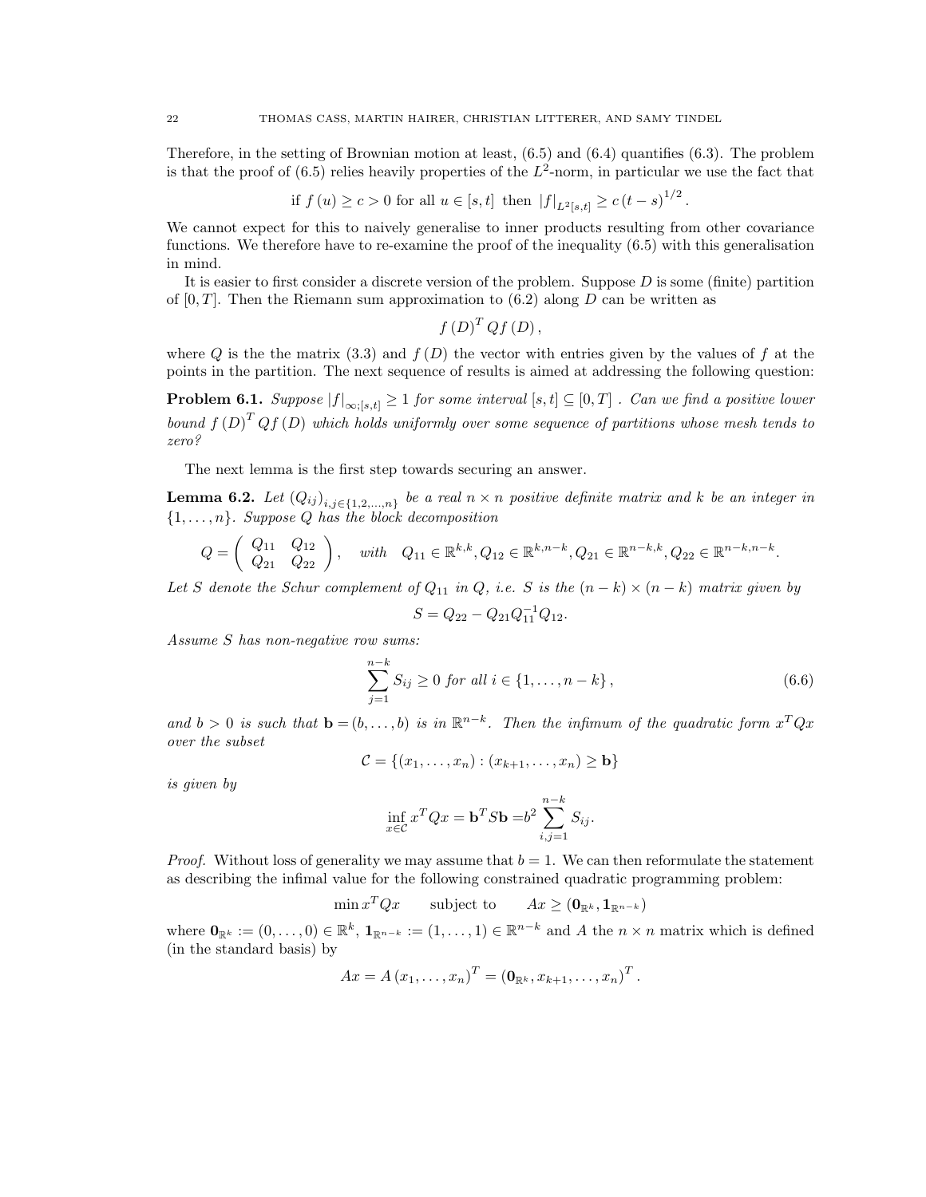Therefore, in the setting of Brownian motion at least, (6.5) and (6.4) quantifies (6.3). The problem is that the proof of (6.5) relies heavily properties of the $L^2$-norm, in particular we use the fact that

$$\text{if } f(u) \geq c > 0 \text{ for all } u \in [s,t] \text{ then } |f|_{L^2[s,t]} \geq c\,(t-s)^{1/2}.$$

We cannot expect for this to naively generalise to inner products resulting from other covariance functions. We therefore have to re-examine the proof of the inequality (6.5) with this generalisation in mind.

It is easier to first consider a discrete version of the problem. Suppose $D$ is some (finite) partition of $[0,T]$. Then the Riemann sum approximation to (6.2) along $D$ can be written as

$$f(D)^T Q f(D),$$

where $Q$ is the the matrix (3.3) and $f(D)$ the vector with entries given by the values of $f$ at the points in the partition. The next sequence of results is aimed at addressing the following question:

**Problem 6.1.** *Suppose $|f|_{\infty;[s,t]} \geq 1$ for some interval $[s,t] \subseteq [0,T]$ . Can we find a positive lower bound $f(D)^T Q f(D)$ which holds uniformly over some sequence of partitions whose mesh tends to zero?*

The next lemma is the first step towards securing an answer.

**Lemma 6.2.** *Let $(Q_{ij})_{i,j\in\{1,2,\ldots,n\}}$ be a real $n \times n$ positive definite matrix and $k$ be an integer in $\{1,\ldots,n\}$. Suppose $Q$ has the block decomposition*

$$Q = \begin{pmatrix} Q_{11} & Q_{12} \\ Q_{21} & Q_{22} \end{pmatrix}, \quad \text{with} \quad Q_{11} \in \mathbb{R}^{k,k}, Q_{12} \in \mathbb{R}^{k,n-k}, Q_{21} \in \mathbb{R}^{n-k,k}, Q_{22} \in \mathbb{R}^{n-k,n-k}.$$

*Let $S$ denote the Schur complement of $Q_{11}$ in $Q$, i.e. $S$ is the $(n-k) \times (n-k)$ matrix given by*

$$S = Q_{22} - Q_{21} Q_{11}^{-1} Q_{12}.$$

*Assume $S$ has non-negative row sums:*

$$\sum_{j=1}^{n-k} S_{ij} \geq 0 \text{ for all } i \in \{1,\ldots,n-k\}, \tag{6.6}$$

*and $b > 0$ is such that $\mathbf{b} = (b,\ldots,b)$ is in $\mathbb{R}^{n-k}$. Then the infimum of the quadratic form $x^T Q x$ over the subset*

$$\mathcal{C} = \{(x_1,\ldots,x_n) : (x_{k+1},\ldots,x_n) \geq \mathbf{b}\}$$

*is given by*

$$\inf_{x\in\mathcal{C}} x^T Q x = \mathbf{b}^T S \mathbf{b} = b^2 \sum_{i,j=1}^{n-k} S_{ij}.$$

*Proof.* Without loss of generality we may assume that $b = 1$. We can then reformulate the statement as describing the infimal value for the following constrained quadratic programming problem:

$$\min x^T Q x \qquad \text{subject to} \qquad Ax \geq (\mathbf{0}_{\mathbb{R}^k}, \mathbf{1}_{\mathbb{R}^{n-k}})$$

where $\mathbf{0}_{\mathbb{R}^k} := (0,\ldots,0) \in \mathbb{R}^k$, $\mathbf{1}_{\mathbb{R}^{n-k}} := (1,\ldots,1) \in \mathbb{R}^{n-k}$ and $A$ the $n \times n$ matrix which is defined (in the standard basis) by

$$Ax = A(x_1,\ldots,x_n)^T = (\mathbf{0}_{\mathbb{R}^k}, x_{k+1},\ldots,x_n)^T.$$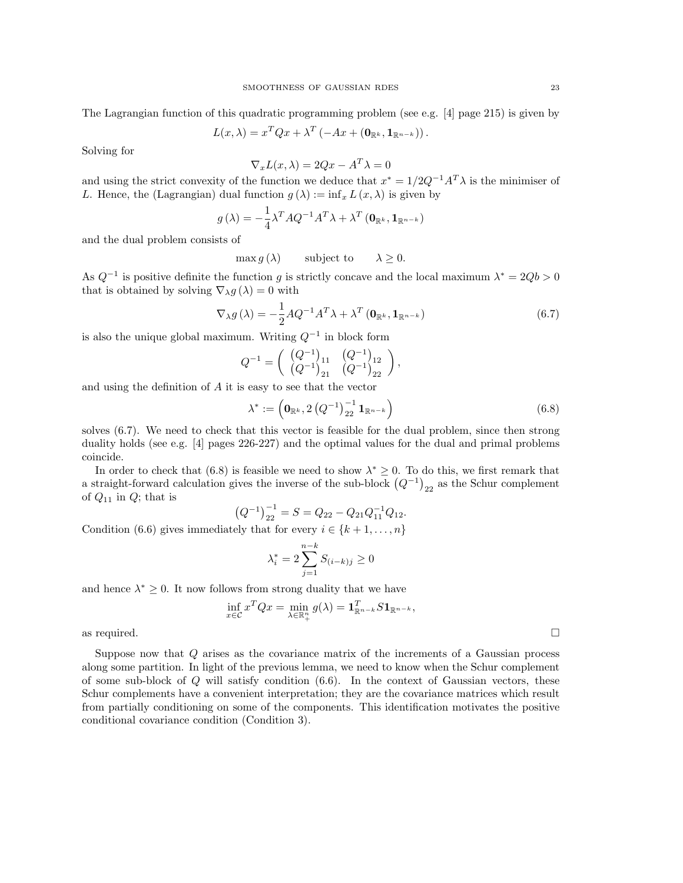The Lagrangian function of this quadratic programming problem (see e.g. [4] page 215) is given by

$$L(x,\lambda) = x^T Q x + \lambda^T \left(-Ax + (\mathbf{0}_{\mathbb{R}^k}, \mathbf{1}_{\mathbb{R}^{n-k}})\right).$$

Solving for

$$\nabla_x L(x,\lambda) = 2Qx - A^T\lambda = 0$$

and using the strict convexity of the function we deduce that $x^* = 1/2Q^{-1}A^T\lambda$ is the minimiser of $L$. Hence, the (Lagrangian) dual function $g(\lambda) := \inf_x L(x,\lambda)$ is given by

$$g(\lambda) = -\frac{1}{4}\lambda^T A Q^{-1} A^T \lambda + \lambda^T (\mathbf{0}_{\mathbb{R}^k}, \mathbf{1}_{\mathbb{R}^{n-k}})$$

and the dual problem consists of

$$\max g(\lambda) \qquad \text{subject to} \qquad \lambda \geq 0.$$

As $Q^{-1}$ is positive definite the function $g$ is strictly concave and the local maximum $\lambda^* = 2Qb > 0$ that is obtained by solving $\nabla_\lambda g(\lambda) = 0$ with

$$\nabla_\lambda g(\lambda) = -\frac{1}{2}AQ^{-1}A^T\lambda + \lambda^T (\mathbf{0}_{\mathbb{R}^k}, \mathbf{1}_{\mathbb{R}^{n-k}}) \tag{6.7}$$

is also the unique global maximum. Writing $Q^{-1}$ in block form

$$Q^{-1} = \begin{pmatrix} (Q^{-1})_{11} & (Q^{-1})_{12} \\ (Q^{-1})_{21} & (Q^{-1})_{22} \end{pmatrix},$$

and using the definition of $A$ it is easy to see that the vector

$$\lambda^* := \left(\mathbf{0}_{\mathbb{R}^k}, 2\left(Q^{-1}\right)_{22}^{-1}\mathbf{1}_{\mathbb{R}^{n-k}}\right) \tag{6.8}$$

solves (6.7). We need to check that this vector is feasible for the dual problem, since then strong duality holds (see e.g. [4] pages 226-227) and the optimal values for the dual and primal problems coincide.

In order to check that (6.8) is feasible we need to show $\lambda^* \geq 0$. To do this, we first remark that a straight-forward calculation gives the inverse of the sub-block $(Q^{-1})_{22}$ as the Schur complement of $Q_{11}$ in $Q$; that is

$$\left(Q^{-1}\right)_{22}^{-1} = S = Q_{22} - Q_{21}Q_{11}^{-1}Q_{12}.$$

Condition (6.6) gives immediately that for every $i \in \{k+1, \ldots, n\}$

$$\lambda_i^* = 2\sum_{j=1}^{n-k} S_{(i-k)j} \geq 0$$

and hence $\lambda^* \geq 0$. It now follows from strong duality that we have

$$\inf_{x\in\mathcal{C}} x^T Q x = \min_{\lambda\in\mathbb{R}^n_+} g(\lambda) = \mathbf{1}^T_{\mathbb{R}^{n-k}} S \mathbf{1}_{\mathbb{R}^{n-k}},$$

as required. □

Suppose now that $Q$ arises as the covariance matrix of the increments of a Gaussian process along some partition. In light of the previous lemma, we need to know when the Schur complement of some sub-block of $Q$ will satisfy condition (6.6). In the context of Gaussian vectors, these Schur complements have a convenient interpretation; they are the covariance matrices which result from partially conditioning on some of the components. This identification motivates the positive conditional covariance condition (Condition 3).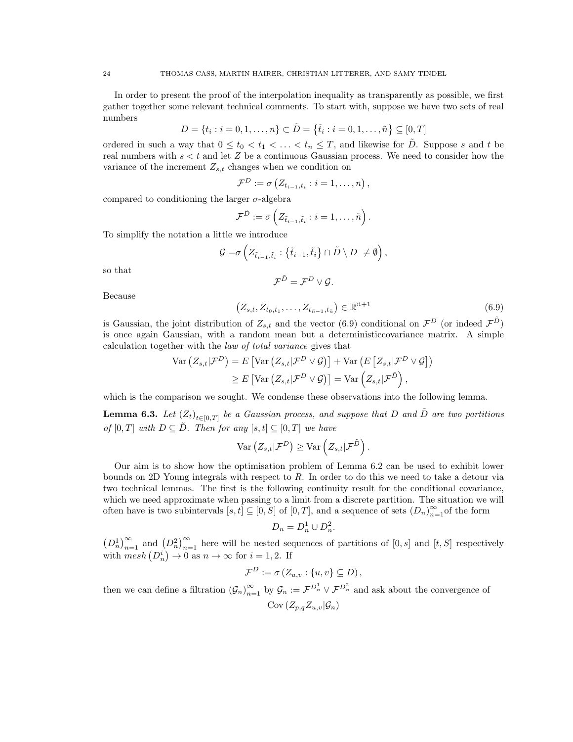In order to present the proof of the interpolation inequality as transparently as possible, we first gather together some relevant technical comments. To start with, suppose we have two sets of real numbers

$$D = \{t_i : i = 0, 1, \ldots, n\} \subset \tilde{D} = \{\tilde{t}_i : i = 0, 1, \ldots, \tilde{n}\} \subseteq [0, T]$$

ordered in such a way that $0 \leq t_0 < t_1 < \ldots < t_n \leq T$, and likewise for $\tilde{D}$. Suppose $s$ and $t$ be real numbers with $s < t$ and let $Z$ be a continuous Gaussian process. We need to consider how the variance of the increment $Z_{s,t}$ changes when we condition on

$$\mathcal{F}^D := \sigma\left(Z_{t_{i-1},t_i} : i = 1, \ldots, n\right),$$

compared to conditioning the larger $\sigma$-algebra

$$\mathcal{F}^{\tilde{D}} := \sigma\left(Z_{\tilde{t}_{i-1},\tilde{t}_i} : i = 1, \ldots, \tilde{n}\right).$$

To simplify the notation a little we introduce

$$\mathcal{G} = \sigma\left(Z_{\tilde{t}_{i-1},\tilde{t}_i} : \{\tilde{t}_{i-1}, \tilde{t}_i\} \cap \tilde{D} \setminus D \neq \emptyset\right),$$

so that

$$\mathcal{F}^{\tilde{D}} = \mathcal{F}^D \vee \mathcal{G}.$$

Because

$$\left(Z_{s,t}, Z_{t_0,t_1}, \ldots, Z_{t_{\tilde{n}-1},t_{\tilde{n}}}\right) \in \mathbb{R}^{\tilde{n}+1} \tag{6.9}$$

is Gaussian, the joint distribution of $Z_{s,t}$ and the vector (6.9) conditional on $\mathcal{F}^D$ (or indeed $\mathcal{F}^{\tilde{D}}$) is once again Gaussian, with a random mean but a deterministiccovariance matrix. A simple calculation together with the *law of total variance* gives that

$$\begin{aligned}
\operatorname{Var}\left(Z_{s,t}|\mathcal{F}^D\right) &= E\left[\operatorname{Var}\left(Z_{s,t}|\mathcal{F}^D \vee \mathcal{G}\right)\right] + \operatorname{Var}\left(E\left[Z_{s,t}|\mathcal{F}^D \vee \mathcal{G}\right]\right) \\
&\geq E\left[\operatorname{Var}\left(Z_{s,t}|\mathcal{F}^D \vee \mathcal{G}\right)\right] = \operatorname{Var}\left(Z_{s,t}|\mathcal{F}^{\tilde{D}}\right),
\end{aligned}$$

which is the comparison we sought. We condense these observations into the following lemma.

**Lemma 6.3.** *Let $(Z_t)_{t\in[0,T]}$ be a Gaussian process, and suppose that $D$ and $\tilde{D}$ are two partitions of $[0,T]$ with $D \subseteq \tilde{D}$. Then for any $[s,t] \subseteq [0,T]$ we have*

$$\operatorname{Var}\left(Z_{s,t}|\mathcal{F}^D\right) \geq \operatorname{Var}\left(Z_{s,t}|\mathcal{F}^{\tilde{D}}\right).$$

Our aim is to show how the optimisation problem of Lemma 6.2 can be used to exhibit lower bounds on 2D Young integrals with respect to $R$. In order to do this we need to take a detour via two technical lemmas. The first is the following continuity result for the conditional covariance, which we need approximate when passing to a limit from a discrete partition. The situation we will often have is two subintervals $[s,t] \subseteq [0,S]$ of $[0,T]$, and a sequence of sets $(D_n)_{n=1}^{\infty}$of the form

$$D_n = D_n^1 \cup D_n^2.$$

$\left(D_n^1\right)_{n=1}^{\infty}$ and $\left(D_n^2\right)_{n=1}^{\infty}$ here will be nested sequences of partitions of $[0,s]$ and $[t,S]$ respectively with $mesh\left(D_n^i\right) \to 0$ as $n \to \infty$ for $i = 1, 2$. If

$$\mathcal{F}^D := \sigma\left(Z_{u,v} : \{u,v\} \subseteq D\right),$$

then we can define a filtration $(\mathcal{G}_n)_{n=1}^{\infty}$ by $\mathcal{G}_n := \mathcal{F}^{D_n^1} \vee \mathcal{F}^{D_n^2}$ and ask about the convergence of

$$\operatorname{Cov}\left(Z_{p,q} Z_{u,v}|\mathcal{G}_n\right)$$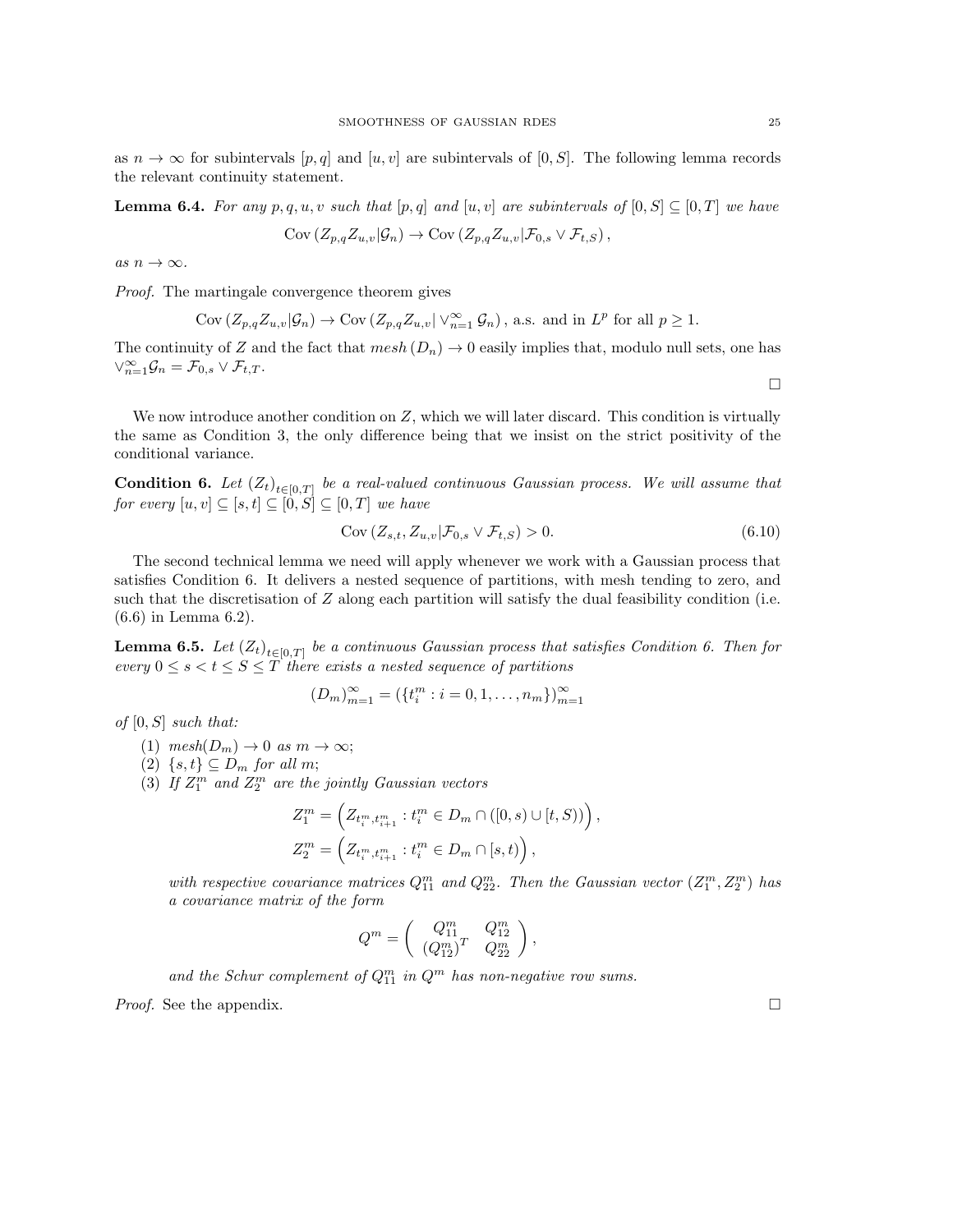as $n \to \infty$ for subintervals $[p, q]$ and $[u, v]$ are subintervals of $[0, S]$. The following lemma records the relevant continuity statement.

**Lemma 6.4.** *For any $p, q, u, v$ such that $[p, q]$ and $[u, v]$ are subintervals of $[0, S] \subseteq [0, T]$ we have*

$$\operatorname{Cov}\left(Z_{p,q} Z_{u,v} | \mathcal{G}_n\right) \to \operatorname{Cov}\left(Z_{p,q} Z_{u,v} | \mathcal{F}_{0,s} \vee \mathcal{F}_{t,S}\right),$$

*as $n \to \infty$.*

*Proof.* The martingale convergence theorem gives

$$\operatorname{Cov}\left(Z_{p,q} Z_{u,v} | \mathcal{G}_n\right) \to \operatorname{Cov}\left(Z_{p,q} Z_{u,v} | \vee_{n=1}^{\infty} \mathcal{G}_n\right), \text{ a.s. and in } L^p \text{ for all } p \geq 1.$$

The continuity of $Z$ and the fact that $mesh\,(D_n) \to 0$ easily implies that, modulo null sets, one has $\vee_{n=1}^{\infty} \mathcal{G}_n = \mathcal{F}_{0,s} \vee \mathcal{F}_{t,T}$. □

We now introduce another condition on $Z$, which we will later discard. This condition is virtually the same as Condition 3, the only difference being that we insist on the strict positivity of the conditional variance.

**Condition 6.** *Let $(Z_t)_{t \in [0,T]}$ be a real-valued continuous Gaussian process. We will assume that for every $[u, v] \subseteq [s, t] \subseteq [0, S] \subseteq [0, T]$ we have*

$$\operatorname{Cov}\left(Z_{s,t}, Z_{u,v} | \mathcal{F}_{0,s} \vee \mathcal{F}_{t,S}\right) > 0. \tag{6.10}$$

The second technical lemma we need will apply whenever we work with a Gaussian process that satisfies Condition 6. It delivers a nested sequence of partitions, with mesh tending to zero, and such that the discretisation of $Z$ along each partition will satisfy the dual feasibility condition (i.e. (6.6) in Lemma 6.2).

**Lemma 6.5.** *Let $(Z_t)_{t \in [0,T]}$ be a continuous Gaussian process that satisfies Condition 6. Then for every $0 \leq s < t \leq S \leq T$ there exists a nested sequence of partitions*

$$(D_m)_{m=1}^{\infty} = \left(\{t_i^m : i = 0, 1, \ldots, n_m\}\right)_{m=1}^{\infty}$$

*of $[0, S]$ such that:*

1. *$mesh(D_m) \to 0$ as $m \to \infty$;*
2. *$\{s, t\} \subseteq D_m$ for all $m$;*
3. *If $Z_1^m$ and $Z_2^m$ are the jointly Gaussian vectors*

$$Z_1^m = \left(Z_{t_i^m, t_{i+1}^m} : t_i^m \in D_m \cap ([0, s) \cup [t, S))\right),$$
$$Z_2^m = \left(Z_{t_i^m, t_{i+1}^m} : t_i^m \in D_m \cap [s, t)\right),$$

*with respective covariance matrices $Q_{11}^m$ and $Q_{22}^m$. Then the Gaussian vector $(Z_1^m, Z_2^m)$ has a covariance matrix of the form*

$$Q^m = \begin{pmatrix} Q_{11}^m & Q_{12}^m \\ (Q_{12}^m)^T & Q_{22}^m \end{pmatrix},$$

*and the Schur complement of $Q_{11}^m$ in $Q^m$ has non-negative row sums.*

*Proof.* See the appendix. □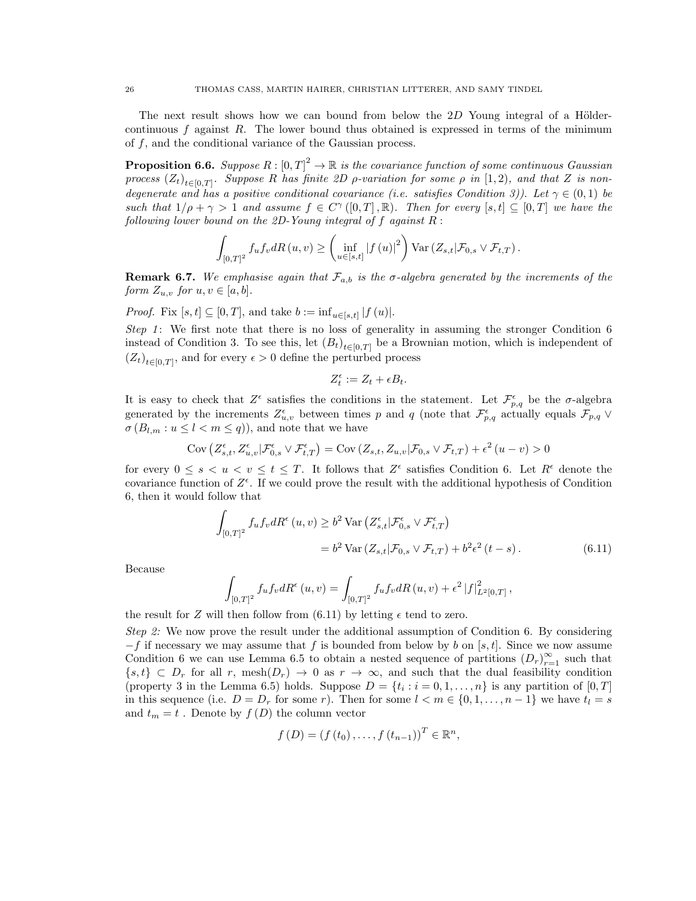The next result shows how we can bound from below the 2*D* Young integral of a Hölder-continuous $f$ against $R$. The lower bound thus obtained is expressed in terms of the minimum of $f$, and the conditional variance of the Gaussian process.

**Proposition 6.6.** *Suppose $R : [0,T]^2 \to \mathbb{R}$ is the covariance function of some continuous Gaussian process $(Z_t)_{t\in[0,T]}$. Suppose $R$ has finite 2D $\rho$-variation for some $\rho$ in $[1,2)$, and that $Z$ is non-degenerate and has a positive conditional covariance (i.e. satisfies Condition 3)). Let $\gamma \in (0,1)$ be such that $1/\rho + \gamma > 1$ and assume $f \in C^\gamma([0,T],\mathbb{R})$. Then for every $[s,t] \subseteq [0,T]$ we have the following lower bound on the 2D-Young integral of $f$ against $R$ :*

$$\int_{[0,T]^2} f_u f_v dR(u,v) \geq \left( \inf_{u\in[s,t]} |f(u)|^2 \right) \operatorname{Var}(Z_{s,t}|\mathcal{F}_{0,s} \vee \mathcal{F}_{t,T}).$$

**Remark 6.7.** *We emphasise again that $\mathcal{F}_{a,b}$ is the $\sigma$-algebra generated by the increments of the form $Z_{u,v}$ for $u, v \in [a,b]$.*

*Proof.* Fix $[s,t] \subseteq [0,T]$, and take $b := \inf_{u\in[s,t]} |f(u)|$.

*Step 1*: We first note that there is no loss of generality in assuming the stronger Condition 6 instead of Condition 3. To see this, let $(B_t)_{t\in[0,T]}$ be a Brownian motion, which is independent of $(Z_t)_{t\in[0,T]}$, and for every $\epsilon > 0$ define the perturbed process

$$Z_t^\epsilon := Z_t + \epsilon B_t.$$

It is easy to check that $Z^\epsilon$ satisfies the conditions in the statement. Let $\mathcal{F}_{p,q}^\epsilon$ be the $\sigma$-algebra generated by the increments $Z_{u,v}^\epsilon$ between times $p$ and $q$ (note that $\mathcal{F}_{p,q}^\epsilon$ actually equals $\mathcal{F}_{p,q} \vee \sigma(B_{l,m} : u \leq l < m \leq q)$), and note that we have

$$\operatorname{Cov}\left(Z_{s,t}^\epsilon, Z_{u,v}^\epsilon | \mathcal{F}_{0,s}^\epsilon \vee \mathcal{F}_{t,T}^\epsilon\right) = \operatorname{Cov}(Z_{s,t}, Z_{u,v}|\mathcal{F}_{0,s} \vee \mathcal{F}_{t,T}) + \epsilon^2 (u - v) > 0$$

for every $0 \leq s < u < v \leq t \leq T$. It follows that $Z^\epsilon$ satisfies Condition 6. Let $R^\epsilon$ denote the covariance function of $Z^\epsilon$. If we could prove the result with the additional hypothesis of Condition 6, then it would follow that

$$\begin{aligned}
\int_{[0,T]^2} f_u f_v dR^\epsilon(u,v) &\geq b^2 \operatorname{Var}\left(Z_{s,t}^\epsilon | \mathcal{F}_{0,s}^\epsilon \vee \mathcal{F}_{t,T}^\epsilon\right) \\
&= b^2 \operatorname{Var}(Z_{s,t}|\mathcal{F}_{0,s} \vee \mathcal{F}_{t,T}) + b^2 \epsilon^2 (t - s). \qquad (6.11)
\end{aligned}$$

Because

$$\int_{[0,T]^2} f_u f_v dR^\epsilon(u,v) = \int_{[0,T]^2} f_u f_v dR(u,v) + \epsilon^2 |f|^2_{L^2[0,T]},$$

the result for $Z$ will then follow from (6.11) by letting $\epsilon$ tend to zero.

*Step 2:* We now prove the result under the additional assumption of Condition 6. By considering $-f$ if necessary we may assume that $f$ is bounded from below by $b$ on $[s,t]$. Since we now assume Condition 6 we can use Lemma 6.5 to obtain a nested sequence of partitions $(D_r)_{r=1}^\infty$ such that $\{s,t\} \subset D_r$ for all $r$, mesh$(D_r) \to 0$ as $r \to \infty$, and such that the dual feasibility condition (property 3 in the Lemma 6.5) holds. Suppose $D = \{t_i : i = 0,1,\ldots,n\}$ is any partition of $[0,T]$ in this sequence (i.e. $D = D_r$ for some $r$). Then for some $l < m \in \{0,1,\ldots,n-1\}$ we have $t_l = s$ and $t_m = t$ . Denote by $f(D)$ the column vector

$$f(D) = (f(t_0), \ldots, f(t_{n-1}))^T \in \mathbb{R}^n,$$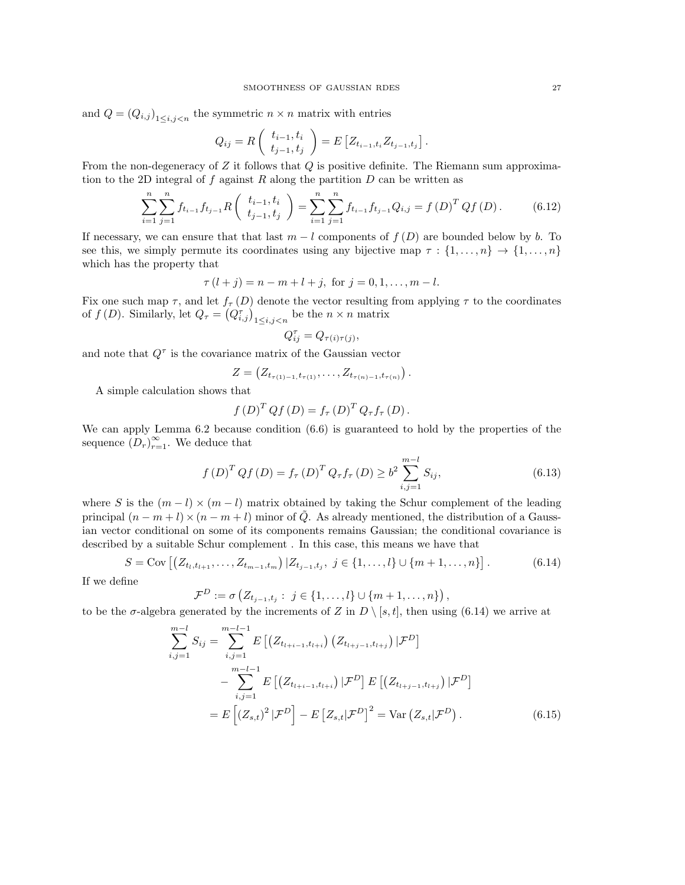and $Q = (Q_{i,j})_{1\leq i,j<n}$ the symmetric $n\times n$ matrix with entries

$$Q_{ij} = R\begin{pmatrix} t_{i-1}, t_i \\ t_{j-1}, t_j \end{pmatrix} = E\left[Z_{t_{i-1},t_i} Z_{t_{j-1},t_j}\right].$$

From the non-degeneracy of $Z$ it follows that $Q$ is positive definite. The Riemann sum approximation to the 2D integral of $f$ against $R$ along the partition $D$ can be written as

$$\sum_{i=1}^{n}\sum_{j=1}^{n} f_{t_{i-1}} f_{t_{j-1}} R\begin{pmatrix} t_{i-1}, t_i \\ t_{j-1}, t_j \end{pmatrix} = \sum_{i=1}^{n}\sum_{j=1}^{n} f_{t_{i-1}} f_{t_{j-1}} Q_{i,j} = f(D)^T Q f(D). \tag{6.12}$$

If necessary, we can ensure that that last $m-l$ components of $f(D)$ are bounded below by $b$. To see this, we simply permute its coordinates using any bijective map $\tau : \{1,\ldots,n\} \to \{1,\ldots,n\}$ which has the property that

$$\tau(l+j) = n - m + l + j, \text{ for } j = 0, 1, \ldots, m-l.$$

Fix one such map $\tau$, and let $f_\tau(D)$ denote the vector resulting from applying $\tau$ to the coordinates of $f(D)$. Similarly, let $Q_\tau = \left(Q^\tau_{i,j}\right)_{1\leq i,j<n}$ be the $n\times n$ matrix

$$Q^\tau_{ij} = Q_{\tau(i)\tau(j)},$$

and note that $Q^\tau$ is the covariance matrix of the Gaussian vector

$$Z = \left(Z_{t_{\tau(1)-1},t_{\tau(1)}}, \ldots, Z_{t_{\tau(n)-1},t_{\tau(n)}}\right).$$

A simple calculation shows that

$$f(D)^T Q f(D) = f_\tau(D)^T Q_\tau f_\tau(D).$$

We can apply Lemma 6.2 because condition (6.6) is guaranteed to hold by the properties of the sequence $(D_r)_{r=1}^\infty$. We deduce that

$$f(D)^T Q f(D) = f_\tau(D)^T Q_\tau f_\tau(D) \geq b^2 \sum_{i,j=1}^{m-l} S_{ij}, \tag{6.13}$$

where $S$ is the $(m-l)\times(m-l)$ matrix obtained by taking the Schur complement of the leading principal $(n-m+l)\times(n-m+l)$ minor of $\tilde{Q}$. As already mentioned, the distribution of a Gaussian vector conditional on some of its components remains Gaussian; the conditional covariance is described by a suitable Schur complement . In this case, this means we have that

$$S = \mathrm{Cov}\left[\left(Z_{t_l,t_{l+1}}, \ldots, Z_{t_{m-1},t_m}\right) | Z_{t_{j-1},t_j},\ j \in \{1,\ldots,l\} \cup \{m+1,\ldots,n\}\right]. \tag{6.14}$$

If we define

$$\mathcal{F}^D := \sigma\left(Z_{t_{j-1},t_j} :\ j \in \{1,\ldots,l\} \cup \{m+1,\ldots,n\}\right),$$

to be the $\sigma$-algebra generated by the increments of $Z$ in $D\setminus[s,t]$, then using (6.14) we arrive at

$$\begin{aligned}
\sum_{i,j=1}^{m-l} S_{ij} &= \sum_{i,j=1}^{m-l-1} E\left[\left(Z_{t_{l+i-1},t_{l+i}}\right)\left(Z_{t_{l+j-1},t_{l+j}}\right)|\mathcal{F}^D\right] \\
&\quad - \sum_{i,j=1}^{m-l-1} E\left[\left(Z_{t_{l+i-1},t_{l+i}}\right)|\mathcal{F}^D\right] E\left[\left(Z_{t_{l+j-1},t_{l+j}}\right)|\mathcal{F}^D\right] \\
&= E\left[\left(Z_{s,t}\right)^2|\mathcal{F}^D\right] - E\left[Z_{s,t}|\mathcal{F}^D\right]^2 = \mathrm{Var}\left(Z_{s,t}|\mathcal{F}^D\right).
\end{aligned} \tag{6.15}$$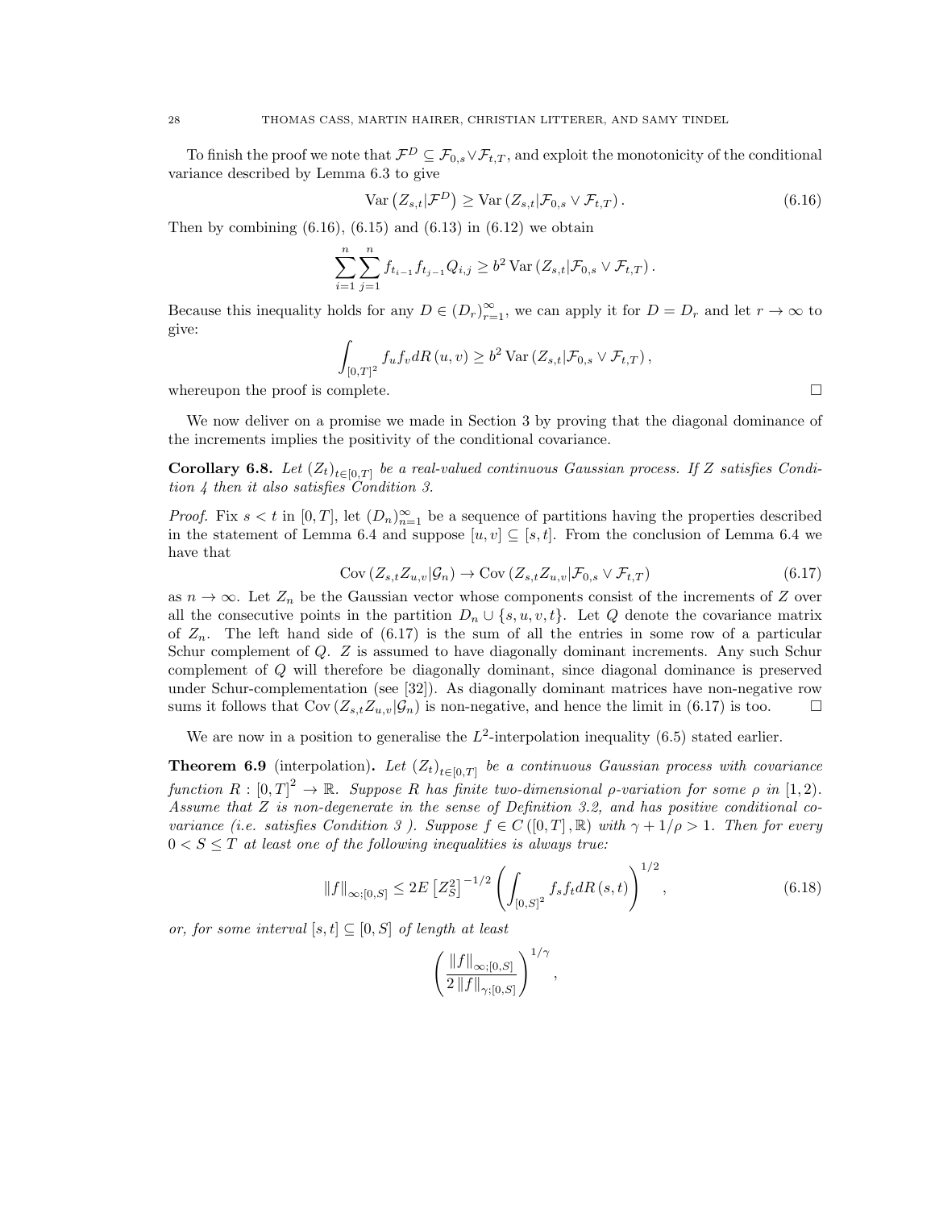To finish the proof we note that $\mathcal{F}^D \subseteq \mathcal{F}_{0,s} \vee \mathcal{F}_{t,T}$, and exploit the monotonicity of the conditional variance described by Lemma 6.3 to give

$$\operatorname{Var}\left(Z_{s,t}|\mathcal{F}^D\right) \geq \operatorname{Var}\left(Z_{s,t}|\mathcal{F}_{0,s} \vee \mathcal{F}_{t,T}\right). \tag{6.16}$$

Then by combining (6.16), (6.15) and (6.13) in (6.12) we obtain

$$\sum_{i=1}^{n}\sum_{j=1}^{n} f_{t_{i-1}} f_{t_{j-1}} Q_{i,j} \geq b^2 \operatorname{Var}\left(Z_{s,t}|\mathcal{F}_{0,s} \vee \mathcal{F}_{t,T}\right).$$

Because this inequality holds for any $D \in (D_r)_{r=1}^{\infty}$, we can apply it for $D = D_r$ and let $r \to \infty$ to give:

$$\int_{[0,T]^2} f_u f_v dR\left(u,v\right) \geq b^2 \operatorname{Var}\left(Z_{s,t}|\mathcal{F}_{0,s} \vee \mathcal{F}_{t,T}\right),$$

whereupon the proof is complete. □

We now deliver on a promise we made in Section 3 by proving that the diagonal dominance of the increments implies the positivity of the conditional covariance.

**Corollary 6.8.** *Let $(Z_t)_{t\in[0,T]}$ be a real-valued continuous Gaussian process. If $Z$ satisfies Condition 4 then it also satisfies Condition 3.*

*Proof.* Fix $s < t$ in $[0,T]$, let $(D_n)_{n=1}^{\infty}$ be a sequence of partitions having the properties described in the statement of Lemma 6.4 and suppose $[u,v] \subseteq [s,t]$. From the conclusion of Lemma 6.4 we have that

$$\operatorname{Cov}\left(Z_{s,t}Z_{u,v}|\mathcal{G}_n\right) \to \operatorname{Cov}\left(Z_{s,t}Z_{u,v}|\mathcal{F}_{0,s} \vee \mathcal{F}_{t,T}\right) \tag{6.17}$$

as $n \to \infty$. Let $Z_n$ be the Gaussian vector whose components consist of the increments of $Z$ over all the consecutive points in the partition $D_n \cup \{s,u,v,t\}$. Let $Q$ denote the covariance matrix of $Z_n$. The left hand side of (6.17) is the sum of all the entries in some row of a particular Schur complement of $Q$. $Z$ is assumed to have diagonally dominant increments. Any such Schur complement of $Q$ will therefore be diagonally dominant, since diagonal dominance is preserved under Schur-complementation (see [32]). As diagonally dominant matrices have non-negative row sums it follows that $\operatorname{Cov}\left(Z_{s,t}Z_{u,v}|\mathcal{G}_n\right)$ is non-negative, and hence the limit in (6.17) is too. □

We are now in a position to generalise the $L^2$-interpolation inequality (6.5) stated earlier.

**Theorem 6.9** (interpolation)**.** *Let $(Z_t)_{t\in[0,T]}$ be a continuous Gaussian process with covariance function $R : [0,T]^2 \to \mathbb{R}$. Suppose $R$ has finite two-dimensional $\rho$-variation for some $\rho$ in $[1,2)$. Assume that $Z$ is non-degenerate in the sense of Definition 3.2, and has positive conditional covariance (i.e. satisfies Condition 3 ). Suppose $f \in C([0,T],\mathbb{R})$ with $\gamma + 1/\rho > 1$. Then for every $0 < S \leq T$ at least one of the following inequalities is always true:*

$$\|f\|_{\infty;[0,S]} \leq 2E\left[Z_S^2\right]^{-1/2}\left(\int_{[0,S]^2} f_s f_t dR\left(s,t\right)\right)^{1/2}, \tag{6.18}$$

*or, for some interval $[s,t] \subseteq [0,S]$ of length at least*

$$\left(\frac{\|f\|_{\infty;[0,S]}}{2\|f\|_{\gamma;[0,S]}}\right)^{1/\gamma},$$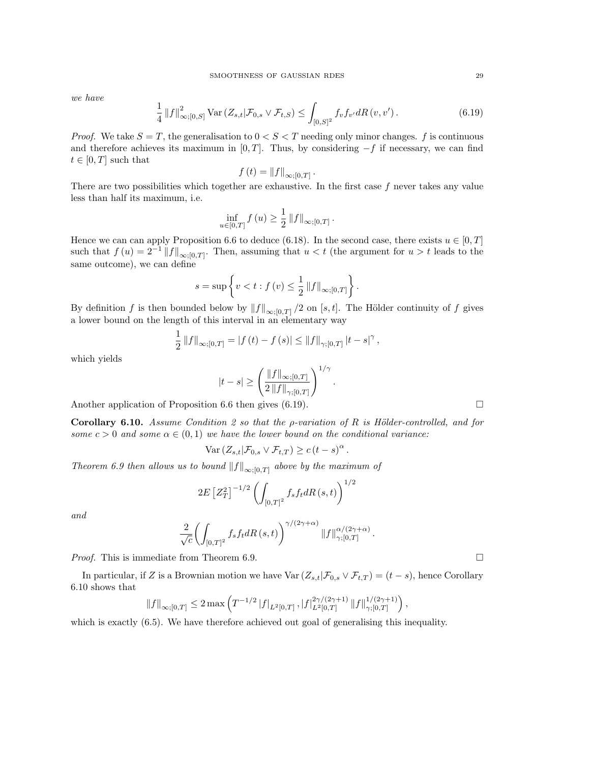*we have*

$$\frac{1}{4}\|f\|_{\infty;[0,S]}^{2}\operatorname{Var}\left(Z_{s,t}|\mathcal{F}_{0,s}\vee\mathcal{F}_{t,S}\right)\leq\int_{[0,S]^{2}}f_{v}f_{v'}dR\left(v,v'\right). \tag{6.19}$$

*Proof.* We take $S=T$, the generalisation to $0<S<T$ needing only minor changes. $f$ is continuous and therefore achieves its maximum in $[0,T]$. Thus, by considering $-f$ if necessary, we can find $t\in[0,T]$ such that

$$f\left(t\right)=\|f\|_{\infty;[0,T]}.$$

There are two possibilities which together are exhaustive. In the first case $f$ never takes any value less than half its maximum, i.e.

$$\inf_{u\in[0,T]}f\left(u\right)\geq\frac{1}{2}\|f\|_{\infty;[0,T]}.$$

Hence we can can apply Proposition 6.6 to deduce (6.18). In the second case, there exists $u\in[0,T]$ such that $f\left(u\right)=2^{-1}\|f\|_{\infty;[0,T]}$. Then, assuming that $u<t$ (the argument for $u>t$ leads to the same outcome), we can define

$$s=\sup\left\{v<t:f\left(v\right)\leq\frac{1}{2}\|f\|_{\infty;[0,T]}\right\}.$$

By definition $f$ is then bounded below by $\|f\|_{\infty;[0,T]}/2$ on $[s,t]$. The Hölder continuity of $f$ gives a lower bound on the length of this interval in an elementary way

$$\frac{1}{2}\|f\|_{\infty;[0,T]}=|f\left(t\right)-f\left(s\right)|\leq\|f\|_{\gamma;[0,T]}|t-s|^{\gamma},$$

which yields

$$|t-s|\geq\left(\frac{\|f\|_{\infty;[0,T]}}{2\|f\|_{\gamma;[0,T]}}\right)^{1/\gamma}.$$

Another application of Proposition 6.6 then gives (6.19). $\square$

**Corollary 6.10.** *Assume Condition 2 so that the $\rho$-variation of $R$ is Hölder-controlled, and for some $c>0$ and some $\alpha\in(0,1)$ we have the lower bound on the conditional variance:*

$$\operatorname{Var}\left(Z_{s,t}|\mathcal{F}_{0,s}\vee\mathcal{F}_{t,T}\right)\geq c\left(t-s\right)^{\alpha}.$$

*Theorem 6.9 then allows us to bound $\|f\|_{\infty;[0,T]}$ above by the maximum of*

$$2E\left[Z_{T}^{2}\right]^{-1/2}\left(\int_{[0,T]^{2}}f_{s}f_{t}dR\left(s,t\right)\right)^{1/2}$$

*and*

$$\frac{2}{\sqrt{c}}\left(\int_{[0,T]^{2}}f_{s}f_{t}dR\left(s,t\right)\right)^{\gamma/(2\gamma+\alpha)}\|f\|_{\gamma;[0,T]}^{\alpha/(2\gamma+\alpha)}.$$

*Proof.* This is immediate from Theorem 6.9. $\square$

In particular, if $Z$ is a Brownian motion we have $\operatorname{Var}\left(Z_{s,t}|\mathcal{F}_{0,s}\vee\mathcal{F}_{t,T}\right)=(t-s)$, hence Corollary 6.10 shows that

$$\|f\|_{\infty;[0,T]}\leq2\max\left(T^{-1/2}|f|_{L^{2}[0,T]},|f|_{L^{2}[0,T]}^{2\gamma/(2\gamma+1)}\|f\|_{\gamma;[0,T]}^{1/(2\gamma+1)}\right),$$

which is exactly (6.5). We have therefore achieved out goal of generalising this inequality.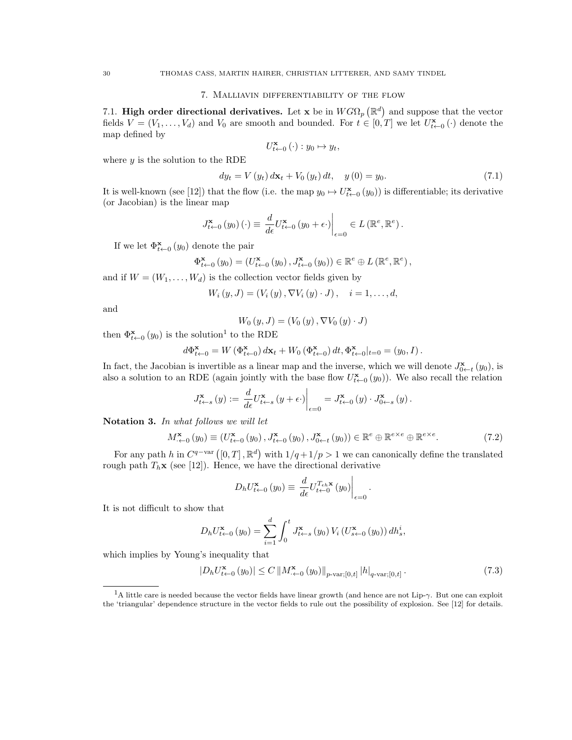## 7. Malliavin differentiability of the flow

7.1. **High order directional derivatives.** Let $\mathbf{x}$ be in $WG\Omega_p(\mathbb{R}^d)$ and suppose that the vector fields $V = (V_1, \ldots, V_d)$ and $V_0$ are smooth and bounded. For $t \in [0,T]$ we let $U^{\mathbf{x}}_{t\leftarrow 0}(\cdot)$ denote the map defined by

$$U^{\mathbf{x}}_{t\leftarrow 0}(\cdot) : y_0 \mapsto y_t,$$

where $y$ is the solution to the RDE

$$dy_t = V(y_t)\, d\mathbf{x}_t + V_0(y_t)\, dt, \quad y(0) = y_0. \tag{7.1}$$

It is well-known (see [12]) that the flow (i.e. the map $y_0 \mapsto U^{\mathbf{x}}_{t\leftarrow 0}(y_0)$) is differentiable; its derivative (or Jacobian) is the linear map

$$J^{\mathbf{x}}_{t\leftarrow 0}(y_0)(\cdot) \equiv \left.\frac{d}{d\epsilon} U^{\mathbf{x}}_{t\leftarrow 0}(y_0 + \epsilon \cdot)\right|_{\epsilon=0} \in L(\mathbb{R}^e, \mathbb{R}^e).$$

If we let $\Phi^{\mathbf{x}}_{t\leftarrow 0}(y_0)$ denote the pair

$$\Phi^{\mathbf{x}}_{t\leftarrow 0}(y_0) = \left(U^{\mathbf{x}}_{t\leftarrow 0}(y_0), J^{\mathbf{x}}_{t\leftarrow 0}(y_0)\right) \in \mathbb{R}^e \oplus L(\mathbb{R}^e, \mathbb{R}^e),$$

and if $W = (W_1, \ldots, W_d)$ is the collection vector fields given by

$$W_i(y, J) = (V_i(y), \nabla V_i(y) \cdot J), \quad i = 1, \ldots, d,$$

and

$$W_0(y, J) = (V_0(y), \nabla V_0(y) \cdot J)$$

then $\Phi^{\mathbf{x}}_{t\leftarrow 0}(y_0)$ is the solution[1] to the RDE

$$d\Phi^{\mathbf{x}}_{t\leftarrow 0} = W\left(\Phi^{\mathbf{x}}_{t\leftarrow 0}\right) d\mathbf{x}_t + W_0\left(\Phi^{\mathbf{x}}_{t\leftarrow 0}\right) dt, \Phi^{\mathbf{x}}_{t\leftarrow 0}|_{t=0} = (y_0, I).$$

In fact, the Jacobian is invertible as a linear map and the inverse, which we will denote $J^{\mathbf{x}}_{0\leftarrow t}(y_0)$, is also a solution to an RDE (again jointly with the base flow $U^{\mathbf{x}}_{t\leftarrow 0}(y_0)$). We also recall the relation

$$J^{\mathbf{x}}_{t\leftarrow s}(y) := \left.\frac{d}{d\epsilon} U^{\mathbf{x}}_{t\leftarrow s}(y + \epsilon \cdot)\right|_{\epsilon=0} = J^{\mathbf{x}}_{t\leftarrow 0}(y) \cdot J^{\mathbf{x}}_{0\leftarrow s}(y).$$

**Notation 3.** *In what follows we will let*

$$M^{\mathbf{x}}_{\cdot\leftarrow 0}(y_0) \equiv \left(U^{\mathbf{x}}_{t\leftarrow 0}(y_0), J^{\mathbf{x}}_{t\leftarrow 0}(y_0), J^{\mathbf{x}}_{0\leftarrow t}(y_0)\right) \in \mathbb{R}^e \oplus \mathbb{R}^{e\times e} \oplus \mathbb{R}^{e\times e}. \tag{7.2}$$

For any path $h$ in $C^{q\text{-var}}([0,T], \mathbb{R}^d)$ with $1/q + 1/p > 1$ we can canonically define the translated rough path $T_h \mathbf{x}$ (see [12]). Hence, we have the directional derivative

$$D_h U^{\mathbf{x}}_{t\leftarrow 0}(y_0) \equiv \left.\frac{d}{d\epsilon} U^{T_{\epsilon h}\mathbf{x}}_{t\leftarrow 0}(y_0)\right|_{\epsilon=0}.$$

It is not difficult to show that

$$D_h U^{\mathbf{x}}_{t\leftarrow 0}(y_0) = \sum_{i=1}^{d} \int_0^t J^{\mathbf{x}}_{t\leftarrow s}(y_0)\, V_i\left(U^{\mathbf{x}}_{s\leftarrow 0}(y_0)\right) dh^i_s,$$

which implies by Young's inequality that

$$\left|D_h U^{\mathbf{x}}_{t\leftarrow 0}(y_0)\right| \leq C \left\|M^{\mathbf{x}}_{\cdot\leftarrow 0}(y_0)\right\|_{p\text{-var};[0,t]} |h|_{q\text{-var};[0,t]}. \tag{7.3}$$

[1] A little care is needed because the vector fields have linear growth (and hence are not Lip-$\gamma$. But one can exploit the 'triangular' dependence structure in the vector fields to rule out the possibility of explosion. See [12] for details.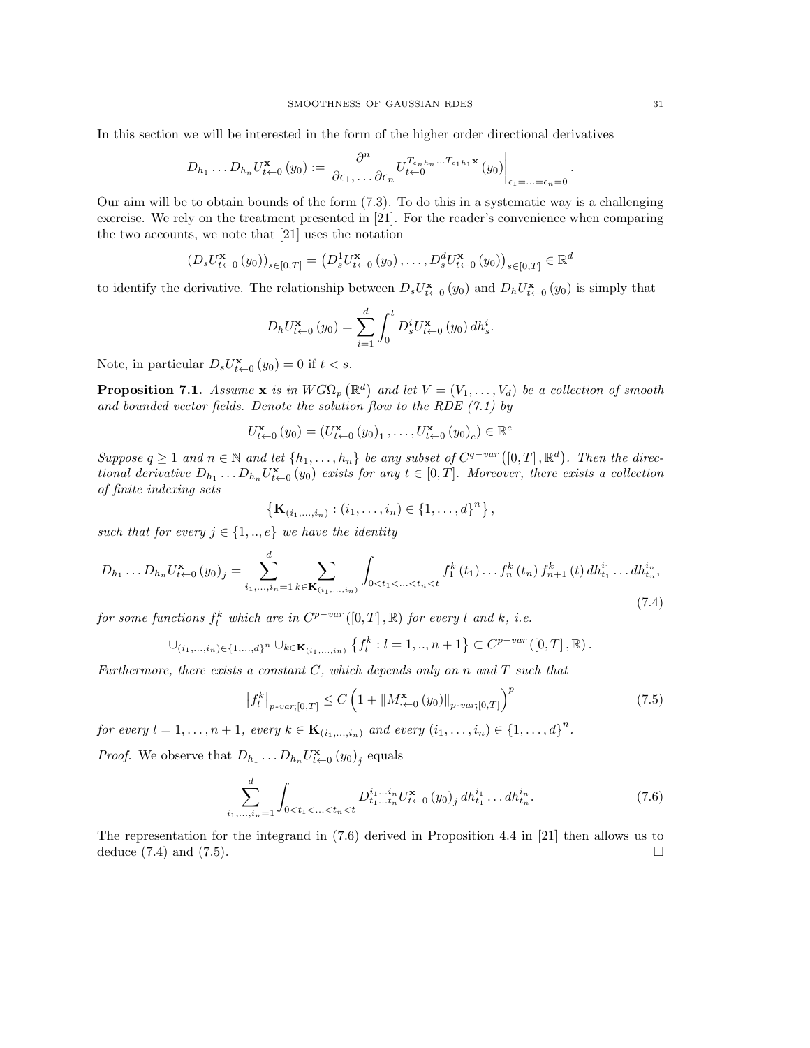In this section we will be interested in the form of the higher order directional derivatives

$$D_{h_1} \dots D_{h_n} U^{\mathbf{x}}_{t \leftarrow 0} (y_0) := \left. \frac{\partial^n}{\partial \epsilon_1, \dots \partial \epsilon_n} U^{T_{\epsilon_n h_n} \dots T_{\epsilon_1 h_1} \mathbf{x}}_{t \leftarrow 0} (y_0) \right|_{\epsilon_1 = \dots = \epsilon_n = 0}.$$

Our aim will be to obtain bounds of the form (7.3). To do this in a systematic way is a challenging exercise. We rely on the treatment presented in [21]. For the reader's convenience when comparing the two accounts, we note that [21] uses the notation

$$(D_s U^{\mathbf{x}}_{t \leftarrow 0} (y_0))_{s \in [0,T]} = \left( D^1_s U^{\mathbf{x}}_{t \leftarrow 0} (y_0), \dots, D^d_s U^{\mathbf{x}}_{t \leftarrow 0} (y_0) \right)_{s \in [0,T]} \in \mathbb{R}^d$$

to identify the derivative. The relationship between $D_s U^{\mathbf{x}}_{t \leftarrow 0} (y_0)$ and $D_h U^{\mathbf{x}}_{t \leftarrow 0} (y_0)$ is simply that

$$D_h U^{\mathbf{x}}_{t \leftarrow 0} (y_0) = \sum_{i=1}^d \int_0^t D^i_s U^{\mathbf{x}}_{t \leftarrow 0} (y_0) \, dh^i_s.$$

Note, in particular $D_s U^{\mathbf{x}}_{t \leftarrow 0} (y_0) = 0$ if $t < s$.

**Proposition 7.1.** *Assume $\mathbf{x}$ is in $WG\Omega_p \left( \mathbb{R}^d \right)$ and let $V = (V_1, \dots, V_d)$ be a collection of smooth and bounded vector fields. Denote the solution flow to the RDE (7.1) by*

$$U^{\mathbf{x}}_{t \leftarrow 0} (y_0) = (U^{\mathbf{x}}_{t \leftarrow 0} (y_0)_1, \dots, U^{\mathbf{x}}_{t \leftarrow 0} (y_0)_e) \in \mathbb{R}^e$$

*Suppose $q \geq 1$ and $n \in \mathbb{N}$ and let $\{h_1, \dots, h_n\}$ be any subset of $C^{q-var} \left( [0,T], \mathbb{R}^d \right)$. Then the directional derivative $D_{h_1} \dots D_{h_n} U^{\mathbf{x}}_{t \leftarrow 0} (y_0)$ exists for any $t \in [0,T]$. Moreover, there exists a collection of finite indexing sets*

$$\left\{ \mathbf{K}_{(i_1, \dots, i_n)} : (i_1, \dots, i_n) \in \{1, \dots, d\}^n \right\},$$

*such that for every $j \in \{1, .., e\}$ we have the identity*

$$D_{h_1} \dots D_{h_n} U^{\mathbf{x}}_{t \leftarrow 0} (y_0)_j = \sum_{i_1, \dots, i_n = 1}^d \sum_{k \in \mathbf{K}_{(i_1, \dots, i_n)}} \int_{0 < t_1 < \dots < t_n < t} f^k_1 (t_1) \dots f^k_n (t_n) f^k_{n+1} (t) \, dh^{i_1}_{t_1} \dots dh^{i_n}_{t_n}, \tag{7.4}$$

*for some functions $f^k_l$ which are in $C^{p-var} ([0,T], \mathbb{R})$ for every $l$ and $k$, i.e.*

$$\cup_{(i_1, \dots, i_n) \in \{1, \dots, d\}^n} \cup_{k \in \mathbf{K}_{(i_1, \dots, i_n)}} \left\{ f^k_l : l = 1, .., n+1 \right\} \subset C^{p-var} ([0,T], \mathbb{R}).$$

*Furthermore, there exists a constant $C$, which depends only on $n$ and $T$ such that*

$$\left| f^k_l \right|_{p\text{-}var;[0,T]} \leq C \left( 1 + \| M^{\mathbf{x}}_{\cdot \leftarrow 0} (y_0) \|_{p\text{-}var;[0,T]} \right)^p \tag{7.5}$$

*for every $l = 1, \dots, n+1$, every $k \in \mathbf{K}_{(i_1, \dots, i_n)}$ and every $(i_1, \dots, i_n) \in \{1, \dots, d\}^n$.*

*Proof.* We observe that $D_{h_1} \dots D_{h_n} U^{\mathbf{x}}_{t \leftarrow 0} (y_0)_j$ equals

$$\sum_{i_1, \dots, i_n = 1}^d \int_{0 < t_1 < \dots < t_n < t} D^{i_1 \dots i_n}_{t_1 \dots t_n} U^{\mathbf{x}}_{t \leftarrow 0} (y_0)_j \, dh^{i_1}_{t_1} \dots dh^{i_n}_{t_n}. \tag{7.6}$$

The representation for the integrand in (7.6) derived in Proposition 4.4 in [21] then allows us to deduce (7.4) and (7.5). $\square$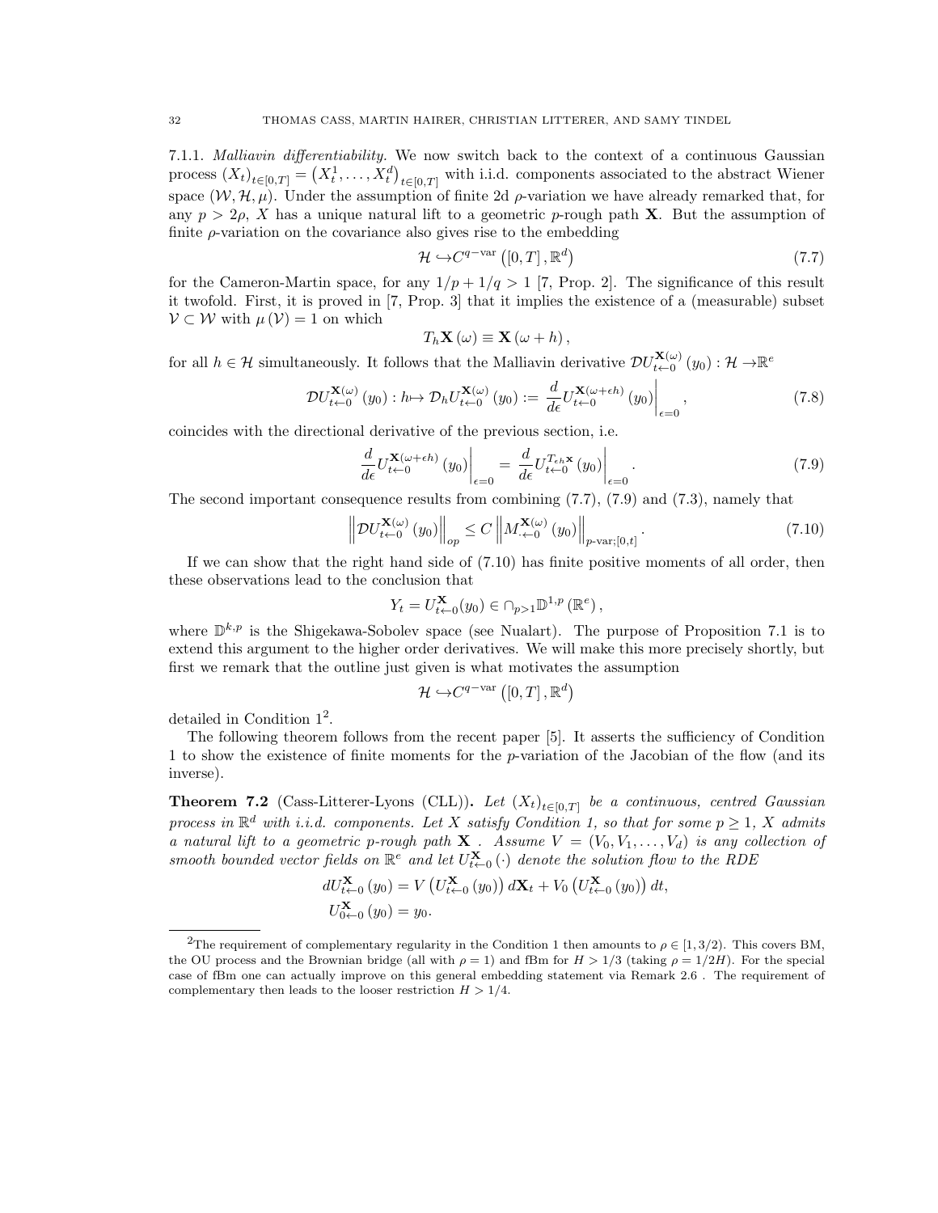7.1.1. *Malliavin differentiability.* We now switch back to the context of a continuous Gaussian process $(X_t)_{t\in[0,T]} = (X_t^1, \ldots, X_t^d)_{t\in[0,T]}$ with i.i.d. components associated to the abstract Wiener space $(\mathcal{W}, \mathcal{H}, \mu)$. Under the assumption of finite 2d $\rho$-variation we have already remarked that, for any $p > 2\rho$, $X$ has a unique natural lift to a geometric $p$-rough path $\mathbf{X}$. But the assumption of finite $\rho$-variation on the covariance also gives rise to the embedding

$$\mathcal{H} \hookrightarrow C^{q-\text{var}}\left([0,T], \mathbb{R}^d\right) \tag{7.7}$$

for the Cameron-Martin space, for any $1/p + 1/q > 1$ [7, Prop. 2]. The significance of this result it twofold. First, it is proved in [7, Prop. 3] that it implies the existence of a (measurable) subset $\mathcal{V} \subset \mathcal{W}$ with $\mu(\mathcal{V}) = 1$ on which

$$T_h \mathbf{X}(\omega) \equiv \mathbf{X}(\omega + h),$$

for all $h \in \mathcal{H}$ simultaneously. It follows that the Malliavin derivative $\mathcal{D}U_{t\leftarrow 0}^{\mathbf{X}(\omega)}(y_0) : \mathcal{H} \to \mathbb{R}^e$

$$\mathcal{D}U_{t\leftarrow 0}^{\mathbf{X}(\omega)}(y_0) : h \mapsto \mathcal{D}_h U_{t\leftarrow 0}^{\mathbf{X}(\omega)}(y_0) := \left.\frac{d}{d\epsilon} U_{t\leftarrow 0}^{\mathbf{X}(\omega+\epsilon h)}(y_0)\right|_{\epsilon=0}, \tag{7.8}$$

coincides with the directional derivative of the previous section, i.e.

$$\left.\frac{d}{d\epsilon} U_{t\leftarrow 0}^{\mathbf{X}(\omega+\epsilon h)}(y_0)\right|_{\epsilon=0} = \left.\frac{d}{d\epsilon} U_{t\leftarrow 0}^{T_{\epsilon h}\mathbf{x}}(y_0)\right|_{\epsilon=0}. \tag{7.9}$$

The second important consequence results from combining (7.7), (7.9) and (7.3), namely that

$$\left\|\mathcal{D}U_{t\leftarrow 0}^{\mathbf{X}(\omega)}(y_0)\right\|_{op} \leq C \left\|M_{\cdot\leftarrow 0}^{\mathbf{X}(\omega)}(y_0)\right\|_{p\text{-var};[0,t]}. \tag{7.10}$$

If we can show that the right hand side of (7.10) has finite positive moments of all order, then these observations lead to the conclusion that

$$Y_t = U_{t\leftarrow 0}^{\mathbf{X}}(y_0) \in \cap_{p>1} \mathbb{D}^{1,p}(\mathbb{R}^e),$$

where $\mathbb{D}^{k,p}$ is the Shigekawa-Sobolev space (see Nualart). The purpose of Proposition 7.1 is to extend this argument to the higher order derivatives. We will make this more precisely shortly, but first we remark that the outline just given is what motivates the assumption

$$\mathcal{H} \hookrightarrow C^{q-\text{var}}\left([0,T], \mathbb{R}^d\right)$$

detailed in Condition 1[2].

The following theorem follows from the recent paper [5]. It asserts the sufficiency of Condition 1 to show the existence of finite moments for the $p$-variation of the Jacobian of the flow (and its inverse).

**Theorem 7.2** (Cass-Litterer-Lyons (CLL))**.** *Let $(X_t)_{t\in[0,T]}$ be a continuous, centred Gaussian process in $\mathbb{R}^d$ with i.i.d. components. Let $X$ satisfy Condition 1, so that for some $p \geq 1$, $X$ admits a natural lift to a geometric $p$-rough path $\mathbf{X}$. Assume $V = (V_0, V_1, \ldots, V_d)$ is any collection of smooth bounded vector fields on $\mathbb{R}^e$ and let $U_{t\leftarrow 0}^{\mathbf{X}}(\cdot)$ denote the solution flow to the RDE*

$$dU_{t\leftarrow 0}^{\mathbf{X}}(y_0) = V\left(U_{t\leftarrow 0}^{\mathbf{X}}(y_0)\right) d\mathbf{X}_t + V_0\left(U_{t\leftarrow 0}^{\mathbf{X}}(y_0)\right) dt,$$
$$U_{0\leftarrow 0}^{\mathbf{X}}(y_0) = y_0.$$

---

[2] The requirement of complementary regularity in the Condition 1 then amounts to $\rho \in [1, 3/2)$. This covers BM, the OU process and the Brownian bridge (all with $\rho = 1$) and fBm for $H > 1/3$ (taking $\rho = 1/2H$). For the special case of fBm one can actually improve on this general embedding statement via Remark 2.6 . The requirement of complementary then leads to the looser restriction $H > 1/4$.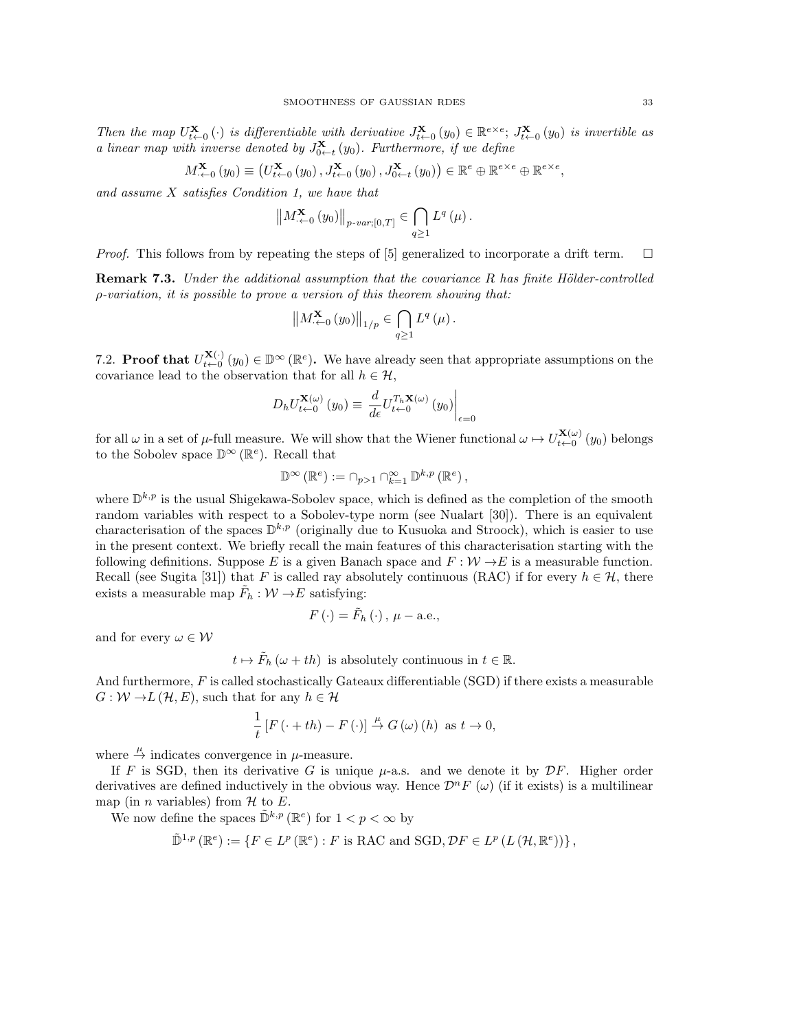*Then the map $U^{\mathbf{X}}_{t\leftarrow 0}(\cdot)$ is differentiable with derivative $J^{\mathbf{X}}_{t\leftarrow 0}(y_0) \in \mathbb{R}^{e\times e}$; $J^{\mathbf{X}}_{t\leftarrow 0}(y_0)$ is invertible as a linear map with inverse denoted by $J^{\mathbf{X}}_{0\leftarrow t}(y_0)$. Furthermore, if we define*

$$M^{\mathbf{X}}_{\cdot\leftarrow 0}(y_0) \equiv \left(U^{\mathbf{X}}_{t\leftarrow 0}(y_0), J^{\mathbf{X}}_{t\leftarrow 0}(y_0), J^{\mathbf{X}}_{0\leftarrow t}(y_0)\right) \in \mathbb{R}^e \oplus \mathbb{R}^{e\times e} \oplus \mathbb{R}^{e\times e},$$

*and assume $X$ satisfies Condition 1, we have that*

$$\left\| M^{\mathbf{X}}_{\cdot\leftarrow 0}(y_0)\right\|_{p\text{-}var;[0,T]} \in \bigcap_{q\geq 1} L^q(\mu).$$

*Proof.* This follows from by repeating the steps of [5] generalized to incorporate a drift term. □

**Remark 7.3.** *Under the additional assumption that the covariance $R$ has finite Hölder-controlled $\rho$-variation, it is possible to prove a version of this theorem showing that:*

$$\left\| M^{\mathbf{X}}_{\cdot\leftarrow 0}(y_0)\right\|_{1/p} \in \bigcap_{q\geq 1} L^q(\mu).$$

7.2. **Proof that $U^{\mathbf{X}(\cdot)}_{t\leftarrow 0}(y_0) \in \mathbb{D}^\infty(\mathbb{R}^e)$.** We have already seen that appropriate assumptions on the covariance lead to the observation that for all $h \in \mathcal{H}$,

$$D_h U^{\mathbf{X}(\omega)}_{t\leftarrow 0}(y_0) \equiv \left.\frac{d}{d\epsilon} U^{T_h\mathbf{X}(\omega)}_{t\leftarrow 0}(y_0)\right|_{\epsilon=0}$$

for all $\omega$ in a set of $\mu$-full measure. We will show that the Wiener functional $\omega \mapsto U^{\mathbf{X}(\omega)}_{t\leftarrow 0}(y_0)$ belongs to the Sobolev space $\mathbb{D}^\infty(\mathbb{R}^e)$. Recall that

$$\mathbb{D}^\infty(\mathbb{R}^e) := \cap_{p>1} \cap_{k=1}^\infty \mathbb{D}^{k,p}(\mathbb{R}^e),$$

where $\mathbb{D}^{k,p}$ is the usual Shigekawa-Sobolev space, which is defined as the completion of the smooth random variables with respect to a Sobolev-type norm (see Nualart [30]). There is an equivalent characterisation of the spaces $\mathbb{D}^{k,p}$ (originally due to Kusuoka and Stroock), which is easier to use in the present context. We briefly recall the main features of this characterisation starting with the following definitions. Suppose $E$ is a given Banach space and $F : \mathcal{W} \to E$ is a measurable function. Recall (see Sugita [31]) that $F$ is called ray absolutely continuous (RAC) if for every $h \in \mathcal{H}$, there exists a measurable map $\tilde{F}_h : \mathcal{W} \to E$ satisfying:

$$F(\cdot) = \tilde{F}_h(\cdot),\ \mu-\text{a.e.},$$

and for every $\omega \in \mathcal{W}$

$$t \mapsto \tilde{F}_h(\omega + th) \text{ is absolutely continuous in } t \in \mathbb{R}.$$

And furthermore, $F$ is called stochastically Gateaux differentiable (SGD) if there exists a measurable $G : \mathcal{W} \to L(\mathcal{H}, E)$, such that for any $h \in \mathcal{H}$

$$\frac{1}{t}\left[F(\cdot + th) - F(\cdot)\right] \xrightarrow{\mu} G(\omega)(h) \text{ as } t \to 0,$$

where $\xrightarrow{\mu}$ indicates convergence in $\mu$-measure.

If $F$ is SGD, then its derivative $G$ is unique $\mu$-a.s. and we denote it by $\mathcal{D}F$. Higher order derivatives are defined inductively in the obvious way. Hence $\mathcal{D}^n F(\omega)$ (if it exists) is a multilinear map (in $n$ variables) from $\mathcal{H}$ to $E$.

We now define the spaces $\tilde{\mathbb{D}}^{k,p}(\mathbb{R}^e)$ for $1 < p < \infty$ by

$$\tilde{\mathbb{D}}^{1,p}(\mathbb{R}^e) := \left\{F \in L^p(\mathbb{R}^e) : F \text{ is RAC and SGD}, \mathcal{D}F \in L^p(L(\mathcal{H}, \mathbb{R}^e))\right\},$$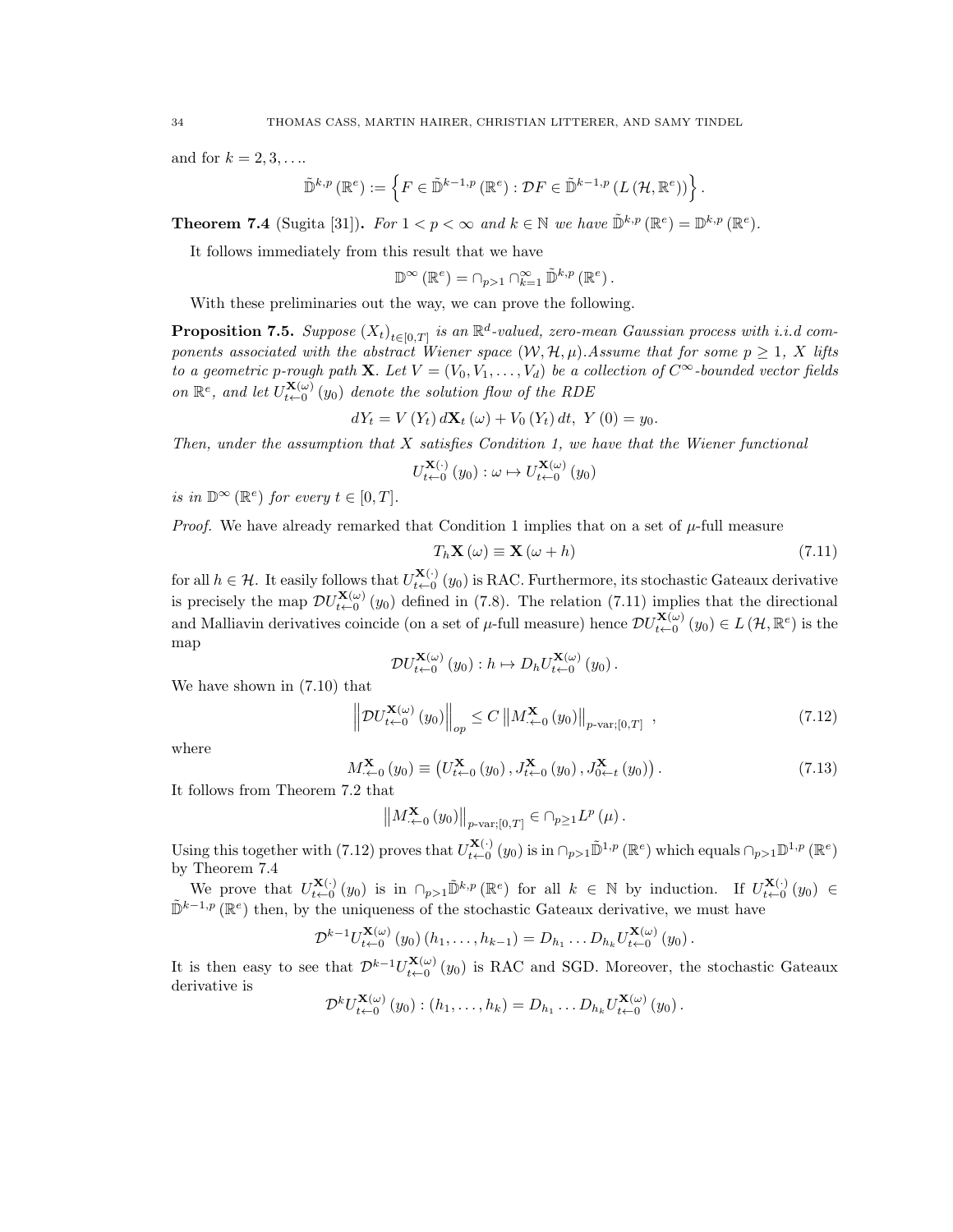and for $k = 2, 3, \ldots$.

$$\tilde{\mathbb{D}}^{k,p}(\mathbb{R}^e) := \left\{ F \in \tilde{\mathbb{D}}^{k-1,p}(\mathbb{R}^e) : \mathcal{D}F \in \tilde{\mathbb{D}}^{k-1,p}(L(\mathcal{H}, \mathbb{R}^e)) \right\}.$$

**Theorem 7.4** (Sugita [31])**.** *For $1 < p < \infty$ and $k \in \mathbb{N}$ we have $\tilde{\mathbb{D}}^{k,p}(\mathbb{R}^e) = \mathbb{D}^{k,p}(\mathbb{R}^e)$.*

It follows immediately from this result that we have

$$\mathbb{D}^{\infty}(\mathbb{R}^e) = \cap_{p>1} \cap_{k=1}^{\infty} \tilde{\mathbb{D}}^{k,p}(\mathbb{R}^e).$$

With these preliminaries out the way, we can prove the following.

**Proposition 7.5.** *Suppose $(X_t)_{t\in[0,T]}$ is an $\mathbb{R}^d$-valued, zero-mean Gaussian process with i.i.d components associated with the abstract Wiener space $(\mathcal{W}, \mathcal{H}, \mu)$.Assume that for some $p \geq 1$, $X$ lifts to a geometric $p$-rough path $\mathbf{X}$. Let $V = (V_0, V_1, \ldots, V_d)$ be a collection of $C^\infty$-bounded vector fields on $\mathbb{R}^e$, and let $U_{t\leftarrow 0}^{\mathbf{X}(\omega)}(y_0)$ denote the solution flow of the RDE*

$$dY_t = V(Y_t)\, d\mathbf{X}_t(\omega) + V_0(Y_t)\, dt,\ Y(0) = y_0.$$

*Then, under the assumption that $X$ satisfies Condition 1, we have that the Wiener functional*

$$U_{t\leftarrow 0}^{\mathbf{X}(\cdot)}(y_0) : \omega \mapsto U_{t\leftarrow 0}^{\mathbf{X}(\omega)}(y_0)$$

*is in $\mathbb{D}^{\infty}(\mathbb{R}^e)$ for every $t \in [0, T]$.*

*Proof.* We have already remarked that Condition 1 implies that on a set of $\mu$-full measure

$$T_h \mathbf{X}(\omega) \equiv \mathbf{X}(\omega + h) \tag{7.11}$$

for all $h \in \mathcal{H}$. It easily follows that $U_{t\leftarrow 0}^{\mathbf{X}(\cdot)}(y_0)$ is RAC. Furthermore, its stochastic Gateaux derivative is precisely the map $\mathcal{D}U_{t\leftarrow 0}^{\mathbf{X}(\omega)}(y_0)$ defined in (7.8). The relation (7.11) implies that the directional and Malliavin derivatives coincide (on a set of $\mu$-full measure) hence $\mathcal{D}U_{t\leftarrow 0}^{\mathbf{X}(\omega)}(y_0) \in L(\mathcal{H}, \mathbb{R}^e)$ is the map

$$\mathcal{D}U_{t\leftarrow 0}^{\mathbf{X}(\omega)}(y_0) : h \mapsto D_h U_{t\leftarrow 0}^{\mathbf{X}(\omega)}(y_0).$$

We have shown in (7.10) that

$$\left\| \mathcal{D}U_{t\leftarrow 0}^{\mathbf{X}(\omega)}(y_0) \right\|_{op} \leq C \left\| M_{\cdot\leftarrow 0}^{\mathbf{X}}(y_0) \right\|_{p\text{-var};[0,T]}, \tag{7.12}$$

where

$$M_{\cdot\leftarrow 0}^{\mathbf{X}}(y_0) \equiv \left( U_{t\leftarrow 0}^{\mathbf{X}}(y_0), J_{t\leftarrow 0}^{\mathbf{X}}(y_0), J_{0\leftarrow t}^{\mathbf{X}}(y_0) \right). \tag{7.13}$$

It follows from Theorem 7.2 that

$$\left\| M_{\cdot\leftarrow 0}^{\mathbf{X}}(y_0) \right\|_{p\text{-var};[0,T]} \in \cap_{p\geq 1} L^p(\mu).$$

Using this together with (7.12) proves that $U_{t\leftarrow 0}^{\mathbf{X}(\cdot)}(y_0)$ is in $\cap_{p>1} \tilde{\mathbb{D}}^{1,p}(\mathbb{R}^e)$ which equals $\cap_{p>1} \mathbb{D}^{1,p}(\mathbb{R}^e)$ by Theorem 7.4

We prove that $U_{t\leftarrow 0}^{\mathbf{X}(\cdot)}(y_0)$ is in $\cap_{p>1} \tilde{\mathbb{D}}^{k,p}(\mathbb{R}^e)$ for all $k \in \mathbb{N}$ by induction. If $U_{t\leftarrow 0}^{\mathbf{X}(\cdot)}(y_0) \in \tilde{\mathbb{D}}^{k-1,p}(\mathbb{R}^e)$ then, by the uniqueness of the stochastic Gateaux derivative, we must have

$$\mathcal{D}^{k-1} U_{t\leftarrow 0}^{\mathbf{X}(\omega)}(y_0)(h_1, \ldots, h_{k-1}) = D_{h_1} \ldots D_{h_k} U_{t\leftarrow 0}^{\mathbf{X}(\omega)}(y_0).$$

It is then easy to see that $\mathcal{D}^{k-1} U_{t\leftarrow 0}^{\mathbf{X}(\omega)}(y_0)$ is RAC and SGD. Moreover, the stochastic Gateaux derivative is

$$\mathcal{D}^{k} U_{t\leftarrow 0}^{\mathbf{X}(\omega)}(y_0) : (h_1, \ldots, h_k) = D_{h_1} \ldots D_{h_k} U_{t\leftarrow 0}^{\mathbf{X}(\omega)}(y_0).$$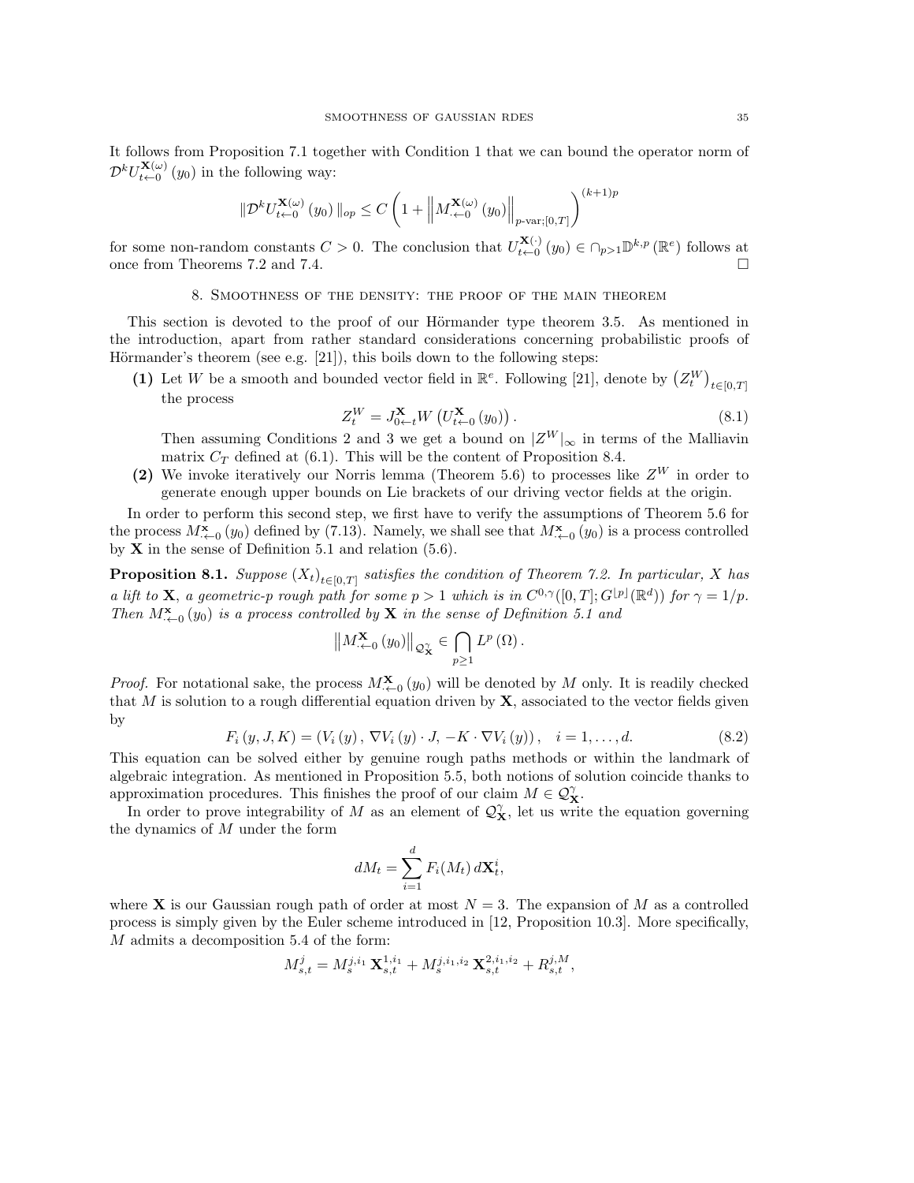It follows from Proposition 7.1 together with Condition 1 that we can bound the operator norm of $\mathcal{D}^k U_{t\leftarrow 0}^{\mathbf{X}(\omega)}(y_0)$ in the following way:

$$\|\mathcal{D}^k U_{t\leftarrow 0}^{\mathbf{X}(\omega)}(y_0)\|_{op} \leq C\left(1+\left\|M_{\cdot\leftarrow 0}^{\mathbf{X}(\omega)}(y_0)\right\|_{p\text{-var};[0,T]}\right)^{(k+1)p}$$

for some non-random constants $C>0$. The conclusion that $U_{t\leftarrow 0}^{\mathbf{X}(\cdot)}(y_0) \in \cap_{p>1}\mathbb{D}^{k,p}(\mathbb{R}^e)$ follows at once from Theorems 7.2 and 7.4. $\square$

## 8. Smoothness of the density: the proof of the main theorem

This section is devoted to the proof of our Hörmander type theorem 3.5. As mentioned in the introduction, apart from rather standard considerations concerning probabilistic proofs of Hörmander's theorem (see e.g. [21]), this boils down to the following steps:

**(1)** Let $W$ be a smooth and bounded vector field in $\mathbb{R}^e$. Following [21], denote by $\left(Z_t^W\right)_{t\in[0,T]}$ the process

$$Z_t^W = J_{0\leftarrow t}^{\mathbf{X}} W\left(U_{t\leftarrow 0}^{\mathbf{X}}(y_0)\right). \tag{8.1}$$

Then assuming Conditions 2 and 3 we get a bound on $|Z^W|_\infty$ in terms of the Malliavin matrix $C_T$ defined at (6.1). This will be the content of Proposition 8.4.

**(2)** We invoke iteratively our Norris lemma (Theorem 5.6) to processes like $Z^W$ in order to generate enough upper bounds on Lie brackets of our driving vector fields at the origin.

In order to perform this second step, we first have to verify the assumptions of Theorem 5.6 for the process $M_{\cdot\leftarrow 0}^{\mathbf{x}}(y_0)$ defined by (7.13). Namely, we shall see that $M_{\cdot\leftarrow 0}^{\mathbf{x}}(y_0)$ is a process controlled by $\mathbf{X}$ in the sense of Definition 5.1 and relation (5.6).

**Proposition 8.1.** *Suppose $(X_t)_{t\in[0,T]}$ satisfies the condition of Theorem 7.2. In particular, $X$ has a lift to $\mathbf{X}$, a geometric-$p$ rough path for some $p>1$ which is in $C^{0,\gamma}([0,T];G^{\lfloor p\rfloor}(\mathbb{R}^d))$ for $\gamma=1/p$. Then $M_{\cdot\leftarrow 0}^{\mathbf{x}}(y_0)$ is a process controlled by $\mathbf{X}$ in the sense of Definition 5.1 and*

$$\left\|M_{\cdot\leftarrow 0}^{\mathbf{X}}(y_0)\right\|_{\mathcal{Q}_{\mathbf{X}}^{\gamma}} \in \bigcap_{p\geq 1} L^p(\Omega).$$

*Proof.* For notational sake, the process $M_{\cdot\leftarrow 0}^{\mathbf{X}}(y_0)$ will be denoted by $M$ only. It is readily checked that $M$ is solution to a rough differential equation driven by $\mathbf{X}$, associated to the vector fields given by

$$F_i(y,J,K) = \left(V_i(y),\, \nabla V_i(y)\cdot J,\, -K\cdot\nabla V_i(y)\right), \quad i=1,\ldots,d. \tag{8.2}$$

This equation can be solved either by genuine rough paths methods or within the landmark of algebraic integration. As mentioned in Proposition 5.5, both notions of solution coincide thanks to approximation procedures. This finishes the proof of our claim $M\in\mathcal{Q}_{\mathbf{X}}^{\gamma}$.

In order to prove integrability of $M$ as an element of $\mathcal{Q}_{\mathbf{X}}^{\gamma}$, let us write the equation governing the dynamics of $M$ under the form

$$dM_t = \sum_{i=1}^d F_i(M_t)\, d\mathbf{X}_t^i,$$

where $\mathbf{X}$ is our Gaussian rough path of order at most $N=3$. The expansion of $M$ as a controlled process is simply given by the Euler scheme introduced in [12, Proposition 10.3]. More specifically, $M$ admits a decomposition 5.4 of the form:

$$M_{s,t}^j = M_s^{j,i_1}\,\mathbf{X}_{s,t}^{1,i_1} + M_s^{j,i_1,i_2}\,\mathbf{X}_{s,t}^{2,i_1,i_2} + R_{s,t}^{j,M},$$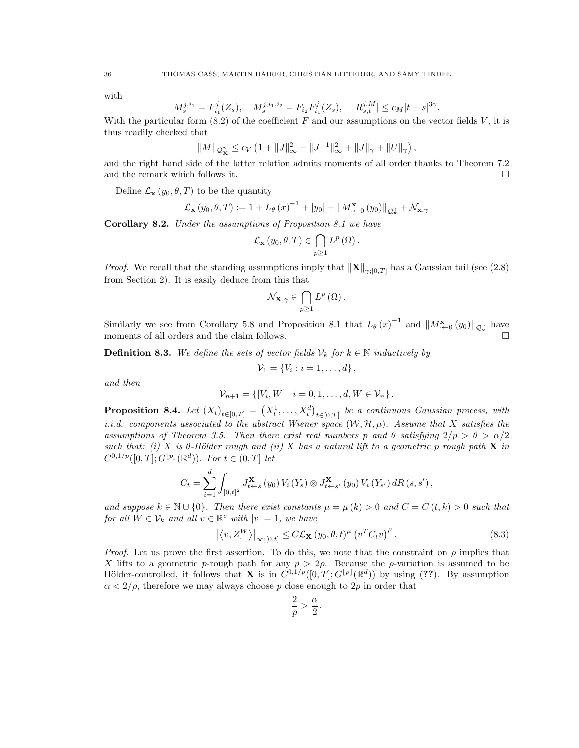with

$$M_s^{j,i_1} = F_{i_1}^j(Z_s), \quad M_s^{j,i_1,i_2} = F_{i_2}F_{i_1}^j(Z_s), \quad |R_{s,t}^{j,M}| \le c_M|t-s|^{3\gamma}.$$

With the particular form (8.2) of the coefficient $F$ and our assumptions on the vector fields $V$, it is thus readily checked that

$$\|M\|_{\mathcal{Q}_{\mathbf{X}}^{\gamma}} \le c_V \left(1 + \|J\|_\infty^2 + \|J^{-1}\|_\infty^2 + \|J\|_\gamma + \|U\|_\gamma\right),$$

and the right hand side of the latter relation admits moments of all order thanks to Theorem 7.2 and the remark which follows it. □

Define $\mathcal{L}_{\mathbf{x}}(y_0, \theta, T)$ to be the quantity

$$\mathcal{L}_{\mathbf{x}}(y_0,\theta,T) := 1 + L_\theta(x)^{-1} + |y_0| + \|M_{\cdot\leftarrow 0}^{\mathbf{x}}(y_0)\|_{\mathcal{Q}_{\mathbf{x}}^{\gamma}} + \mathcal{N}_{\mathbf{x},\gamma}$$

**Corollary 8.2.** *Under the assumptions of Proposition 8.1 we have*

$$\mathcal{L}_{\mathbf{x}}(y_0,\theta,T) \in \bigcap_{p\ge 1} L^p(\Omega).$$

*Proof.* We recall that the standing assumptions imply that $\|\mathbf{X}\|_{\gamma;[0,T]}$ has a Gaussian tail (see (2.8) from Section 2). It is easily deduce from this that

$$\mathcal{N}_{\mathbf{X},\gamma} \in \bigcap_{p\ge 1} L^p(\Omega).$$

Similarly we see from Corollary 5.8 and Proposition 8.1 that $L_\theta(x)^{-1}$ and $\|M_{\cdot\leftarrow 0}^{\mathbf{x}}(y_0)\|_{\mathcal{Q}_{\mathbf{x}}^{\gamma}}$ have moments of all orders and the claim follows. □

**Definition 8.3.** *We define the sets of vector fields $\mathcal{V}_k$ for $k \in \mathbb{N}$ inductively by*

$$\mathcal{V}_1 = \{V_i : i = 1,\dots,d\},$$

*and then*

$$\mathcal{V}_{n+1} = \{[V_i, W] : i = 0,1,\dots,d, W \in \mathcal{V}_n\}.$$

**Proposition 8.4.** *Let $(X_t)_{t\in[0,T]} = \left(X_t^1,\dots,X_t^d\right)_{t\in[0,T]}$ be a continuous Gaussian process, with i.i.d. components associated to the abstract Wiener space $(\mathcal{W},\mathcal{H},\mu)$. Assume that $X$ satisfies the assumptions of Theorem 3.5. Then there exist real numbers $p$ and $\theta$ satisfying $2/p > \theta > \alpha/2$ such that: (i) $X$ is $\theta$-Hölder rough and (ii) $X$ has a natural lift to a geometric $p$ rough path $\mathbf{X}$ in $C^{0,1/p}([0,T];G^{\lfloor p\rfloor}(\mathbb{R}^d))$. For $t \in (0,T]$ let*

$$C_t = \sum_{i=1}^d \int_{[0,t]^2} J_{t\leftarrow s}^{\mathbf{X}}(y_0)\, V_i(Y_s) \otimes J_{t\leftarrow s'}^{\mathbf{X}}(y_0)\, V_i(Y_{s'})\, dR(s,s'),$$

*and suppose $k \in \mathbb{N}\cup\{0\}$. Then there exist constants $\mu = \mu(k) > 0$ and $C = C(t,k) > 0$ such that for all $W \in \mathcal{V}_k$ and all $v \in \mathbb{R}^e$ with $|v| = 1$, we have*

$$\left|\langle v, Z_\cdot^W\rangle\right|_{\infty;[0,t]} \le C\mathcal{L}_{\mathbf{X}}(y_0,\theta,t)^\mu \left(v^T C_t v\right)^\mu. \tag{8.3}$$

*Proof.* Let us prove the first assertion. To do this, we note that the constraint on $\rho$ implies that $X$ lifts to a geometric $p$-rough path for any $p > 2\rho$. Because the $\rho$-variation is assumed to be Hölder-controlled, it follows that $\mathbf{X}$ is in $C^{0,1/p}([0,T];G^{\lfloor p\rfloor}(\mathbb{R}^d))$ by using (??). By assumption $\alpha < 2/\rho$, therefore we may always choose $p$ close enough to $2\rho$ in order that

$$\frac{2}{p} > \frac{\alpha}{2}.$$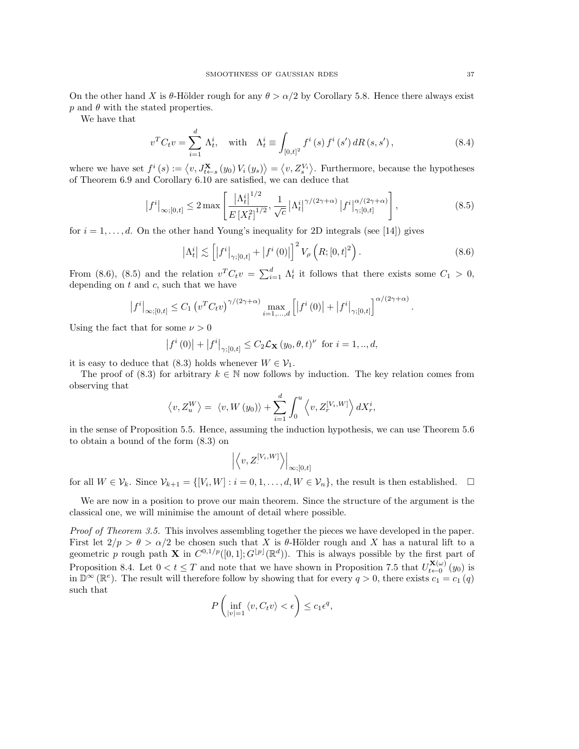On the other hand $X$ is $\theta$-Hölder rough for any $\theta > \alpha/2$ by Corollary 5.8. Hence there always exist $p$ and $\theta$ with the stated properties.

We have that

$$v^T C_t v = \sum_{i=1}^{d} \Lambda_t^i, \quad \text{with} \quad \Lambda_t^i \equiv \int_{[0,t]^2} f^i(s) f^i(s') \, dR(s,s'), \tag{8.4}$$

where we have set $f^i(s) := \left\langle v, J_{t\leftarrow s}^{\mathbf{X}}(y_0) V_i(y_s) \right\rangle = \left\langle v, Z_s^{V_i} \right\rangle$. Furthermore, because the hypotheses of Theorem 6.9 and Corollary 6.10 are satisfied, we can deduce that

$$\left|f^i\right|_{\infty;[0,t]} \leq 2 \max \left[ \frac{\left|\Lambda_t^i\right|^{1/2}}{E\left[X_t^2\right]^{1/2}}, \frac{1}{\sqrt{c}} \left|\Lambda_t^i\right|^{\gamma/(2\gamma+\alpha)} \left|f^i\right|_{\gamma;[0,t]}^{\alpha/(2\gamma+\alpha)} \right], \tag{8.5}$$

for $i = 1, \ldots, d$. On the other hand Young's inequality for 2D integrals (see [14]) gives

$$\left|\Lambda_t^i\right| \lesssim \left[ \left|f^i\right|_{\gamma;[0,t]} + \left|f^i(0)\right| \right]^2 V_\rho\left(R; [0,t]^2\right). \tag{8.6}$$

From (8.6), (8.5) and the relation $v^T C_t v = \sum_{i=1}^{d} \Lambda_t^i$ it follows that there exists some $C_1 > 0$, depending on $t$ and $c$, such that we have

$$\left|f^i\right|_{\infty;[0,t]} \leq C_1 \left(v^T C_t v\right)^{\gamma/(2\gamma+\alpha)} \max_{i=1,\ldots,d} \left[ \left|f^i(0)\right| + \left|f^i\right|_{\gamma;[0,t]} \right]^{\alpha/(2\gamma+\alpha)}.$$

Using the fact that for some $\nu > 0$

$$\left|f^i(0)\right| + \left|f^i\right|_{\gamma;[0,t]} \leq C_2 \mathcal{L}_{\mathbf{X}}(y_0, \theta, t)^\nu \text{ for } i = 1, .., d,$$

it is easy to deduce that (8.3) holds whenever $W \in \mathcal{V}_1$.

The proof of (8.3) for arbitrary $k \in \mathbb{N}$ now follows by induction. The key relation comes from observing that

$$\left\langle v, Z_u^W \right\rangle = \left\langle v, W(y_0) \right\rangle + \sum_{i=1}^{d} \int_0^u \left\langle v, Z_r^{[V_i,W]} \right\rangle dX_r^i,$$

in the sense of Proposition 5.5. Hence, assuming the induction hypothesis, we can use Theorem 5.6 to obtain a bound of the form (8.3) on

$$\left| \left\langle v, Z_\cdot^{[V_i,W]} \right\rangle \right|_{\infty;[0,t]}$$

for all $W \in \mathcal{V}_k$. Since $\mathcal{V}_{k+1} = \{[V_i, W] : i = 0, 1, \ldots, d, W \in \mathcal{V}_n\}$, the result is then established. $\square$

We are now in a position to prove our main theorem. Since the structure of the argument is the classical one, we will minimise the amount of detail where possible.

*Proof of Theorem 3.5.* This involves assembling together the pieces we have developed in the paper. First let $2/p > \theta > \alpha/2$ be chosen such that $X$ is $\theta$-Hölder rough and $X$ has a natural lift to a geometric $p$ rough path $\mathbf{X}$ in $C^{0,1/p}([0,1]; G^{\lfloor p \rfloor}(\mathbb{R}^d))$. This is always possible by the first part of Proposition 8.4. Let $0 < t \leq T$ and note that we have shown in Proposition 7.5 that $U_{t\leftarrow 0}^{\mathbf{X}(\omega)}(y_0)$ is in $\mathbb{D}^\infty(\mathbb{R}^e)$. The result will therefore follow by showing that for every $q > 0$, there exists $c_1 = c_1(q)$ such that

$$P\left( \inf_{|v|=1} \langle v, C_t v \rangle < \epsilon \right) \leq c_1 \epsilon^q,$$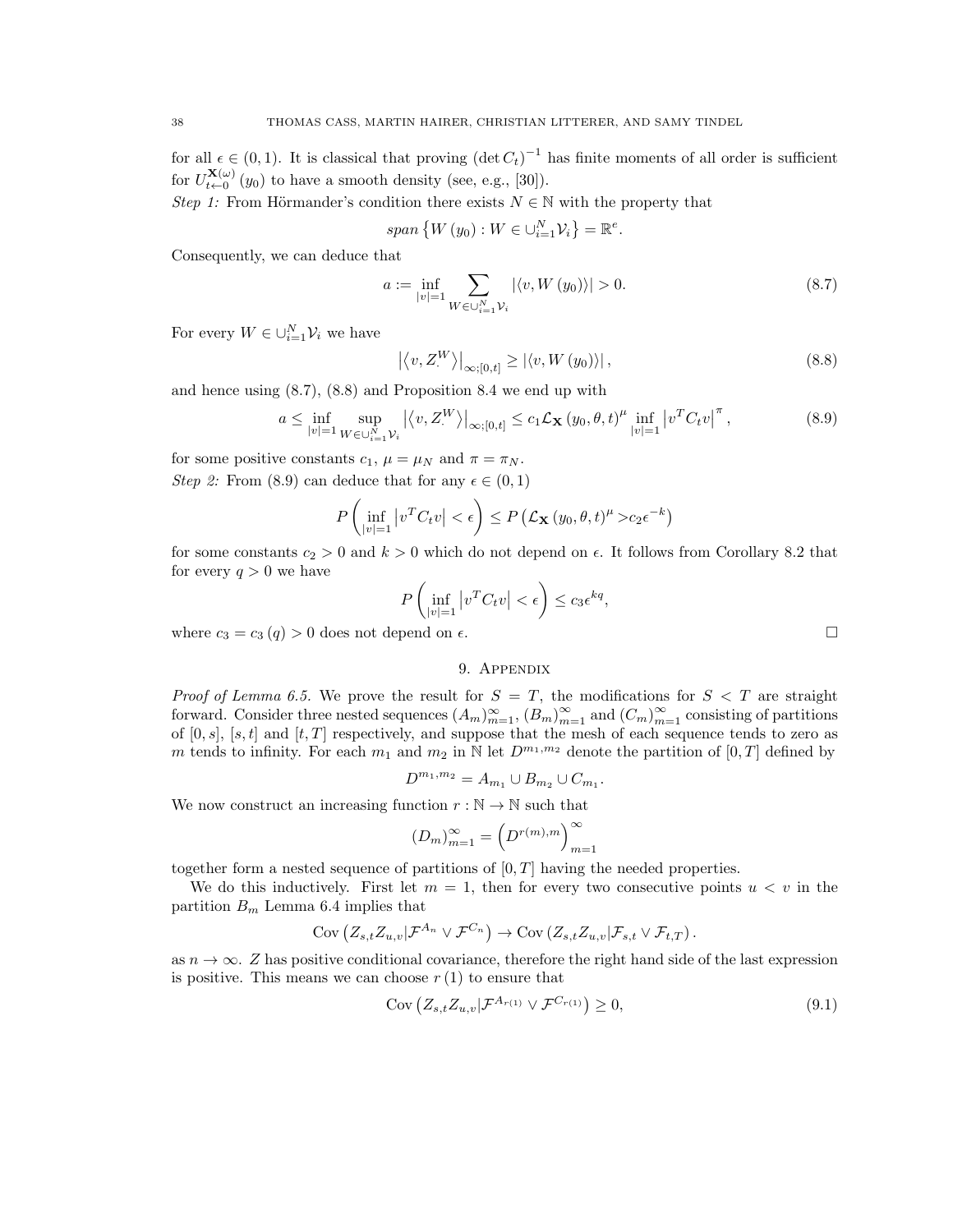for all $\epsilon \in (0,1)$. It is classical that proving $(\det C_t)^{-1}$ has finite moments of all order is sufficient for $U^{\mathbf{X}(\omega)}_{t\leftarrow 0}(y_0)$ to have a smooth density (see, e.g., [30]).

*Step 1:* From Hörmander's condition there exists $N \in \mathbb{N}$ with the property that

$$span\left\{W(y_0) : W \in \cup_{i=1}^{N} \mathcal{V}_i\right\} = \mathbb{R}^e.$$

Consequently, we can deduce that

$$a := \inf_{|v|=1} \sum_{W \in \cup_{i=1}^{N} \mathcal{V}_i} |\langle v, W(y_0)\rangle| > 0. \tag{8.7}$$

For every $W \in \cup_{i=1}^{N} \mathcal{V}_i$ we have

$$\left|\langle v, Z^W_{\cdot}\rangle\right|_{\infty;[0,t]} \geq |\langle v, W(y_0)\rangle|, \tag{8.8}$$

and hence using (8.7), (8.8) and Proposition 8.4 we end up with

$$a \leq \inf_{|v|=1} \sup_{W \in \cup_{i=1}^{N} \mathcal{V}_i} \left|\langle v, Z^W_{\cdot}\rangle\right|_{\infty;[0,t]} \leq c_1 \mathcal{L}_{\mathbf{X}}(y_0, \theta, t)^{\mu} \inf_{|v|=1} \left|v^T C_t v\right|^{\pi}, \tag{8.9}$$

for some positive constants $c_1$, $\mu = \mu_N$ and $\pi = \pi_N$.

*Step 2:* From (8.9) can deduce that for any $\epsilon \in (0,1)$

$$P\left(\inf_{|v|=1} \left|v^T C_t v\right| < \epsilon\right) \leq P\left(\mathcal{L}_{\mathbf{X}}(y_0, \theta, t)^{\mu} > c_2 \epsilon^{-k}\right)$$

for some constants $c_2 > 0$ and $k > 0$ which do not depend on $\epsilon$. It follows from Corollary 8.2 that for every $q > 0$ we have

$$P\left(\inf_{|v|=1} \left|v^T C_t v\right| < \epsilon\right) \leq c_3 \epsilon^{kq},$$

where $c_3 = c_3(q) > 0$ does not depend on $\epsilon$. □

## 9. Appendix

*Proof of Lemma 6.5.* We prove the result for $S = T$, the modifications for $S < T$ are straight forward. Consider three nested sequences $(A_m)_{m=1}^{\infty}$, $(B_m)_{m=1}^{\infty}$ and $(C_m)_{m=1}^{\infty}$ consisting of partitions of $[0,s]$, $[s,t]$ and $[t,T]$ respectively, and suppose that the mesh of each sequence tends to zero as $m$ tends to infinity. For each $m_1$ and $m_2$ in $\mathbb{N}$ let $D^{m_1,m_2}$ denote the partition of $[0,T]$ defined by

$$D^{m_1,m_2} = A_{m_1} \cup B_{m_2} \cup C_{m_1}.$$

We now construct an increasing function $r : \mathbb{N} \to \mathbb{N}$ such that

$$(D_m)_{m=1}^{\infty} = \left(D^{r(m),m}\right)_{m=1}^{\infty}$$

together form a nested sequence of partitions of $[0,T]$ having the needed properties.

We do this inductively. First let $m = 1$, then for every two consecutive points $u < v$ in the partition $B_m$ Lemma 6.4 implies that

$$\text{Cov}\left(Z_{s,t} Z_{u,v} | \mathcal{F}^{A_n} \vee \mathcal{F}^{C_n}\right) \to \text{Cov}\left(Z_{s,t} Z_{u,v} | \mathcal{F}_{s,t} \vee \mathcal{F}_{t,T}\right).$$

as $n \to \infty$. $Z$ has positive conditional covariance, therefore the right hand side of the last expression is positive. This means we can choose $r(1)$ to ensure that

$$\text{Cov}\left(Z_{s,t} Z_{u,v} | \mathcal{F}^{A_{r(1)}} \vee \mathcal{F}^{C_{r(1)}}\right) \geq 0, \tag{9.1}$$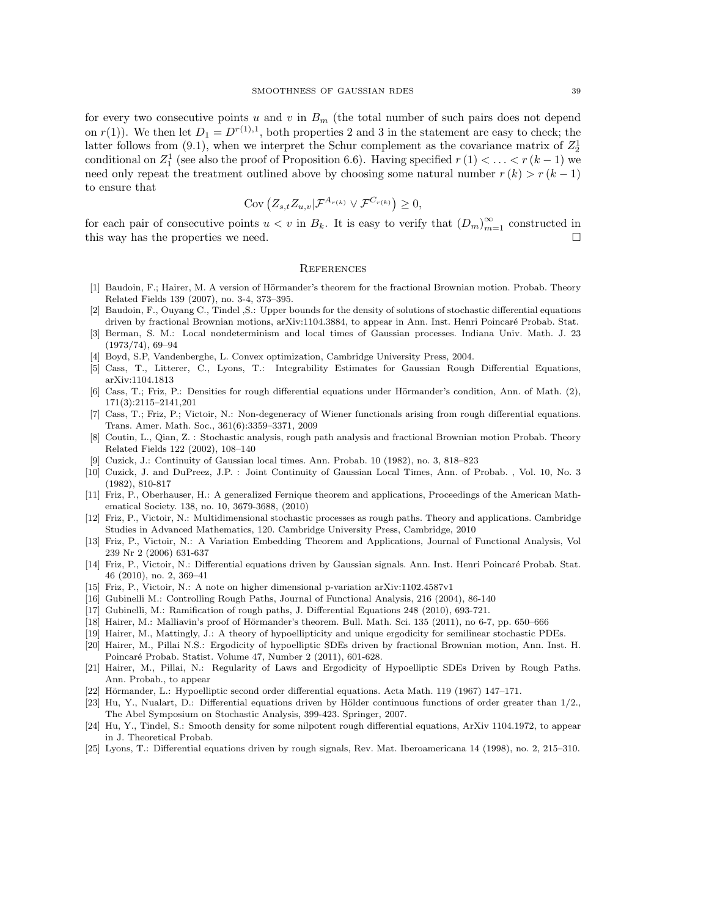for every two consecutive points $u$ and $v$ in $B_m$ (the total number of such pairs does not depend on $r(1)$). We then let $D_1 = D^{r(1),1}$, both properties 2 and 3 in the statement are easy to check; the latter follows from (9.1), when we interpret the Schur complement as the covariance matrix of $Z_2^1$ conditional on $Z_1^1$ (see also the proof of Proposition 6.6). Having specified $r(1) < \ldots < r(k-1)$ we need only repeat the treatment outlined above by choosing some natural number $r(k) > r(k-1)$ to ensure that

$$\operatorname{Cov}\left(Z_{s,t}Z_{u,v}|\mathcal{F}^{A_{r(k)}} \vee \mathcal{F}^{C_{r(k)}}\right) \geq 0,$$

for each pair of consecutive points $u < v$ in $B_k$. It is easy to verify that $(D_m)_{m=1}^{\infty}$ constructed in this way has the properties we need. □

## References

[1] Baudoin, F.; Hairer, M. A version of Hörmander's theorem for the fractional Brownian motion. Probab. Theory Related Fields 139 (2007), no. 3-4, 373–395.

[2] Baudoin, F., Ouyang C., Tindel ,S.: Upper bounds for the density of solutions of stochastic differential equations driven by fractional Brownian motions, arXiv:1104.3884, to appear in Ann. Inst. Henri Poincaré Probab. Stat.

[3] Berman, S. M.: Local nondeterminism and local times of Gaussian processes. Indiana Univ. Math. J. 23 (1973/74), 69–94

[4] Boyd, S.P, Vandenberghe, L. Convex optimization, Cambridge University Press, 2004.

[5] Cass, T., Litterer, C., Lyons, T.: Integrability Estimates for Gaussian Rough Differential Equations, arXiv:1104.1813

[6] Cass, T.; Friz, P.: Densities for rough differential equations under Hörmander's condition, Ann. of Math. (2), 171(3):2115–2141,201

[7] Cass, T.; Friz, P.; Victoir, N.: Non-degeneracy of Wiener functionals arising from rough differential equations. Trans. Amer. Math. Soc., 361(6):3359–3371, 2009

[8] Coutin, L., Qian, Z. : Stochastic analysis, rough path analysis and fractional Brownian motion Probab. Theory Related Fields 122 (2002), 108–140

[9] Cuzick, J.: Continuity of Gaussian local times. Ann. Probab. 10 (1982), no. 3, 818–823

[10] Cuzick, J. and DuPreez, J.P. : Joint Continuity of Gaussian Local Times, Ann. of Probab. , Vol. 10, No. 3 (1982), 810-817

[11] Friz, P., Oberhauser, H.: A generalized Fernique theorem and applications, Proceedings of the American Mathematical Society. 138, no. 10, 3679-3688, (2010)

[12] Friz, P., Victoir, N.: Multidimensional stochastic processes as rough paths. Theory and applications. Cambridge Studies in Advanced Mathematics, 120. Cambridge University Press, Cambridge, 2010

[13] Friz, P., Victoir, N.: A Variation Embedding Theorem and Applications, Journal of Functional Analysis, Vol 239 Nr 2 (2006) 631-637

[14] Friz, P., Victoir, N.: Differential equations driven by Gaussian signals. Ann. Inst. Henri Poincaré Probab. Stat. 46 (2010), no. 2, 369–41

[15] Friz, P., Victoir, N.: A note on higher dimensional p-variation arXiv:1102.4587v1

[16] Gubinelli M.: Controlling Rough Paths, Journal of Functional Analysis, 216 (2004), 86-140

[17] Gubinelli, M.: Ramification of rough paths, J. Differential Equations 248 (2010), 693-721.

[18] Hairer, M.: Malliavin's proof of Hörmander's theorem. Bull. Math. Sci. 135 (2011), no 6-7, pp. 650–666

[19] Hairer, M., Mattingly, J.: A theory of hypoellipticity and unique ergodicity for semilinear stochastic PDEs.

[20] Hairer, M., Pillai N.S.: Ergodicity of hypoelliptic SDEs driven by fractional Brownian motion, Ann. Inst. H. Poincaré Probab. Statist. Volume 47, Number 2 (2011), 601-628.

[21] Hairer, M., Pillai, N.: Regularity of Laws and Ergodicity of Hypoelliptic SDEs Driven by Rough Paths. Ann. Probab., to appear

[22] Hörmander, L.: Hypoelliptic second order differential equations. Acta Math. 119 (1967) 147–171.

[23] Hu, Y., Nualart, D.: Differential equations driven by Hölder continuous functions of order greater than 1/2., The Abel Symposium on Stochastic Analysis, 399-423. Springer, 2007.

[24] Hu, Y., Tindel, S.: Smooth density for some nilpotent rough differential equations, ArXiv 1104.1972, to appear in J. Theoretical Probab.

[25] Lyons, T.: Differential equations driven by rough signals, Rev. Mat. Iberoamericana 14 (1998), no. 2, 215–310.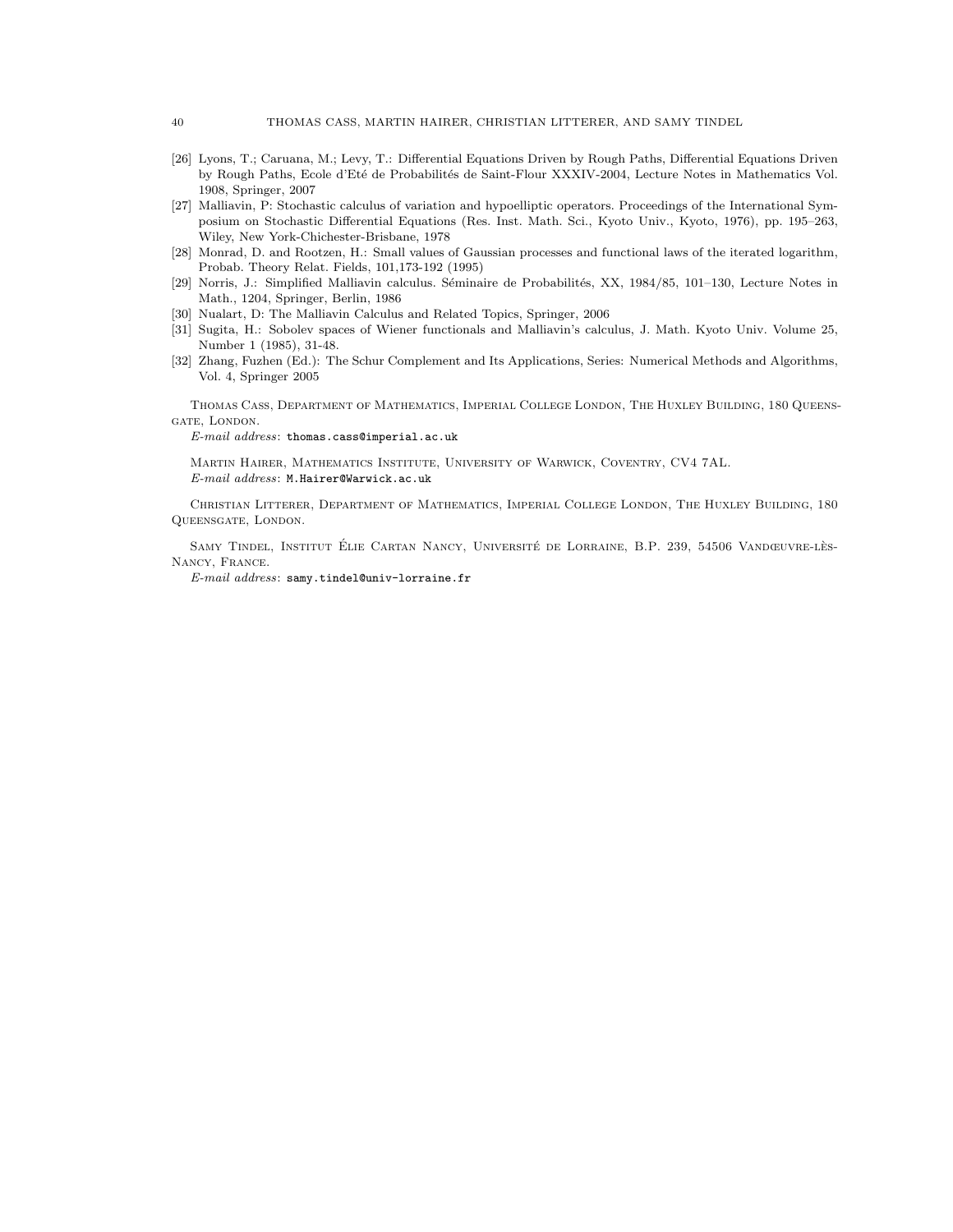[26] Lyons, T.; Caruana, M.; Levy, T.: Differential Equations Driven by Rough Paths, Differential Equations Driven by Rough Paths, Ecole d'Eté de Probabilités de Saint-Flour XXXIV-2004, Lecture Notes in Mathematics Vol. 1908, Springer, 2007

[27] Malliavin, P: Stochastic calculus of variation and hypoelliptic operators. Proceedings of the International Symposium on Stochastic Differential Equations (Res. Inst. Math. Sci., Kyoto Univ., Kyoto, 1976), pp. 195–263, Wiley, New York-Chichester-Brisbane, 1978

[28] Monrad, D. and Rootzen, H.: Small values of Gaussian processes and functional laws of the iterated logarithm, Probab. Theory Relat. Fields, 101,173-192 (1995)

[29] Norris, J.: Simplified Malliavin calculus. Séminaire de Probabilités, XX, 1984/85, 101–130, Lecture Notes in Math., 1204, Springer, Berlin, 1986

[30] Nualart, D: The Malliavin Calculus and Related Topics, Springer, 2006

[31] Sugita, H.: Sobolev spaces of Wiener functionals and Malliavin's calculus, J. Math. Kyoto Univ. Volume 25, Number 1 (1985), 31-48.

[32] Zhang, Fuzhen (Ed.): The Schur Complement and Its Applications, Series: Numerical Methods and Algorithms, Vol. 4, Springer 2005

Thomas Cass, Department of Mathematics, Imperial College London, The Huxley Building, 180 Queensgate, London.

*E-mail address*: thomas.cass@imperial.ac.uk

Martin Hairer, Mathematics Institute, University of Warwick, Coventry, CV4 7AL.

*E-mail address*: M.Hairer@Warwick.ac.uk

Christian Litterer, Department of Mathematics, Imperial College London, The Huxley Building, 180 Queensgate, London.

Samy Tindel, Institut Élie Cartan Nancy, Université de Lorraine, B.P. 239, 54506 Vandœuvre-lès-Nancy, France.

*E-mail address*: samy.tindel@univ-lorraine.fr